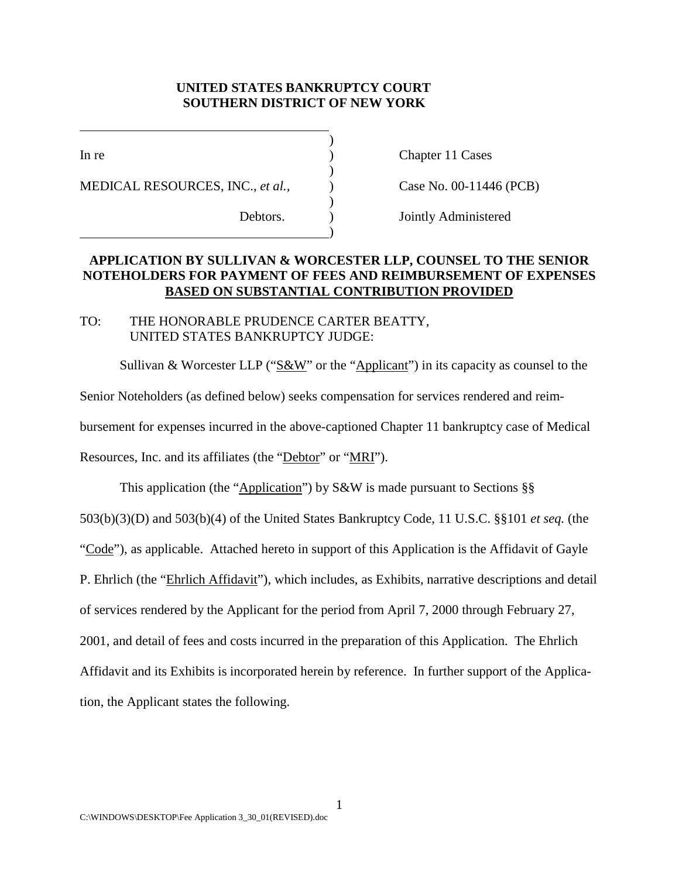**UNITED STATES BANKRUPTCY COURT**
**SOUTHERN DISTRICT OF NEW YORK**

| | | |
|---|---|---|
| In re | ) | Chapter 11 Cases |
| MEDICAL RESOURCES, INC., *et al.*, | ) | Case No. 00-11446 (PCB) |
| Debtors. | ) | Jointly Administered |

**APPLICATION BY SULLIVAN & WORCESTER LLP, COUNSEL TO THE SENIOR NOTEHOLDERS FOR PAYMENT OF FEES AND REIMBURSEMENT OF EXPENSES BASED ON SUBSTANTIAL CONTRIBUTION PROVIDED**

TO: THE HONORABLE PRUDENCE CARTER BEATTY, UNITED STATES BANKRUPTCY JUDGE:

Sullivan & Worcester LLP ("S&W" or the "Applicant") in its capacity as counsel to the Senior Noteholders (as defined below) seeks compensation for services rendered and reimbursement for expenses incurred in the above-captioned Chapter 11 bankruptcy case of Medical Resources, Inc. and its affiliates (the "Debtor" or "MRI").

This application (the "Application") by S&W is made pursuant to Sections §§ 503(b)(3)(D) and 503(b)(4) of the United States Bankruptcy Code, 11 U.S.C. §§101 *et seq.* (the "Code"), as applicable. Attached hereto in support of this Application is the Affidavit of Gayle P. Ehrlich (the "Ehrlich Affidavit"), which includes, as Exhibits, narrative descriptions and detail of services rendered by the Applicant for the period from April 7, 2000 through February 27, 2001, and detail of fees and costs incurred in the preparation of this Application. The Ehrlich Affidavit and its Exhibits is incorporated herein by reference. In further support of the Application, the Applicant states the following.

C:\WINDOWS\DESKTOP\Fee Application 3_30_01(REVISED).doc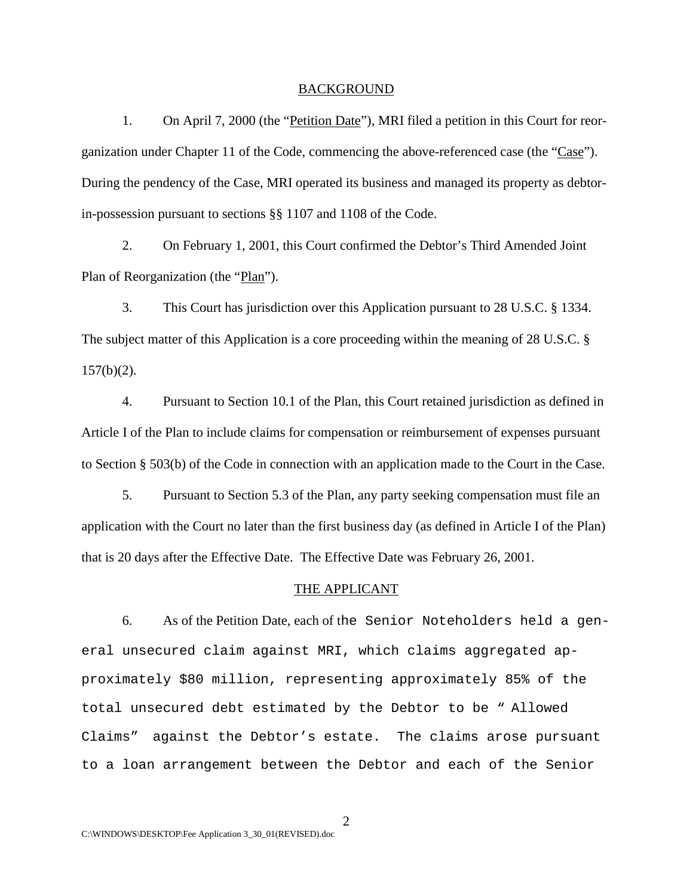## BACKGROUND

1. On April 7, 2000 (the "Petition Date"), MRI filed a petition in this Court for reorganization under Chapter 11 of the Code, commencing the above-referenced case (the "Case"). During the pendency of the Case, MRI operated its business and managed its property as debtor-in-possession pursuant to sections §§ 1107 and 1108 of the Code.

2. On February 1, 2001, this Court confirmed the Debtor's Third Amended Joint Plan of Reorganization (the "Plan").

3. This Court has jurisdiction over this Application pursuant to 28 U.S.C. § 1334. The subject matter of this Application is a core proceeding within the meaning of 28 U.S.C. § 157(b)(2).

4. Pursuant to Section 10.1 of the Plan, this Court retained jurisdiction as defined in Article I of the Plan to include claims for compensation or reimbursement of expenses pursuant to Section § 503(b) of the Code in connection with an application made to the Court in the Case.

5. Pursuant to Section 5.3 of the Plan, any party seeking compensation must file an application with the Court no later than the first business day (as defined in Article I of the Plan) that is 20 days after the Effective Date. The Effective Date was February 26, 2001.

## THE APPLICANT

6. As of the Petition Date, each of the Senior Noteholders held a general unsecured claim against MRI, which claims aggregated approximately $80 million, representing approximately 85% of the total unsecured debt estimated by the Debtor to be " Allowed Claims" against the Debtor's estate. The claims arose pursuant to a loan arrangement between the Debtor and each of the Senior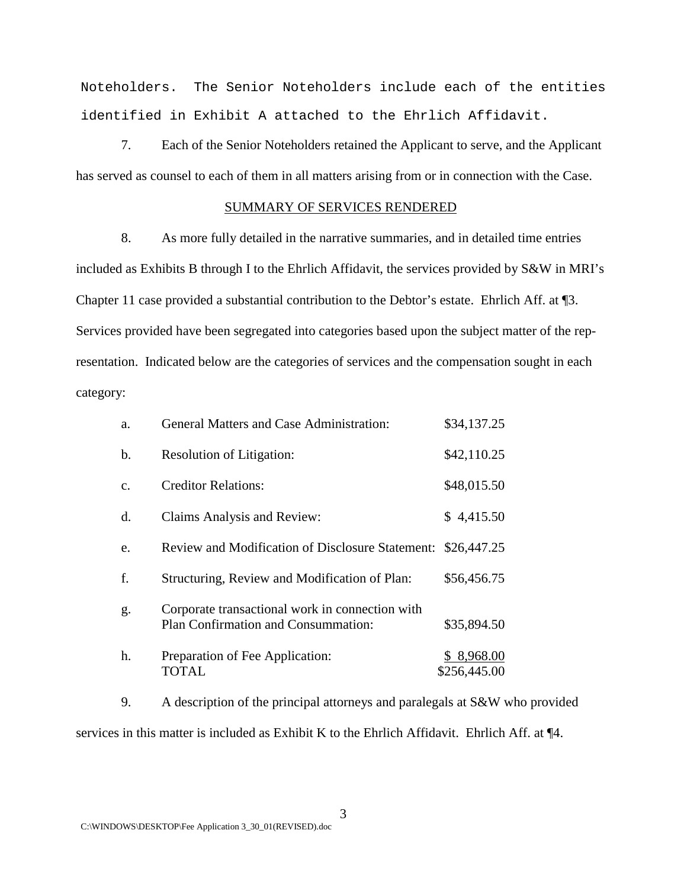Noteholders. The Senior Noteholders include each of the entities identified in Exhibit A attached to the Ehrlich Affidavit.

7. Each of the Senior Noteholders retained the Applicant to serve, and the Applicant has served as counsel to each of them in all matters arising from or in connection with the Case.

## SUMMARY OF SERVICES RENDERED

8. As more fully detailed in the narrative summaries, and in detailed time entries included as Exhibits B through I to the Ehrlich Affidavit, the services provided by S&W in MRI's Chapter 11 case provided a substantial contribution to the Debtor's estate. Ehrlich Aff. at ¶3. Services provided have been segregated into categories based upon the subject matter of the representation. Indicated below are the categories of services and the compensation sought in each category:

| | | |
|---|---|---|
| a. | General Matters and Case Administration: | $34,137.25 |
| b. | Resolution of Litigation: | $42,110.25 |
| c. | Creditor Relations: | $48,015.50 |
| d. | Claims Analysis and Review: | $ 4,415.50 |
| e. | Review and Modification of Disclosure Statement: | $26,447.25 |
| f. | Structuring, Review and Modification of Plan: | $56,456.75 |
| g. | Corporate transactional work in connection with Plan Confirmation and Consummation: | $35,894.50 |
| h. | Preparation of Fee Application: | $ 8,968.00 |
| | TOTAL | $256,445.00 |

9. A description of the principal attorneys and paralegals at S&W who provided services in this matter is included as Exhibit K to the Ehrlich Affidavit. Ehrlich Aff. at ¶4.

C:\WINDOWS\DESKTOP\Fee Application 3_30_01(REVISED).doc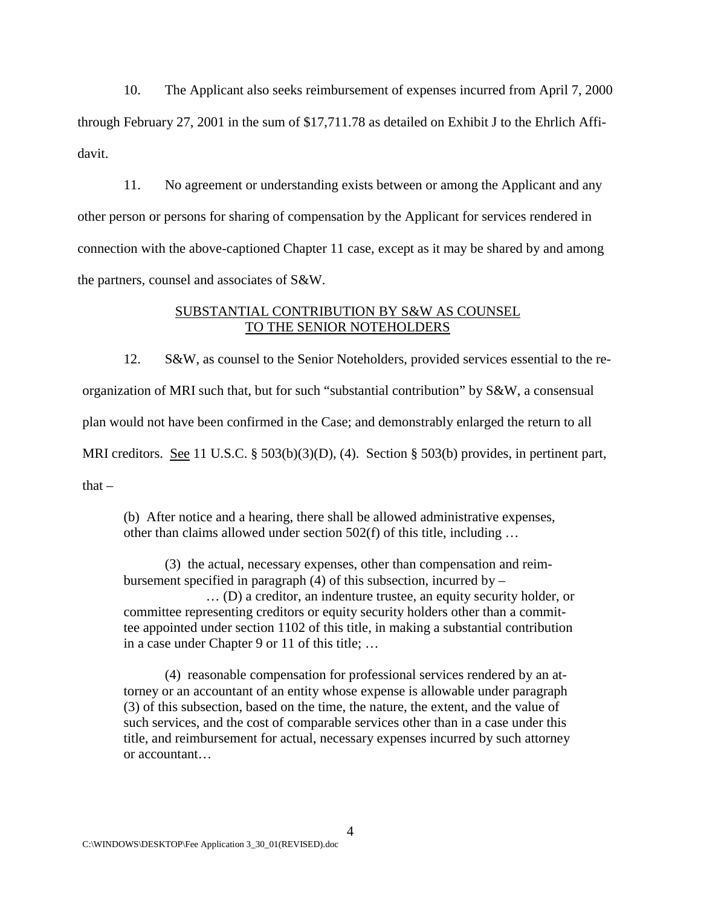10. The Applicant also seeks reimbursement of expenses incurred from April 7, 2000 through February 27, 2001 in the sum of $17,711.78 as detailed on Exhibit J to the Ehrlich Affidavit.

11. No agreement or understanding exists between or among the Applicant and any other person or persons for sharing of compensation by the Applicant for services rendered in connection with the above-captioned Chapter 11 case, except as it may be shared by and among the partners, counsel and associates of S&W.

## SUBSTANTIAL CONTRIBUTION BY S&W AS COUNSEL TO THE SENIOR NOTEHOLDERS

12. S&W, as counsel to the Senior Noteholders, provided services essential to the reorganization of MRI such that, but for such "substantial contribution" by S&W, a consensual plan would not have been confirmed in the Case; and demonstrably enlarged the return to all MRI creditors. See 11 U.S.C. § 503(b)(3)(D), (4). Section § 503(b) provides, in pertinent part, that –

> (b) After notice and a hearing, there shall be allowed administrative expenses, other than claims allowed under section 502(f) of this title, including …
>
> (3) the actual, necessary expenses, other than compensation and reimbursement specified in paragraph (4) of this subsection, incurred by –
>
> … (D) a creditor, an indenture trustee, an equity security holder, or committee representing creditors or equity security holders other than a committee appointed under section 1102 of this title, in making a substantial contribution in a case under Chapter 9 or 11 of this title; …
>
> (4) reasonable compensation for professional services rendered by an attorney or an accountant of an entity whose expense is allowable under paragraph (3) of this subsection, based on the time, the nature, the extent, and the value of such services, and the cost of comparable services other than in a case under this title, and reimbursement for actual, necessary expenses incurred by such attorney or accountant…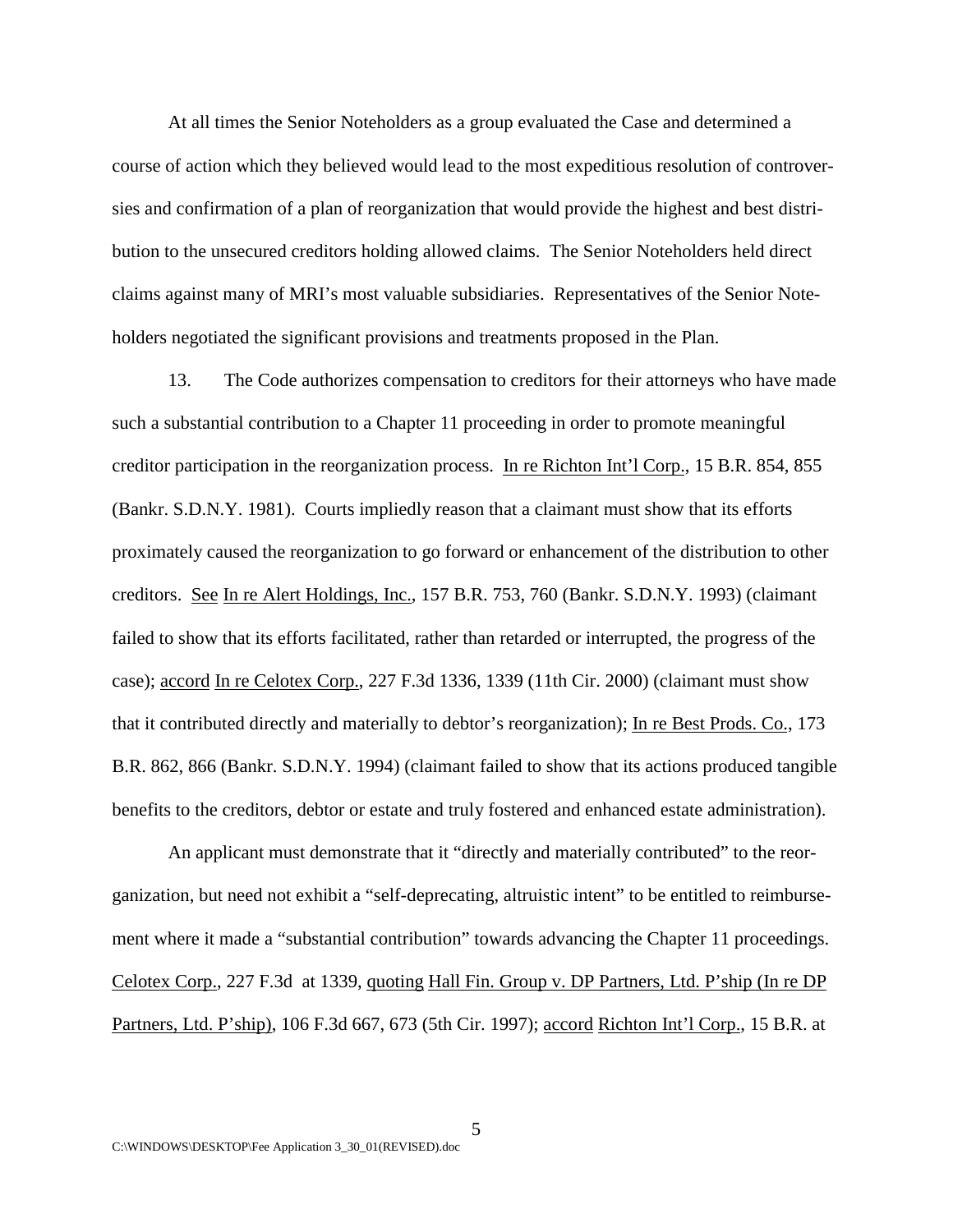At all times the Senior Noteholders as a group evaluated the Case and determined a course of action which they believed would lead to the most expeditious resolution of controversies and confirmation of a plan of reorganization that would provide the highest and best distribution to the unsecured creditors holding allowed claims. The Senior Noteholders held direct claims against many of MRI's most valuable subsidiaries. Representatives of the Senior Noteholders negotiated the significant provisions and treatments proposed in the Plan.

13. The Code authorizes compensation to creditors for their attorneys who have made such a substantial contribution to a Chapter 11 proceeding in order to promote meaningful creditor participation in the reorganization process. In re Richton Int'l Corp., 15 B.R. 854, 855 (Bankr. S.D.N.Y. 1981). Courts impliedly reason that a claimant must show that its efforts proximately caused the reorganization to go forward or enhancement of the distribution to other creditors. See In re Alert Holdings, Inc., 157 B.R. 753, 760 (Bankr. S.D.N.Y. 1993) (claimant failed to show that its efforts facilitated, rather than retarded or interrupted, the progress of the case); accord In re Celotex Corp., 227 F.3d 1336, 1339 (11th Cir. 2000) (claimant must show that it contributed directly and materially to debtor's reorganization); In re Best Prods. Co., 173 B.R. 862, 866 (Bankr. S.D.N.Y. 1994) (claimant failed to show that its actions produced tangible benefits to the creditors, debtor or estate and truly fostered and enhanced estate administration).

An applicant must demonstrate that it "directly and materially contributed" to the reorganization, but need not exhibit a "self-deprecating, altruistic intent" to be entitled to reimbursement where it made a "substantial contribution" towards advancing the Chapter 11 proceedings. Celotex Corp., 227 F.3d at 1339, quoting Hall Fin. Group v. DP Partners, Ltd. P'ship (In re DP Partners, Ltd. P'ship), 106 F.3d 667, 673 (5th Cir. 1997); accord Richton Int'l Corp., 15 B.R. at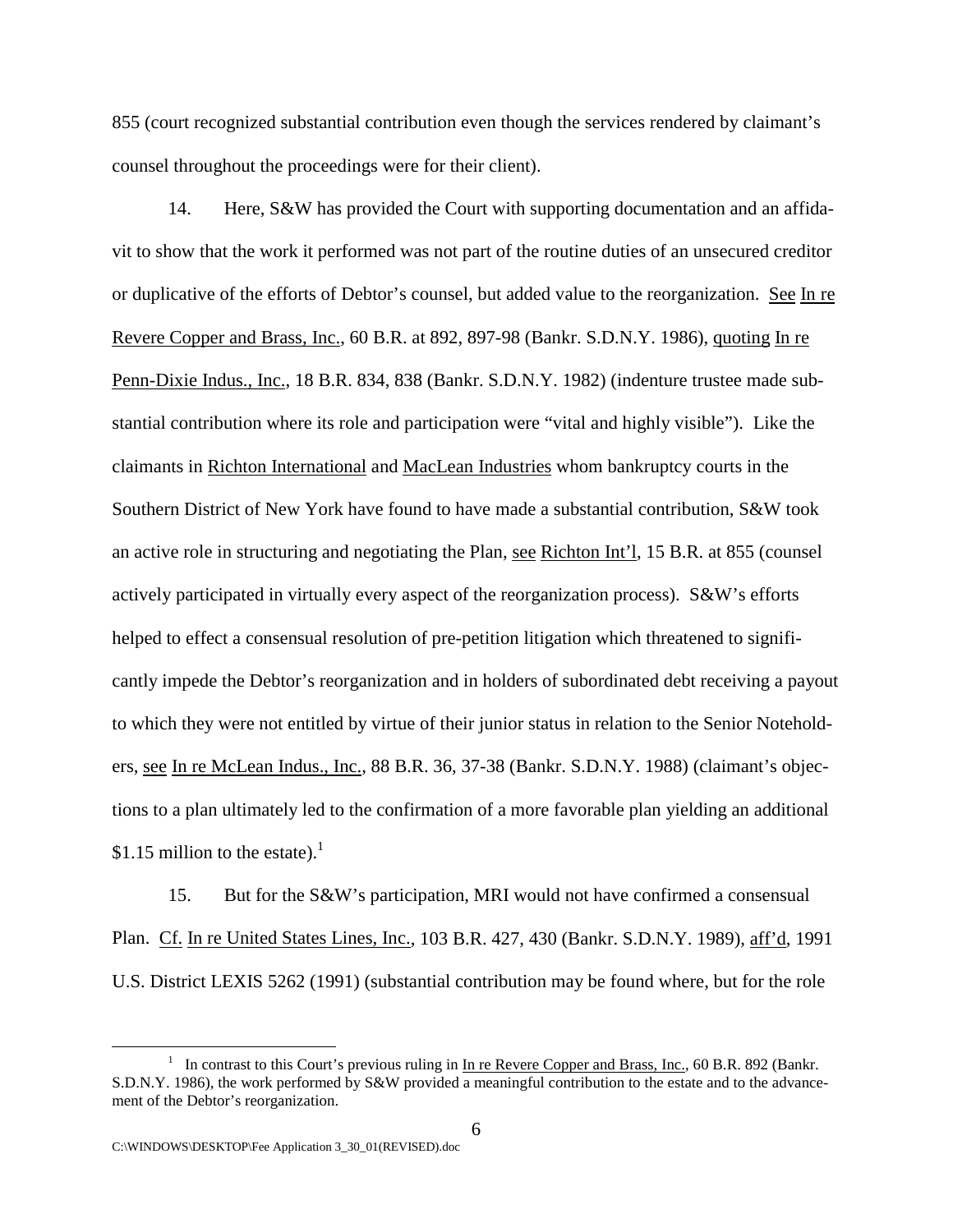855 (court recognized substantial contribution even though the services rendered by claimant's counsel throughout the proceedings were for their client).

14. Here, S&W has provided the Court with supporting documentation and an affidavit to show that the work it performed was not part of the routine duties of an unsecured creditor or duplicative of the efforts of Debtor's counsel, but added value to the reorganization. See In re Revere Copper and Brass, Inc., 60 B.R. at 892, 897-98 (Bankr. S.D.N.Y. 1986), quoting In re Penn-Dixie Indus., Inc., 18 B.R. 834, 838 (Bankr. S.D.N.Y. 1982) (indenture trustee made substantial contribution where its role and participation were "vital and highly visible"). Like the claimants in Richton International and MacLean Industries whom bankruptcy courts in the Southern District of New York have found to have made a substantial contribution, S&W took an active role in structuring and negotiating the Plan, see Richton Int'l, 15 B.R. at 855 (counsel actively participated in virtually every aspect of the reorganization process). S&W's efforts helped to effect a consensual resolution of pre-petition litigation which threatened to significantly impede the Debtor's reorganization and in holders of subordinated debt receiving a payout to which they were not entitled by virtue of their junior status in relation to the Senior Noteholders, see In re McLean Indus., Inc., 88 B.R. 36, 37-38 (Bankr. S.D.N.Y. 1988) (claimant's objections to a plan ultimately led to the confirmation of a more favorable plan yielding an additional \$1.15 million to the estate).[1]

15. But for the S&W's participation, MRI would not have confirmed a consensual Plan. Cf. In re United States Lines, Inc., 103 B.R. 427, 430 (Bankr. S.D.N.Y. 1989), aff'd, 1991 U.S. District LEXIS 5262 (1991) (substantial contribution may be found where, but for the role

[1] In contrast to this Court's previous ruling in In re Revere Copper and Brass, Inc., 60 B.R. 892 (Bankr. S.D.N.Y. 1986), the work performed by S&W provided a meaningful contribution to the estate and to the advancement of the Debtor's reorganization.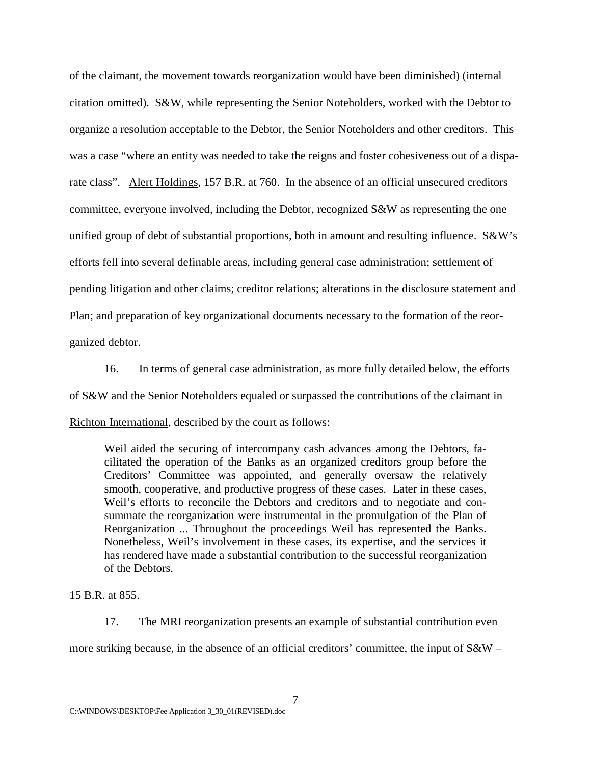of the claimant, the movement towards reorganization would have been diminished) (internal citation omitted). S&W, while representing the Senior Noteholders, worked with the Debtor to organize a resolution acceptable to the Debtor, the Senior Noteholders and other creditors. This was a case "where an entity was needed to take the reigns and foster cohesiveness out of a disparate class". Alert Holdings, 157 B.R. at 760. In the absence of an official unsecured creditors committee, everyone involved, including the Debtor, recognized S&W as representing the one unified group of debt of substantial proportions, both in amount and resulting influence. S&W's efforts fell into several definable areas, including general case administration; settlement of pending litigation and other claims; creditor relations; alterations in the disclosure statement and Plan; and preparation of key organizational documents necessary to the formation of the reorganized debtor.

16. In terms of general case administration, as more fully detailed below, the efforts of S&W and the Senior Noteholders equaled or surpassed the contributions of the claimant in Richton International, described by the court as follows:

> Weil aided the securing of intercompany cash advances among the Debtors, facilitated the operation of the Banks as an organized creditors group before the Creditors' Committee was appointed, and generally oversaw the relatively smooth, cooperative, and productive progress of these cases. Later in these cases, Weil's efforts to reconcile the Debtors and creditors and to negotiate and consummate the reorganization were instrumental in the promulgation of the Plan of Reorganization ... Throughout the proceedings Weil has represented the Banks. Nonetheless, Weil's involvement in these cases, its expertise, and the services it has rendered have made a substantial contribution to the successful reorganization of the Debtors.

15 B.R. at 855.

17. The MRI reorganization presents an example of substantial contribution even more striking because, in the absence of an official creditors' committee, the input of S&W –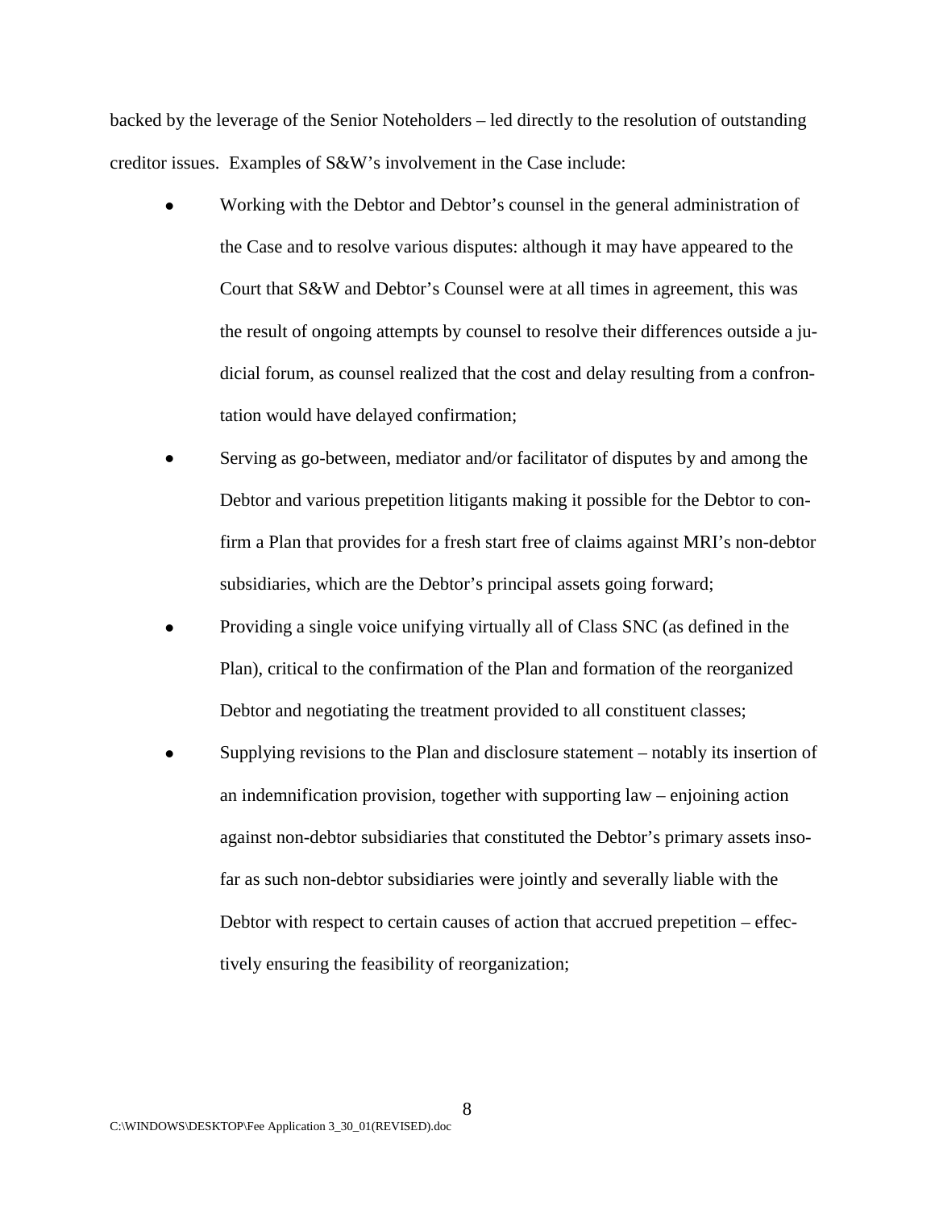backed by the leverage of the Senior Noteholders – led directly to the resolution of outstanding creditor issues. Examples of S&W's involvement in the Case include:

- Working with the Debtor and Debtor's counsel in the general administration of the Case and to resolve various disputes: although it may have appeared to the Court that S&W and Debtor's Counsel were at all times in agreement, this was the result of ongoing attempts by counsel to resolve their differences outside a judicial forum, as counsel realized that the cost and delay resulting from a confrontation would have delayed confirmation;
- Serving as go-between, mediator and/or facilitator of disputes by and among the Debtor and various prepetition litigants making it possible for the Debtor to confirm a Plan that provides for a fresh start free of claims against MRI's non-debtor subsidiaries, which are the Debtor's principal assets going forward;
- Providing a single voice unifying virtually all of Class SNC (as defined in the Plan), critical to the confirmation of the Plan and formation of the reorganized Debtor and negotiating the treatment provided to all constituent classes;
- Supplying revisions to the Plan and disclosure statement – notably its insertion of an indemnification provision, together with supporting law – enjoining action against non-debtor subsidiaries that constituted the Debtor's primary assets insofar as such non-debtor subsidiaries were jointly and severally liable with the Debtor with respect to certain causes of action that accrued prepetition – effectively ensuring the feasibility of reorganization;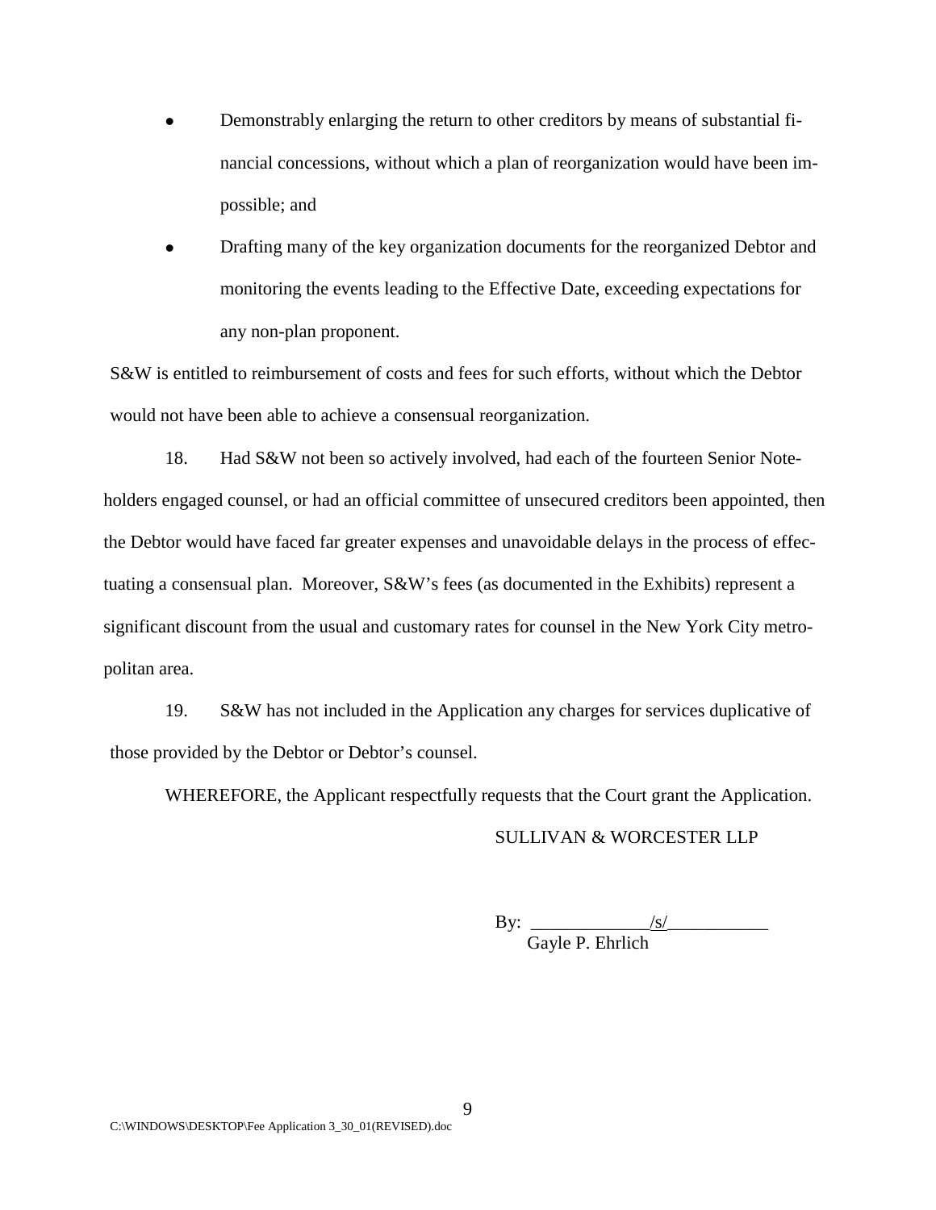- Demonstrably enlarging the return to other creditors by means of substantial financial concessions, without which a plan of reorganization would have been impossible; and
- Drafting many of the key organization documents for the reorganized Debtor and monitoring the events leading to the Effective Date, exceeding expectations for any non-plan proponent.

S&W is entitled to reimbursement of costs and fees for such efforts, without which the Debtor would not have been able to achieve a consensual reorganization.

18. Had S&W not been so actively involved, had each of the fourteen Senior Noteholders engaged counsel, or had an official committee of unsecured creditors been appointed, then the Debtor would have faced far greater expenses and unavoidable delays in the process of effectuating a consensual plan. Moreover, S&W's fees (as documented in the Exhibits) represent a significant discount from the usual and customary rates for counsel in the New York City metropolitan area.

19. S&W has not included in the Application any charges for services duplicative of those provided by the Debtor or Debtor's counsel.

WHEREFORE, the Applicant respectfully requests that the Court grant the Application.

SULLIVAN & WORCESTER LLP

By: /s/
Gayle P. Ehrlich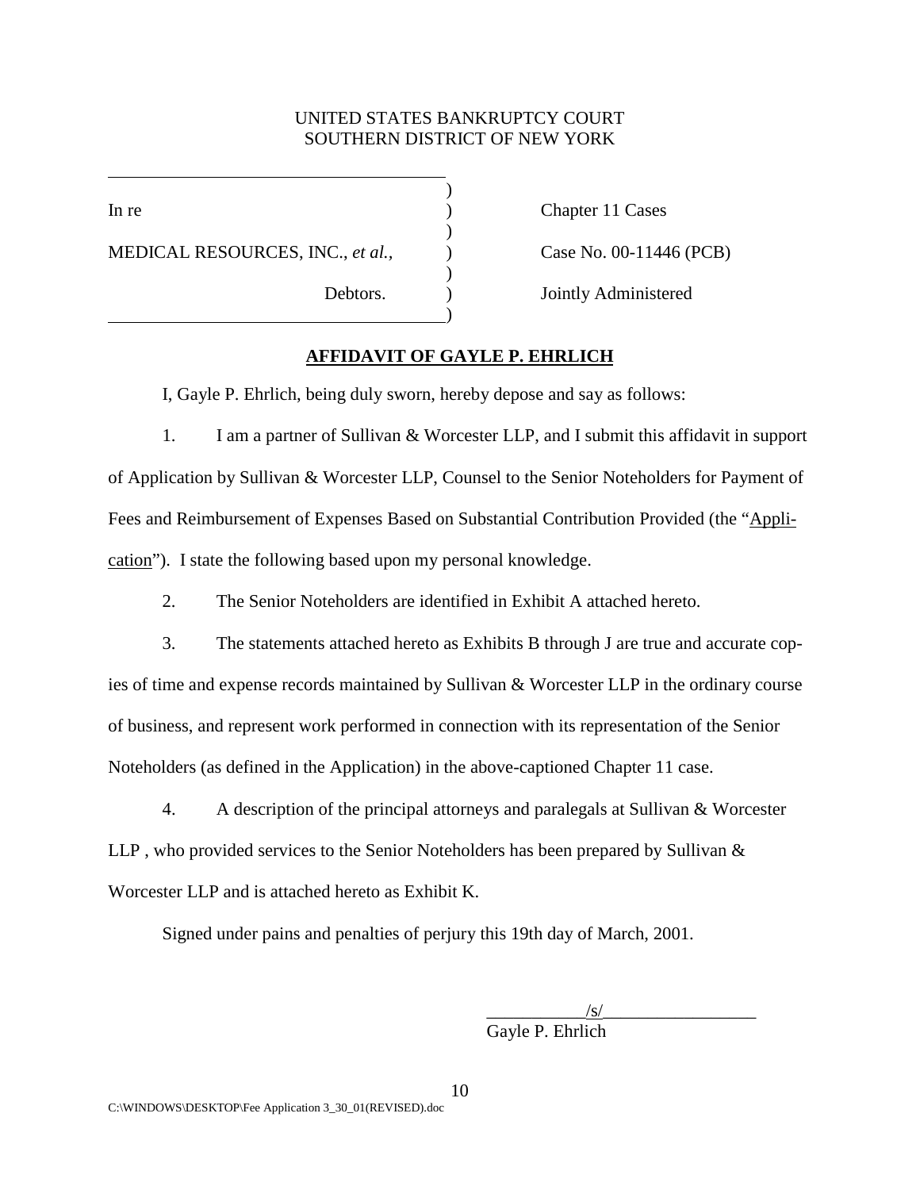UNITED STATES BANKRUPTCY COURT
SOUTHERN DISTRICT OF NEW YORK

| | |
|---|---|
| In re | Chapter 11 Cases |
| MEDICAL RESOURCES, INC., *et al.*, | Case No. 00-11446 (PCB) |
| Debtors. | Jointly Administered |

## AFFIDAVIT OF GAYLE P. EHRLICH

I, Gayle P. Ehrlich, being duly sworn, hereby depose and say as follows:

1. I am a partner of Sullivan & Worcester LLP, and I submit this affidavit in support of Application by Sullivan & Worcester LLP, Counsel to the Senior Noteholders for Payment of Fees and Reimbursement of Expenses Based on Substantial Contribution Provided (the "Application"). I state the following based upon my personal knowledge.

2. The Senior Noteholders are identified in Exhibit A attached hereto.

3. The statements attached hereto as Exhibits B through J are true and accurate copies of time and expense records maintained by Sullivan & Worcester LLP in the ordinary course of business, and represent work performed in connection with its representation of the Senior Noteholders (as defined in the Application) in the above-captioned Chapter 11 case.

4. A description of the principal attorneys and paralegals at Sullivan & Worcester LLP , who provided services to the Senior Noteholders has been prepared by Sullivan & Worcester LLP and is attached hereto as Exhibit K.

Signed under pains and penalties of perjury this 19th day of March, 2001.

/s/
Gayle P. Ehrlich

C:\WINDOWS\DESKTOP\Fee Application 3_30_01(REVISED).doc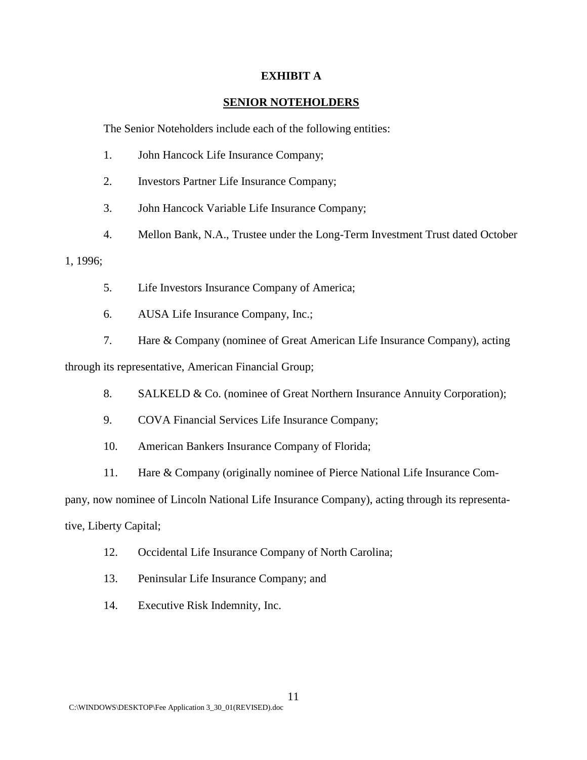**EXHIBIT A**

**SENIOR NOTEHOLDERS**

The Senior Noteholders include each of the following entities:

1. John Hancock Life Insurance Company;

2. Investors Partner Life Insurance Company;

3. John Hancock Variable Life Insurance Company;

4. Mellon Bank, N.A., Trustee under the Long-Term Investment Trust dated October 1, 1996;

5. Life Investors Insurance Company of America;

6. AUSA Life Insurance Company, Inc.;

7. Hare & Company (nominee of Great American Life Insurance Company), acting through its representative, American Financial Group;

8. SALKELD & Co. (nominee of Great Northern Insurance Annuity Corporation);

9. COVA Financial Services Life Insurance Company;

10. American Bankers Insurance Company of Florida;

11. Hare & Company (originally nominee of Pierce National Life Insurance Company, now nominee of Lincoln National Life Insurance Company), acting through its representative, Liberty Capital;

12. Occidental Life Insurance Company of North Carolina;

13. Peninsular Life Insurance Company; and

14. Executive Risk Indemnity, Inc.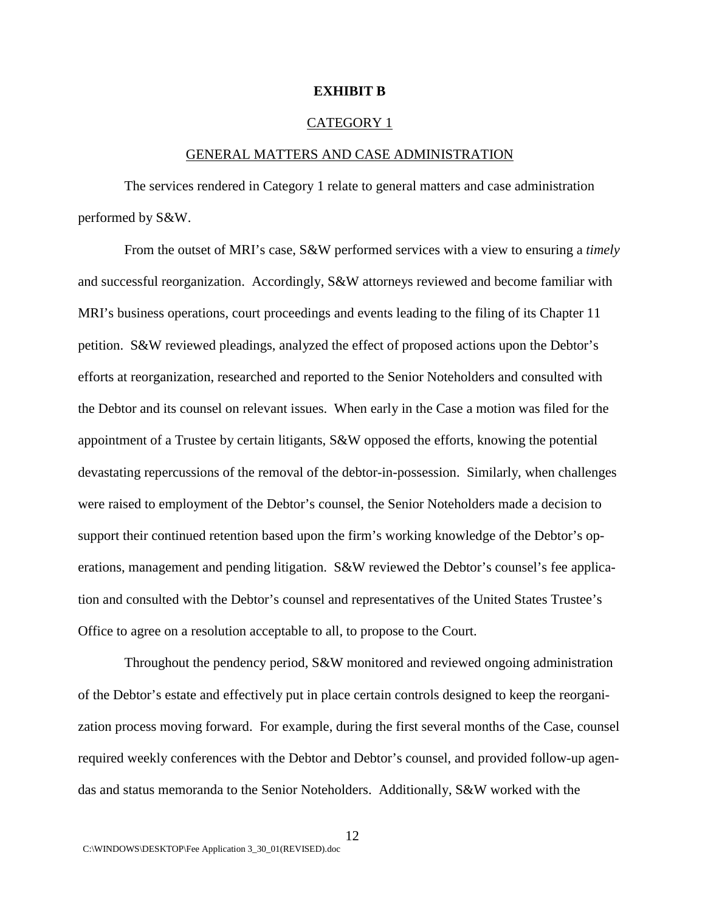**EXHIBIT B**

CATEGORY 1

GENERAL MATTERS AND CASE ADMINISTRATION

The services rendered in Category 1 relate to general matters and case administration performed by S&W.

From the outset of MRI's case, S&W performed services with a view to ensuring a *timely* and successful reorganization. Accordingly, S&W attorneys reviewed and become familiar with MRI's business operations, court proceedings and events leading to the filing of its Chapter 11 petition. S&W reviewed pleadings, analyzed the effect of proposed actions upon the Debtor's efforts at reorganization, researched and reported to the Senior Noteholders and consulted with the Debtor and its counsel on relevant issues. When early in the Case a motion was filed for the appointment of a Trustee by certain litigants, S&W opposed the efforts, knowing the potential devastating repercussions of the removal of the debtor-in-possession. Similarly, when challenges were raised to employment of the Debtor's counsel, the Senior Noteholders made a decision to support their continued retention based upon the firm's working knowledge of the Debtor's operations, management and pending litigation. S&W reviewed the Debtor's counsel's fee application and consulted with the Debtor's counsel and representatives of the United States Trustee's Office to agree on a resolution acceptable to all, to propose to the Court.

Throughout the pendency period, S&W monitored and reviewed ongoing administration of the Debtor's estate and effectively put in place certain controls designed to keep the reorganization process moving forward. For example, during the first several months of the Case, counsel required weekly conferences with the Debtor and Debtor's counsel, and provided follow-up agendas and status memoranda to the Senior Noteholders. Additionally, S&W worked with the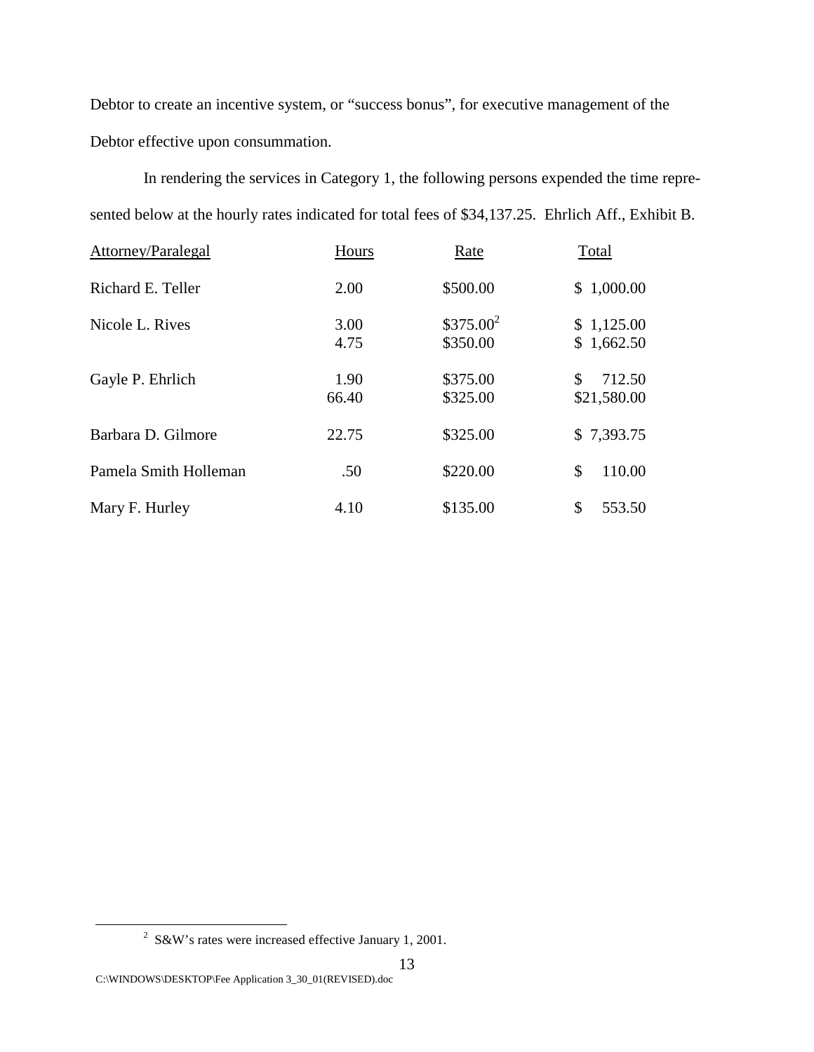Debtor to create an incentive system, or "success bonus", for executive management of the Debtor effective upon consummation.

In rendering the services in Category 1, the following persons expended the time represented below at the hourly rates indicated for total fees of $34,137.25. Ehrlich Aff., Exhibit B.

| Attorney/Paralegal | Hours | Rate | Total |
|---|---|---|---|
| Richard E. Teller | 2.00 | $500.00 | $ 1,000.00 |
| Nicole L. Rives | 3.00 | $375.00[2] | $ 1,125.00 |
| | 4.75 | $350.00 | $ 1,662.50 |
| Gayle P. Ehrlich | 1.90 | $375.00 | $ 712.50 |
| | 66.40 | $325.00 | $21,580.00 |
| Barbara D. Gilmore | 22.75 | $325.00 | $ 7,393.75 |
| Pamela Smith Holleman | .50 | $220.00 | $ 110.00 |
| Mary F. Hurley | 4.10 | $135.00 | $ 553.50 |

[2] S&W's rates were increased effective January 1, 2001.

C:\WINDOWS\DESKTOP\Fee Application 3_30_01(REVISED).doc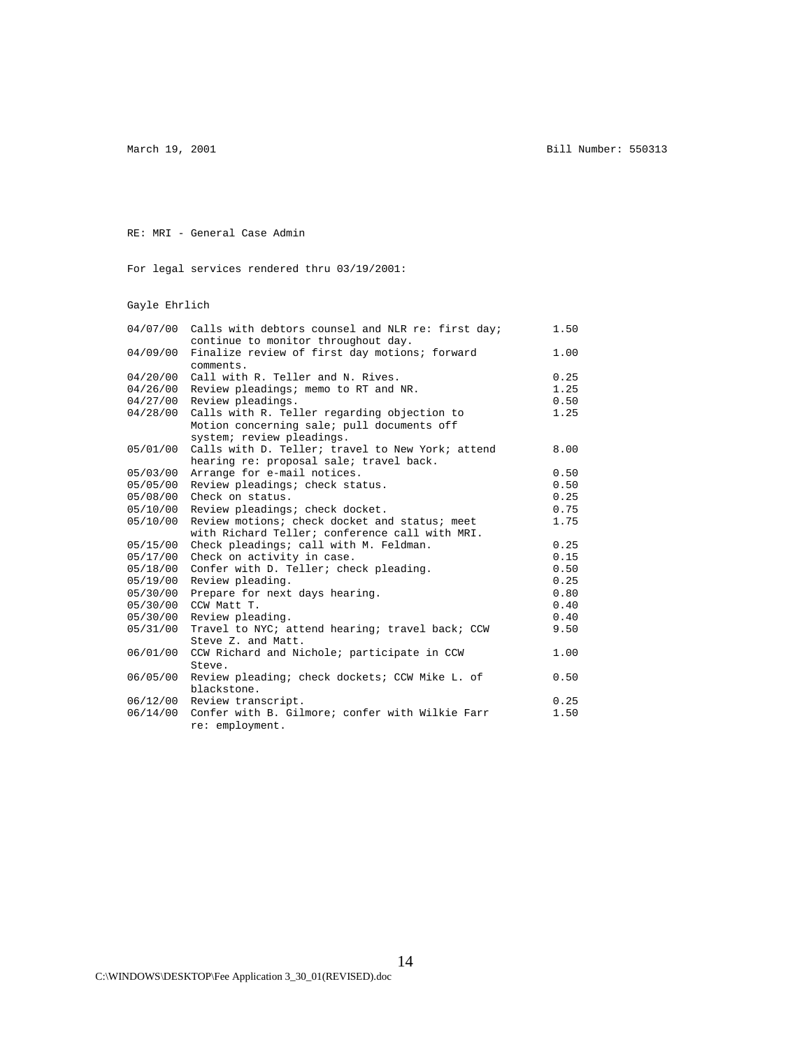March 19, 2001 Bill Number: 550313

RE: MRI - General Case Admin

For legal services rendered thru 03/19/2001:

Gayle Ehrlich

| Date | Description | Hours |
|---|---|---|
| 04/07/00 | Calls with debtors counsel and NLR re: first day; continue to monitor throughout day. | 1.50 |
| 04/09/00 | Finalize review of first day motions; forward comments. | 1.00 |
| 04/20/00 | Call with R. Teller and N. Rives. | 0.25 |
| 04/26/00 | Review pleadings; memo to RT and NR. | 1.25 |
| 04/27/00 | Review pleadings. | 0.50 |
| 04/28/00 | Calls with R. Teller regarding objection to Motion concerning sale; pull documents off system; review pleadings. | 1.25 |
| 05/01/00 | Calls with D. Teller; travel to New York; attend hearing re: proposal sale; travel back. | 8.00 |
| 05/03/00 | Arrange for e-mail notices. | 0.50 |
| 05/05/00 | Review pleadings; check status. | 0.50 |
| 05/08/00 | Check on status. | 0.25 |
| 05/10/00 | Review pleadings; check docket. | 0.75 |
| 05/10/00 | Review motions; check docket and status; meet with Richard Teller; conference call with MRI. | 1.75 |
| 05/15/00 | Check pleadings; call with M. Feldman. | 0.25 |
| 05/17/00 | Check on activity in case. | 0.15 |
| 05/18/00 | Confer with D. Teller; check pleading. | 0.50 |
| 05/19/00 | Review pleading. | 0.25 |
| 05/30/00 | Prepare for next days hearing. | 0.80 |
| 05/30/00 | CCW Matt T. | 0.40 |
| 05/30/00 | Review pleading. | 0.40 |
| 05/31/00 | Travel to NYC; attend hearing; travel back; CCW Steve Z. and Matt. | 9.50 |
| 06/01/00 | CCW Richard and Nichole; participate in CCW Steve. | 1.00 |
| 06/05/00 | Review pleading; check dockets; CCW Mike L. of blackstone. | 0.50 |
| 06/12/00 | Review transcript. | 0.25 |
| 06/14/00 | Confer with B. Gilmore; confer with Wilkie Farr re: employment. | 1.50 |

C:\WINDOWS\DESKTOP\Fee Application 3_30_01(REVISED).doc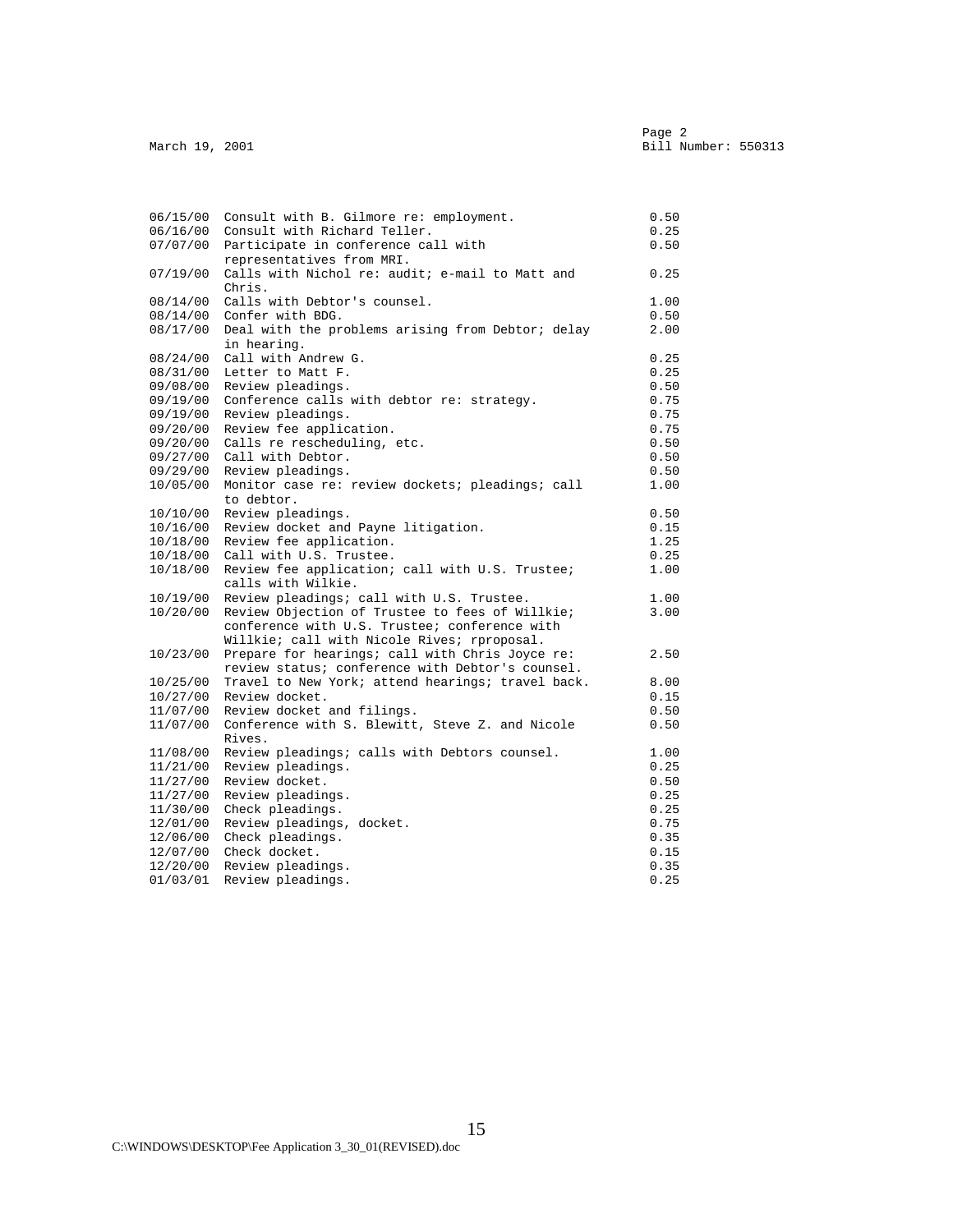March 19, 2001 Bill Number: 550313

| Date | Description | Hours |
|---|---|---|
| 06/15/00 | Consult with B. Gilmore re: employment. | 0.50 |
| 06/16/00 | Consult with Richard Teller. | 0.25 |
| 07/07/00 | Participate in conference call with representatives from MRI. | 0.50 |
| 07/19/00 | Calls with Nichol re: audit; e-mail to Matt and Chris. | 0.25 |
| 08/14/00 | Calls with Debtor's counsel. | 1.00 |
| 08/14/00 | Confer with BDG. | 0.50 |
| 08/17/00 | Deal with the problems arising from Debtor; delay in hearing. | 2.00 |
| 08/24/00 | Call with Andrew G. | 0.25 |
| 08/31/00 | Letter to Matt F. | 0.25 |
| 09/08/00 | Review pleadings. | 0.50 |
| 09/19/00 | Conference calls with debtor re: strategy. | 0.75 |
| 09/19/00 | Review pleadings. | 0.75 |
| 09/20/00 | Review fee application. | 0.75 |
| 09/20/00 | Calls re rescheduling, etc. | 0.50 |
| 09/27/00 | Call with Debtor. | 0.50 |
| 09/29/00 | Review pleadings. | 0.50 |
| 10/05/00 | Monitor case re: review dockets; pleadings; call to debtor. | 1.00 |
| 10/10/00 | Review pleadings. | 0.50 |
| 10/16/00 | Review docket and Payne litigation. | 0.15 |
| 10/18/00 | Review fee application. | 1.25 |
| 10/18/00 | Call with U.S. Trustee. | 0.25 |
| 10/18/00 | Review fee application; call with U.S. Trustee; calls with Wilkie. | 1.00 |
| 10/19/00 | Review pleadings; call with U.S. Trustee. | 1.00 |
| 10/20/00 | Review Objection of Trustee to fees of Willkie; conference with U.S. Trustee; conference with Willkie; call with Nicole Rives; rproposal. | 3.00 |
| 10/23/00 | Prepare for hearings; call with Chris Joyce re: review status; conference with Debtor's counsel. | 2.50 |
| 10/25/00 | Travel to New York; attend hearings; travel back. | 8.00 |
| 10/27/00 | Review docket. | 0.15 |
| 11/07/00 | Review docket and filings. | 0.50 |
| 11/07/00 | Conference with S. Blewitt, Steve Z. and Nicole Rives. | 0.50 |
| 11/08/00 | Review pleadings; calls with Debtors counsel. | 1.00 |
| 11/21/00 | Review pleadings. | 0.25 |
| 11/27/00 | Review docket. | 0.50 |
| 11/27/00 | Review pleadings. | 0.25 |
| 11/30/00 | Check pleadings. | 0.25 |
| 12/01/00 | Review pleadings, docket. | 0.75 |
| 12/06/00 | Check pleadings. | 0.35 |
| 12/07/00 | Check docket. | 0.15 |
| 12/20/00 | Review pleadings. | 0.35 |
| 01/03/01 | Review pleadings. | 0.25 |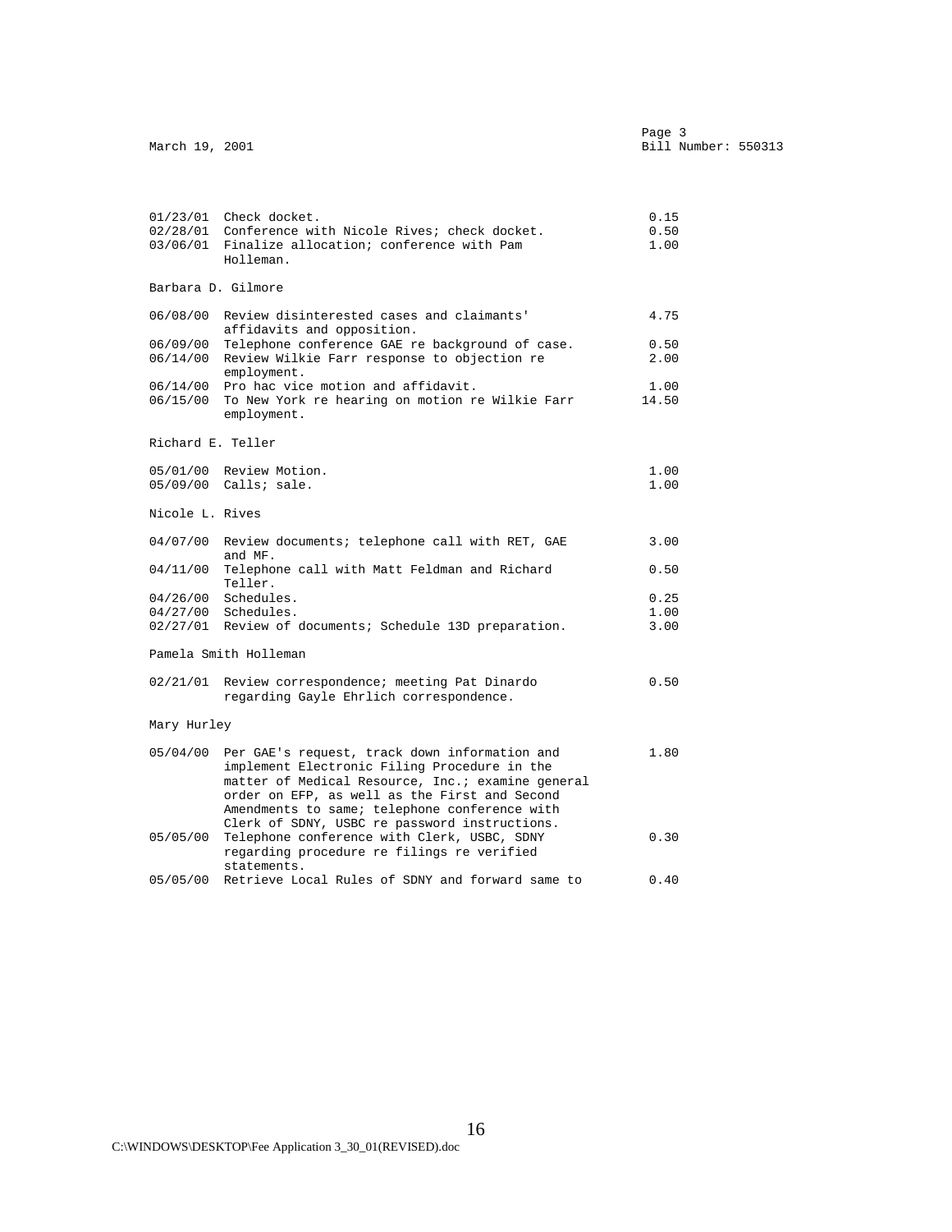March 19, 2001 Bill Number: 550313

| | | |
|---|---|---|
| 01/23/01 | Check docket. | 0.15 |
| 02/28/01 | Conference with Nicole Rives; check docket. | 0.50 |
| 03/06/01 | Finalize allocation; conference with Pam Holleman. | 1.00 |

Barbara D. Gilmore

| | | |
|---|---|---|
| 06/08/00 | Review disinterested cases and claimants' affidavits and opposition. | 4.75 |
| 06/09/00 | Telephone conference GAE re background of case. | 0.50 |
| 06/14/00 | Review Wilkie Farr response to objection re employment. | 2.00 |
| 06/14/00 | Pro hac vice motion and affidavit. | 1.00 |
| 06/15/00 | To New York re hearing on motion re Wilkie Farr employment. | 14.50 |

Richard E. Teller

| | | |
|---|---|---|
| 05/01/00 | Review Motion. | 1.00 |
| 05/09/00 | Calls; sale. | 1.00 |

Nicole L. Rives

| | | |
|---|---|---|
| 04/07/00 | Review documents; telephone call with RET, GAE and MF. | 3.00 |
| 04/11/00 | Telephone call with Matt Feldman and Richard Teller. | 0.50 |
| 04/26/00 | Schedules. | 0.25 |
| 04/27/00 | Schedules. | 1.00 |
| 02/27/01 | Review of documents; Schedule 13D preparation. | 3.00 |

Pamela Smith Holleman

| | | |
|---|---|---|
| 02/21/01 | Review correspondence; meeting Pat Dinardo regarding Gayle Ehrlich correspondence. | 0.50 |

Mary Hurley

| | | |
|---|---|---|
| 05/04/00 | Per GAE's request, track down information and implement Electronic Filing Procedure in the matter of Medical Resource, Inc.; examine general order on EFP, as well as the First and Second Amendments to same; telephone conference with Clerk of SDNY, USBC re password instructions. | 1.80 |
| 05/05/00 | Telephone conference with Clerk, USBC, SDNY regarding procedure re filings re verified statements. | 0.30 |
| 05/05/00 | Retrieve Local Rules of SDNY and forward same to | 0.40 |

C:\WINDOWS\DESKTOP\Fee Application 3_30_01(REVISED).doc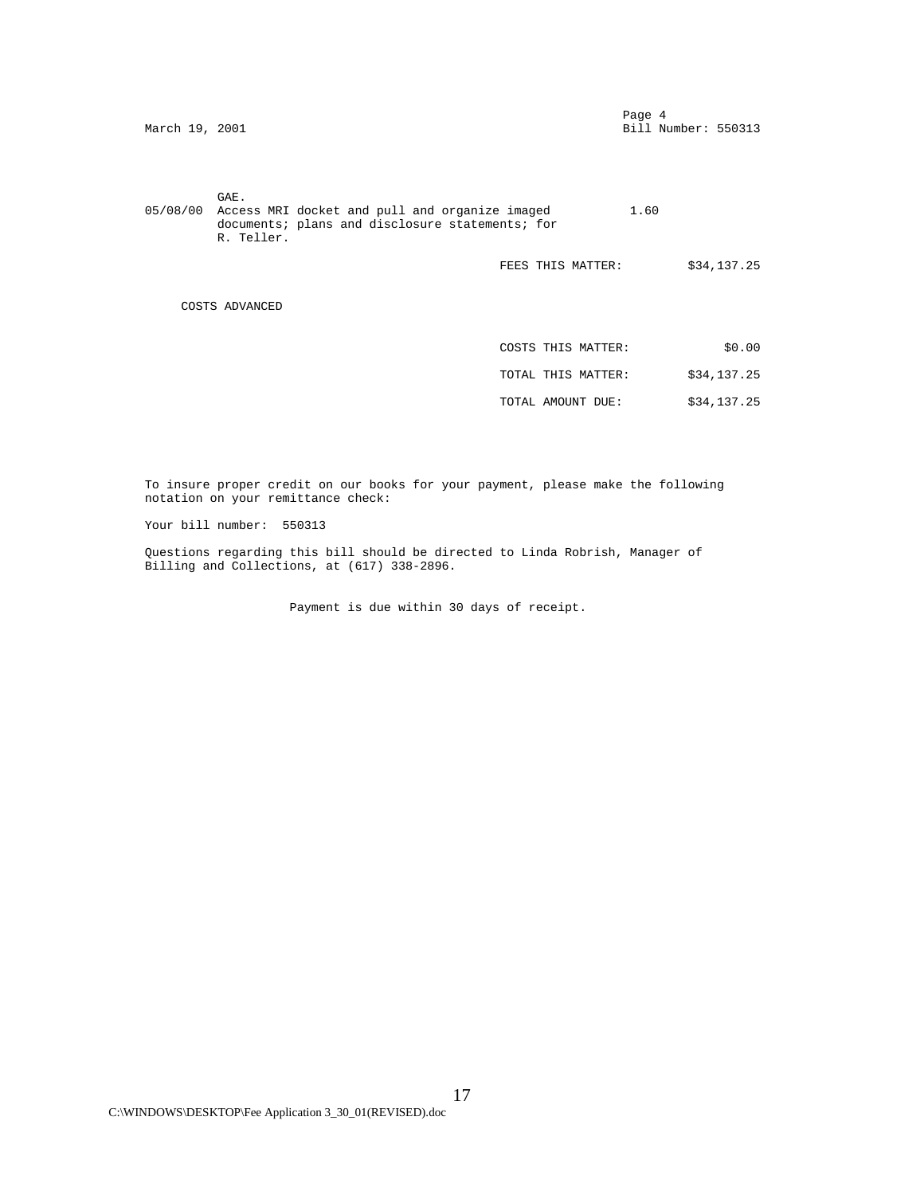March 19, 2001

Page 4
Bill Number: 550313

GAE.

| | | |
|---|---|---|
| 05/08/00 | Access MRI docket and pull and organize imaged documents; plans and disclosure statements; for R. Teller. | 1.60 |

FEES THIS MATTER: $34,137.25

COSTS ADVANCED

| | |
|---|---|
| COSTS THIS MATTER: | $0.00 |
| TOTAL THIS MATTER: | $34,137.25 |
| TOTAL AMOUNT DUE: | $34,137.25 |

To insure proper credit on our books for your payment, please make the following notation on your remittance check:

Your bill number: 550313

Questions regarding this bill should be directed to Linda Robrish, Manager of Billing and Collections, at (617) 338-2896.

Payment is due within 30 days of receipt.

C:\WINDOWS\DESKTOP\Fee Application 3_30_01(REVISED).doc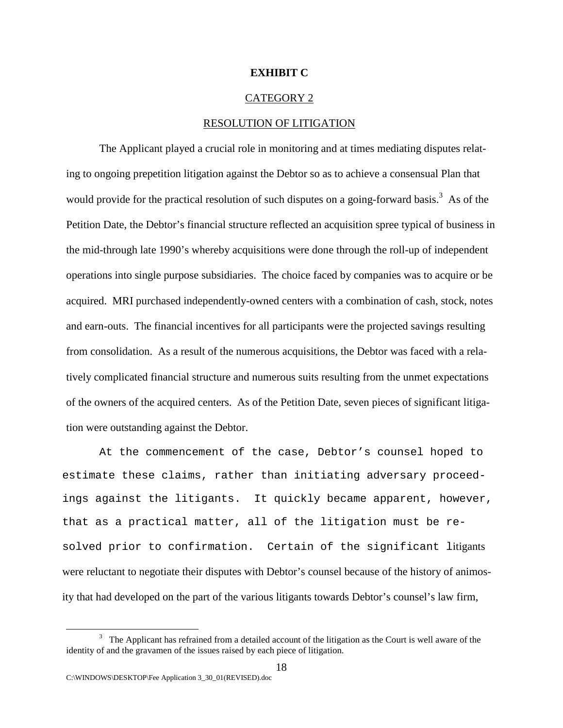**EXHIBIT C**

CATEGORY 2

RESOLUTION OF LITIGATION

The Applicant played a crucial role in monitoring and at times mediating disputes relating to ongoing prepetition litigation against the Debtor so as to achieve a consensual Plan that would provide for the practical resolution of such disputes on a going-forward basis.[3] As of the Petition Date, the Debtor's financial structure reflected an acquisition spree typical of business in the mid-through late 1990's whereby acquisitions were done through the roll-up of independent operations into single purpose subsidiaries. The choice faced by companies was to acquire or be acquired. MRI purchased independently-owned centers with a combination of cash, stock, notes and earn-outs. The financial incentives for all participants were the projected savings resulting from consolidation. As a result of the numerous acquisitions, the Debtor was faced with a relatively complicated financial structure and numerous suits resulting from the unmet expectations of the owners of the acquired centers. As of the Petition Date, seven pieces of significant litigation were outstanding against the Debtor.

At the commencement of the case, Debtor's counsel hoped to estimate these claims, rather than initiating adversary proceedings against the litigants. It quickly became apparent, however, that as a practical matter, all of the litigation must be resolved prior to confirmation. Certain of the significant litigants were reluctant to negotiate their disputes with Debtor's counsel because of the history of animosity that had developed on the part of the various litigants towards Debtor's counsel's law firm,

[3] The Applicant has refrained from a detailed account of the litigation as the Court is well aware of the identity of and the gravamen of the issues raised by each piece of litigation.

C:\WINDOWS\DESKTOP\Fee Application 3_30_01(REVISED).doc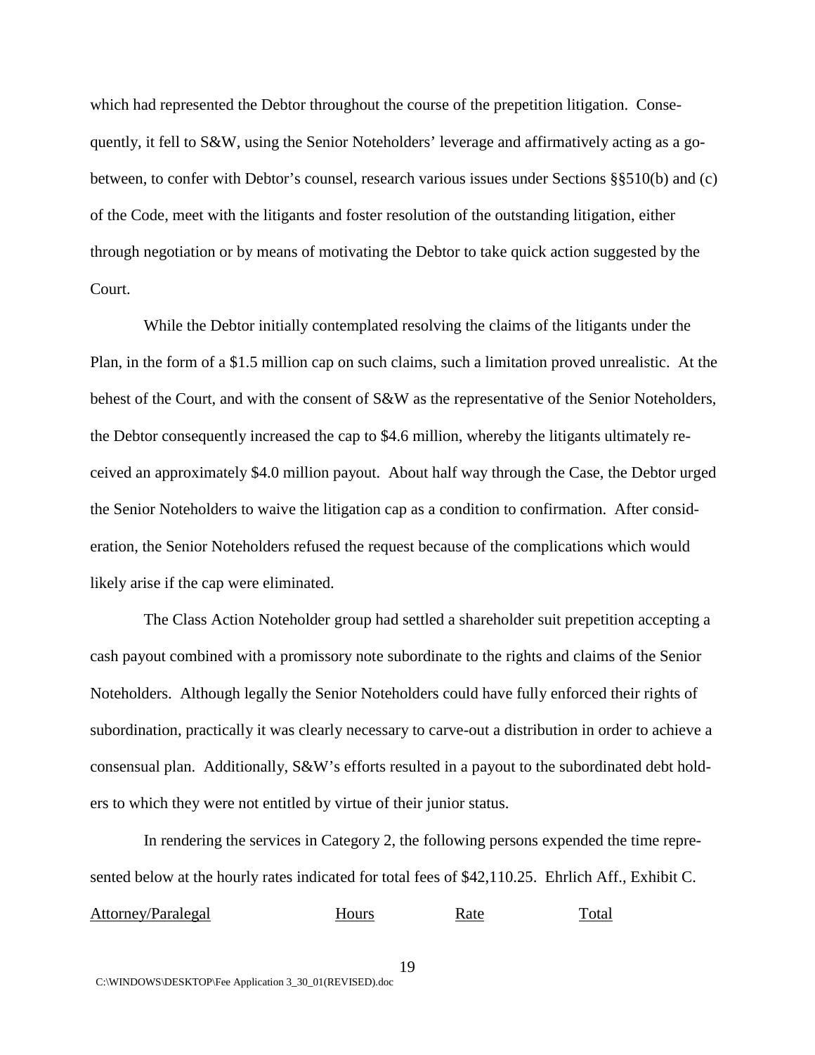which had represented the Debtor throughout the course of the prepetition litigation. Consequently, it fell to S&W, using the Senior Noteholders' leverage and affirmatively acting as a go-between, to confer with Debtor's counsel, research various issues under Sections §§510(b) and (c) of the Code, meet with the litigants and foster resolution of the outstanding litigation, either through negotiation or by means of motivating the Debtor to take quick action suggested by the Court.

While the Debtor initially contemplated resolving the claims of the litigants under the Plan, in the form of a $1.5 million cap on such claims, such a limitation proved unrealistic. At the behest of the Court, and with the consent of S&W as the representative of the Senior Noteholders, the Debtor consequently increased the cap to $4.6 million, whereby the litigants ultimately received an approximately $4.0 million payout. About half way through the Case, the Debtor urged the Senior Noteholders to waive the litigation cap as a condition to confirmation. After consideration, the Senior Noteholders refused the request because of the complications which would likely arise if the cap were eliminated.

The Class Action Noteholder group had settled a shareholder suit prepetition accepting a cash payout combined with a promissory note subordinate to the rights and claims of the Senior Noteholders. Although legally the Senior Noteholders could have fully enforced their rights of subordination, practically it was clearly necessary to carve-out a distribution in order to achieve a consensual plan. Additionally, S&W's efforts resulted in a payout to the subordinated debt holders to which they were not entitled by virtue of their junior status.

In rendering the services in Category 2, the following persons expended the time represented below at the hourly rates indicated for total fees of $42,110.25. Ehrlich Aff., Exhibit C.

| Attorney/Paralegal | Hours | Rate | Total |
|---|---|---|---|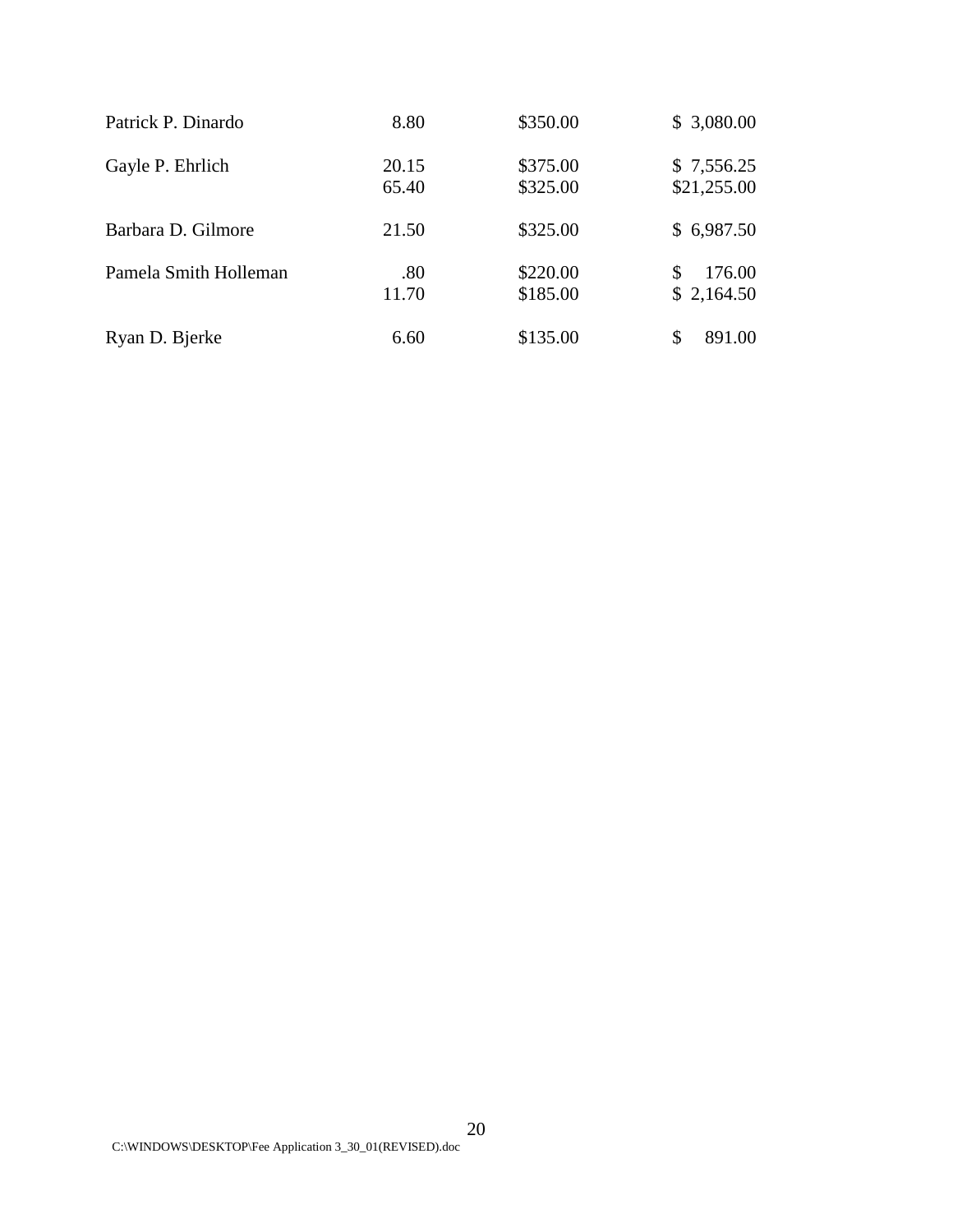| | | | |
|---|---|---|---|
| Patrick P. Dinardo | 8.80 | $350.00 | $ 3,080.00 |
| Gayle P. Ehrlich | 20.15 | $375.00 | $ 7,556.25 |
| | 65.40 | $325.00 | $21,255.00 |
| Barbara D. Gilmore | 21.50 | $325.00 | $ 6,987.50 |
| Pamela Smith Holleman | .80 | $220.00 | $ 176.00 |
| | 11.70 | $185.00 | $ 2,164.50 |
| Ryan D. Bjerke | 6.60 | $135.00 | $ 891.00 |

C:\WINDOWS\DESKTOP\Fee Application 3_30_01(REVISED).doc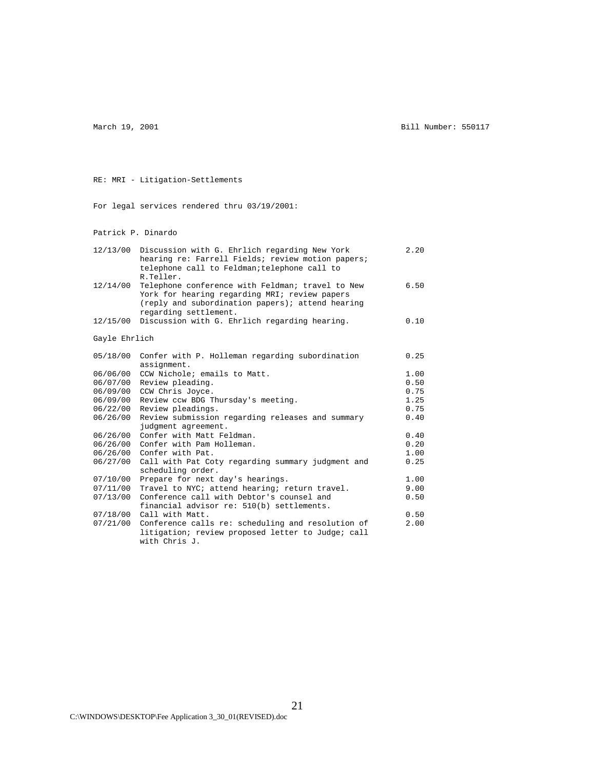March 19, 2001 Bill Number: 550117

RE: MRI - Litigation-Settlements

For legal services rendered thru 03/19/2001:

Patrick P. Dinardo

| Date | Description | Hours |
|---|---|---|
| 12/13/00 | Discussion with G. Ehrlich regarding New York hearing re: Farrell Fields; review motion papers; telephone call to Feldman;telephone call to R.Teller. | 2.20 |
| 12/14/00 | Telephone conference with Feldman; travel to New York for hearing regarding MRI; review papers (reply and subordination papers); attend hearing regarding settlement. | 6.50 |
| 12/15/00 | Discussion with G. Ehrlich regarding hearing. | 0.10 |

Gayle Ehrlich

| Date | Description | Hours |
|---|---|---|
| 05/18/00 | Confer with P. Holleman regarding subordination assignment. | 0.25 |
| 06/06/00 | CCW Nichole; emails to Matt. | 1.00 |
| 06/07/00 | Review pleading. | 0.50 |
| 06/09/00 | CCW Chris Joyce. | 0.75 |
| 06/09/00 | Review ccw BDG Thursday's meeting. | 1.25 |
| 06/22/00 | Review pleadings. | 0.75 |
| 06/26/00 | Review submission regarding releases and summary judgment agreement. | 0.40 |
| 06/26/00 | Confer with Matt Feldman. | 0.40 |
| 06/26/00 | Confer with Pam Holleman. | 0.20 |
| 06/26/00 | Confer with Pat. | 1.00 |
| 06/27/00 | Call with Pat Coty regarding summary judgment and scheduling order. | 0.25 |
| 07/10/00 | Prepare for next day's hearings. | 1.00 |
| 07/11/00 | Travel to NYC; attend hearing; return travel. | 9.00 |
| 07/13/00 | Conference call with Debtor's counsel and financial advisor re: 510(b) settlements. | 0.50 |
| 07/18/00 | Call with Matt. | 0.50 |
| 07/21/00 | Conference calls re: scheduling and resolution of litigation; review proposed letter to Judge; call with Chris J. | 2.00 |

C:\WINDOWS\DESKTOP\Fee Application 3_30_01(REVISED).doc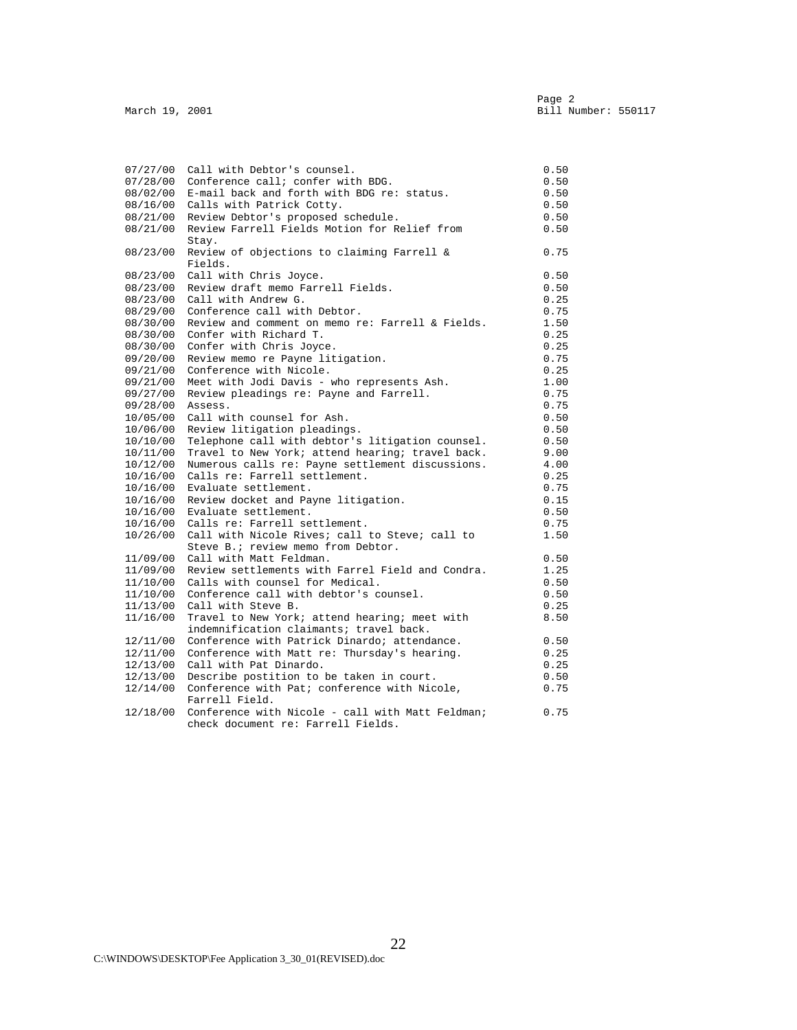March 19, 2001

Bill Number: 550117

| Date | Description | Hours |
|---|---|---|
| 07/27/00 | Call with Debtor's counsel. | 0.50 |
| 07/28/00 | Conference call; confer with BDG. | 0.50 |
| 08/02/00 | E-mail back and forth with BDG re: status. | 0.50 |
| 08/16/00 | Calls with Patrick Cotty. | 0.50 |
| 08/21/00 | Review Debtor's proposed schedule. | 0.50 |
| 08/21/00 | Review Farrell Fields Motion for Relief from Stay. | 0.50 |
| 08/23/00 | Review of objections to claiming Farrell & Fields. | 0.75 |
| 08/23/00 | Call with Chris Joyce. | 0.50 |
| 08/23/00 | Review draft memo Farrell Fields. | 0.50 |
| 08/23/00 | Call with Andrew G. | 0.25 |
| 08/29/00 | Conference call with Debtor. | 0.75 |
| 08/30/00 | Review and comment on memo re: Farrell & Fields. | 1.50 |
| 08/30/00 | Confer with Richard T. | 0.25 |
| 08/30/00 | Confer with Chris Joyce. | 0.25 |
| 09/20/00 | Review memo re Payne litigation. | 0.75 |
| 09/21/00 | Conference with Nicole. | 0.25 |
| 09/21/00 | Meet with Jodi Davis - who represents Ash. | 1.00 |
| 09/27/00 | Review pleadings re: Payne and Farrell. | 0.75 |
| 09/28/00 | Assess. | 0.75 |
| 10/05/00 | Call with counsel for Ash. | 0.50 |
| 10/06/00 | Review litigation pleadings. | 0.50 |
| 10/10/00 | Telephone call with debtor's litigation counsel. | 0.50 |
| 10/11/00 | Travel to New York; attend hearing; travel back. | 9.00 |
| 10/12/00 | Numerous calls re: Payne settlement discussions. | 4.00 |
| 10/16/00 | Calls re: Farrell settlement. | 0.25 |
| 10/16/00 | Evaluate settlement. | 0.75 |
| 10/16/00 | Review docket and Payne litigation. | 0.15 |
| 10/16/00 | Evaluate settlement. | 0.50 |
| 10/16/00 | Calls re: Farrell settlement. | 0.75 |
| 10/26/00 | Call with Nicole Rives; call to Steve; call to Steve B.; review memo from Debtor. | 1.50 |
| 11/09/00 | Call with Matt Feldman. | 0.50 |
| 11/09/00 | Review settlements with Farrel Field and Condra. | 1.25 |
| 11/10/00 | Calls with counsel for Medical. | 0.50 |
| 11/10/00 | Conference call with debtor's counsel. | 0.50 |
| 11/13/00 | Call with Steve B. | 0.25 |
| 11/16/00 | Travel to New York; attend hearing; meet with indemnification claimants; travel back. | 8.50 |
| 12/11/00 | Conference with Patrick Dinardo; attendance. | 0.50 |
| 12/11/00 | Conference with Matt re: Thursday's hearing. | 0.25 |
| 12/13/00 | Call with Pat Dinardo. | 0.25 |
| 12/13/00 | Describe postition to be taken in court. | 0.50 |
| 12/14/00 | Conference with Pat; conference with Nicole, Farrell Field. | 0.75 |
| 12/18/00 | Conference with Nicole - call with Matt Feldman; check document re: Farrell Fields. | 0.75 |

C:\WINDOWS\DESKTOP\Fee Application 3_30_01(REVISED).doc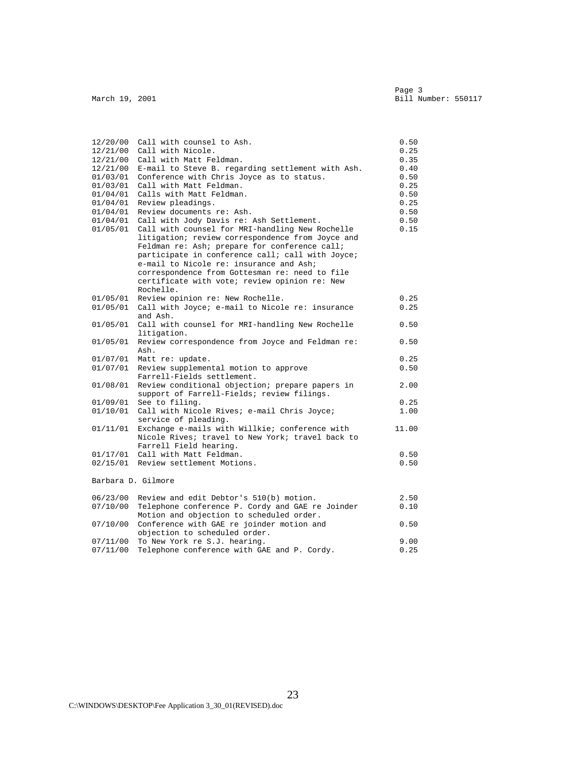March 19, 2001 — Bill Number: 550117

| Date | Description | Hours |
|---|---|---|
| 12/20/00 | Call with counsel to Ash. | 0.50 |
| 12/21/00 | Call with Nicole. | 0.25 |
| 12/21/00 | Call with Matt Feldman. | 0.35 |
| 12/21/00 | E-mail to Steve B. regarding settlement with Ash. | 0.40 |
| 01/03/01 | Conference with Chris Joyce as to status. | 0.50 |
| 01/03/01 | Call with Matt Feldman. | 0.25 |
| 01/04/01 | Calls with Matt Feldman. | 0.50 |
| 01/04/01 | Review pleadings. | 0.25 |
| 01/04/01 | Review documents re: Ash. | 0.50 |
| 01/04/01 | Call with Jody Davis re: Ash Settlement. | 0.50 |
| 01/05/01 | Call with counsel for MRI-handling New Rochelle litigation; review correspondence from Joyce and Feldman re: Ash; prepare for conference call; participate in conference call; call with Joyce; e-mail to Nicole re: insurance and Ash; correspondence from Gottesman re: need to file certificate with vote; review opinion re: New Rochelle. | 0.15 |
| 01/05/01 | Review opinion re: New Rochelle. | 0.25 |
| 01/05/01 | Call with Joyce; e-mail to Nicole re: insurance and Ash. | 0.25 |
| 01/05/01 | Call with counsel for MRI-handling New Rochelle litigation. | 0.50 |
| 01/05/01 | Review correspondence from Joyce and Feldman re: Ash. | 0.50 |
| 01/07/01 | Matt re: update. | 0.25 |
| 01/07/01 | Review supplemental motion to approve Farrell-Fields settlement. | 0.50 |
| 01/08/01 | Review conditional objection; prepare papers in support of Farrell-Fields; review filings. | 2.00 |
| 01/09/01 | See to filing. | 0.25 |
| 01/10/01 | Call with Nicole Rives; e-mail Chris Joyce; service of pleading. | 1.00 |
| 01/11/01 | Exchange e-mails with Willkie; conference with Nicole Rives; travel to New York; travel back to Farrell Field hearing. | 11.00 |
| 01/17/01 | Call with Matt Feldman. | 0.50 |
| 02/15/01 | Review settlement Motions. | 0.50 |

Barbara D. Gilmore

| Date | Description | Hours |
|---|---|---|
| 06/23/00 | Review and edit Debtor's 510(b) motion. | 2.50 |
| 07/10/00 | Telephone conference P. Cordy and GAE re Joinder Motion and objection to scheduled order. | 0.10 |
| 07/10/00 | Conference with GAE re joinder motion and objection to scheduled order. | 0.50 |
| 07/11/00 | To New York re S.J. hearing. | 9.00 |
| 07/11/00 | Telephone conference with GAE and P. Cordy. | 0.25 |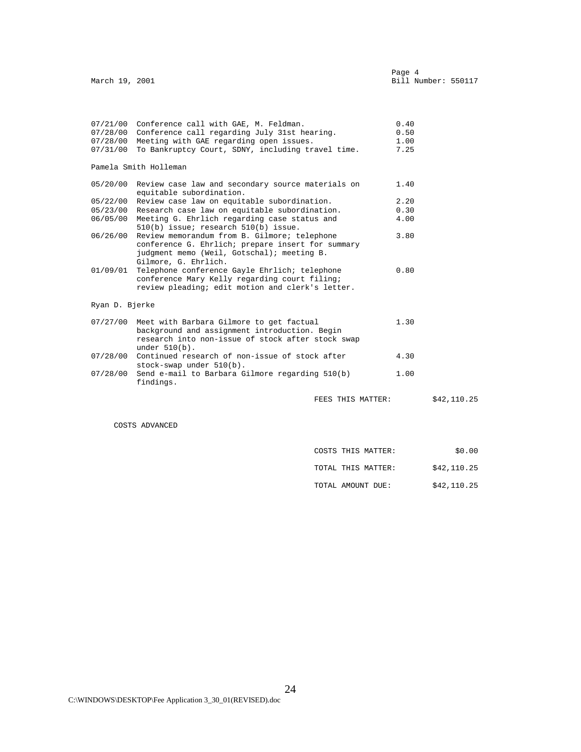| Date | Description | Hours |
|---|---|---|
| 07/21/00 | Conference call with GAE, M. Feldman. | 0.40 |
| 07/28/00 | Conference call regarding July 31st hearing. | 0.50 |
| 07/28/00 | Meeting with GAE regarding open issues. | 1.00 |
| 07/31/00 | To Bankruptcy Court, SDNY, including travel time. | 7.25 |

Pamela Smith Holleman

| Date | Description | Hours |
|---|---|---|
| 05/20/00 | Review case law and secondary source materials on equitable subordination. | 1.40 |
| 05/22/00 | Review case law on equitable subordination. | 2.20 |
| 05/23/00 | Research case law on equitable subordination. | 0.30 |
| 06/05/00 | Meeting G. Ehrlich regarding case status and 510(b) issue; research 510(b) issue. | 4.00 |
| 06/26/00 | Review memorandum from B. Gilmore; telephone conference G. Ehrlich; prepare insert for summary judgment memo (Weil, Gotschal); meeting B. Gilmore, G. Ehrlich. | 3.80 |
| 01/09/01 | Telephone conference Gayle Ehrlich; telephone conference Mary Kelly regarding court filing; review pleading; edit motion and clerk's letter. | 0.80 |

Ryan D. Bjerke

| Date | Description | Hours |
|---|---|---|
| 07/27/00 | Meet with Barbara Gilmore to get factual background and assignment introduction. Begin research into non-issue of stock after stock swap under 510(b). | 1.30 |
| 07/28/00 | Continued research of non-issue of stock after stock-swap under 510(b). | 4.30 |
| 07/28/00 | Send e-mail to Barbara Gilmore regarding 510(b) findings. | 1.00 |

FEES THIS MATTER: $42,110.25

COSTS ADVANCED

| | |
|---|---|
| COSTS THIS MATTER: | $0.00 |
| TOTAL THIS MATTER: | $42,110.25 |
| TOTAL AMOUNT DUE: | $42,110.25 |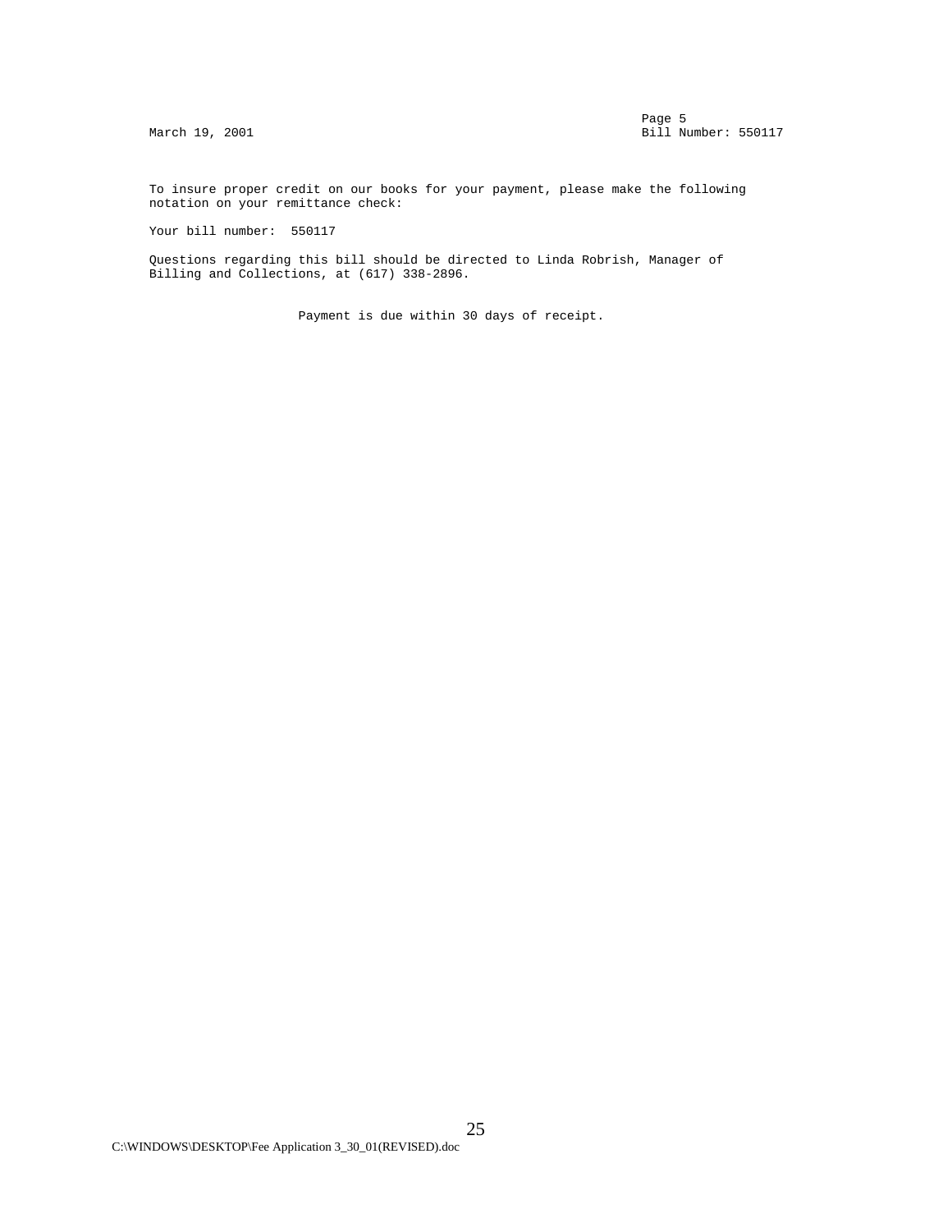March 19, 2001

Page 5
Bill Number: 550117

To insure proper credit on our books for your payment, please make the following notation on your remittance check:

Your bill number: 550117

Questions regarding this bill should be directed to Linda Robrish, Manager of Billing and Collections, at (617) 338-2896.

Payment is due within 30 days of receipt.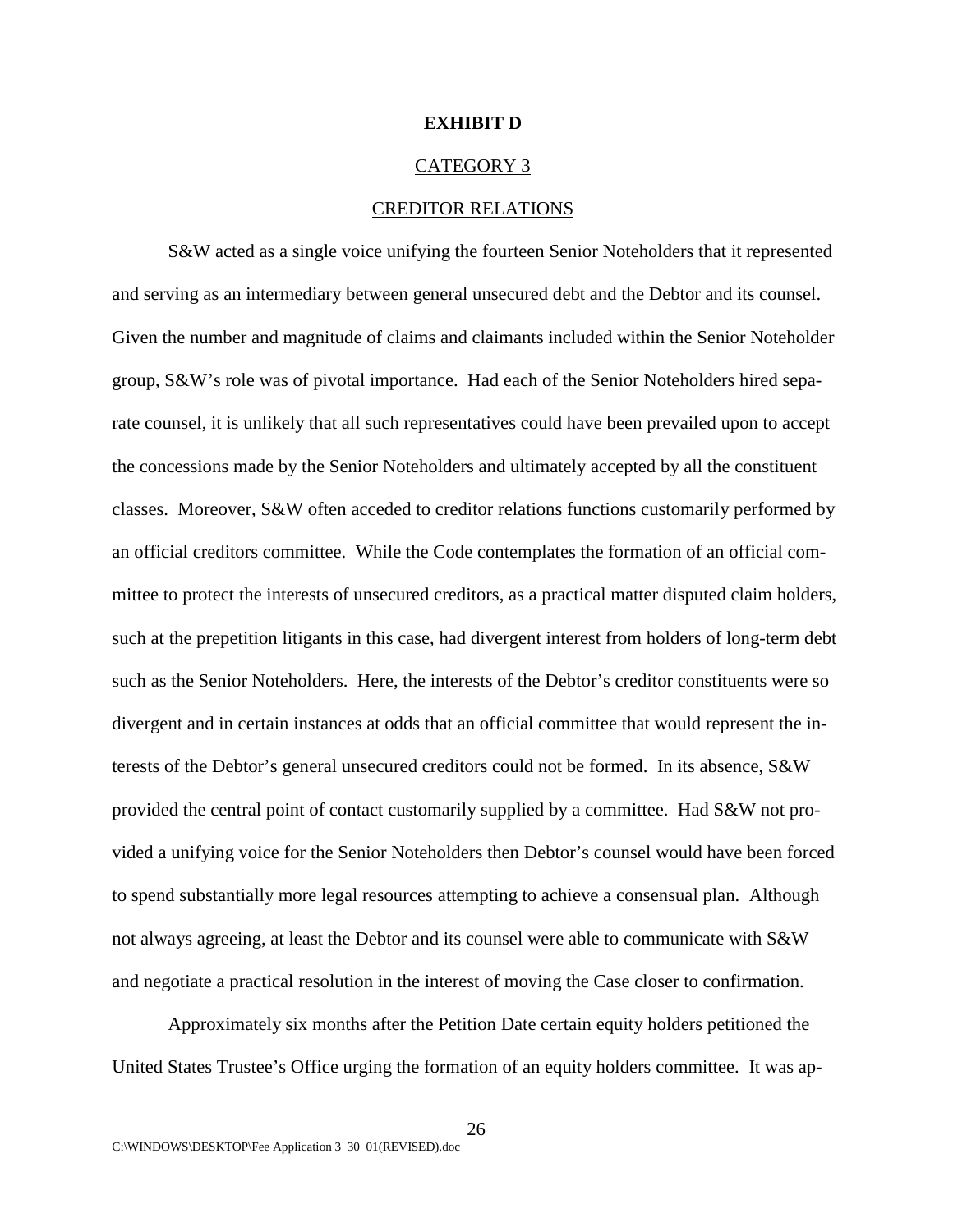**EXHIBIT D**

CATEGORY 3

CREDITOR RELATIONS

S&W acted as a single voice unifying the fourteen Senior Noteholders that it represented and serving as an intermediary between general unsecured debt and the Debtor and its counsel. Given the number and magnitude of claims and claimants included within the Senior Noteholder group, S&W's role was of pivotal importance. Had each of the Senior Noteholders hired separate counsel, it is unlikely that all such representatives could have been prevailed upon to accept the concessions made by the Senior Noteholders and ultimately accepted by all the constituent classes. Moreover, S&W often acceded to creditor relations functions customarily performed by an official creditors committee. While the Code contemplates the formation of an official committee to protect the interests of unsecured creditors, as a practical matter disputed claim holders, such at the prepetition litigants in this case, had divergent interest from holders of long-term debt such as the Senior Noteholders. Here, the interests of the Debtor's creditor constituents were so divergent and in certain instances at odds that an official committee that would represent the interests of the Debtor's general unsecured creditors could not be formed. In its absence, S&W provided the central point of contact customarily supplied by a committee. Had S&W not provided a unifying voice for the Senior Noteholders then Debtor's counsel would have been forced to spend substantially more legal resources attempting to achieve a consensual plan. Although not always agreeing, at least the Debtor and its counsel were able to communicate with S&W and negotiate a practical resolution in the interest of moving the Case closer to confirmation.

Approximately six months after the Petition Date certain equity holders petitioned the United States Trustee's Office urging the formation of an equity holders committee. It was ap-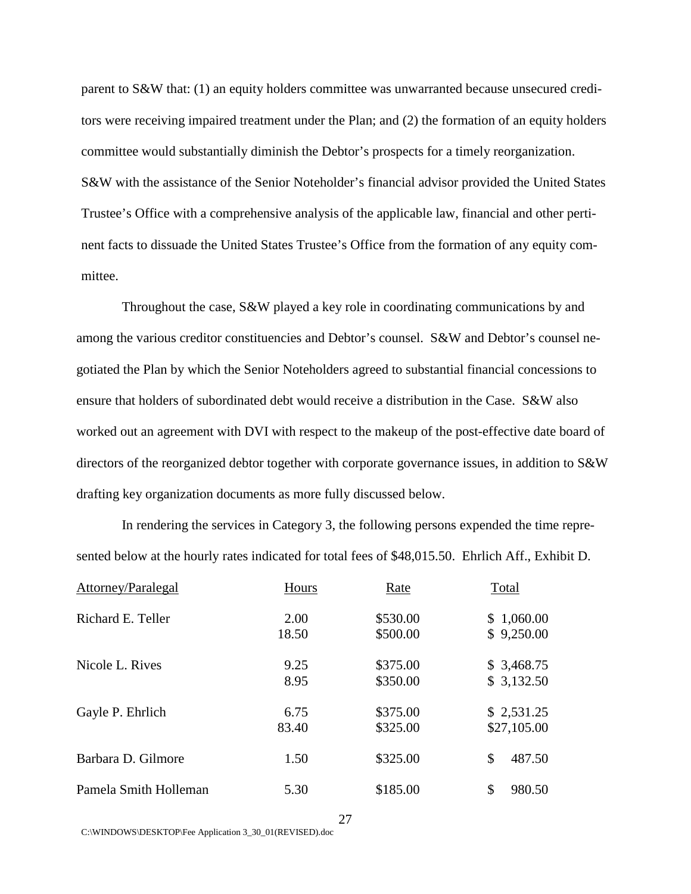parent to S&W that: (1) an equity holders committee was unwarranted because unsecured creditors were receiving impaired treatment under the Plan; and (2) the formation of an equity holders committee would substantially diminish the Debtor's prospects for a timely reorganization. S&W with the assistance of the Senior Noteholder's financial advisor provided the United States Trustee's Office with a comprehensive analysis of the applicable law, financial and other pertinent facts to dissuade the United States Trustee's Office from the formation of any equity committee.

Throughout the case, S&W played a key role in coordinating communications by and among the various creditor constituencies and Debtor's counsel. S&W and Debtor's counsel negotiated the Plan by which the Senior Noteholders agreed to substantial financial concessions to ensure that holders of subordinated debt would receive a distribution in the Case. S&W also worked out an agreement with DVI with respect to the makeup of the post-effective date board of directors of the reorganized debtor together with corporate governance issues, in addition to S&W drafting key organization documents as more fully discussed below.

In rendering the services in Category 3, the following persons expended the time represented below at the hourly rates indicated for total fees of $48,015.50. Ehrlich Aff., Exhibit D.

| Attorney/Paralegal | Hours | Rate | Total |
|---|---|---|---|
| Richard E. Teller | 2.00 | $530.00 | $ 1,060.00 |
| | 18.50 | $500.00 | $ 9,250.00 |
| Nicole L. Rives | 9.25 | $375.00 | $ 3,468.75 |
| | 8.95 | $350.00 | $ 3,132.50 |
| Gayle P. Ehrlich | 6.75 | $375.00 | $ 2,531.25 |
| | 83.40 | $325.00 | $27,105.00 |
| Barbara D. Gilmore | 1.50 | $325.00 | $ 487.50 |
| Pamela Smith Holleman | 5.30 | $185.00 | $ 980.50 |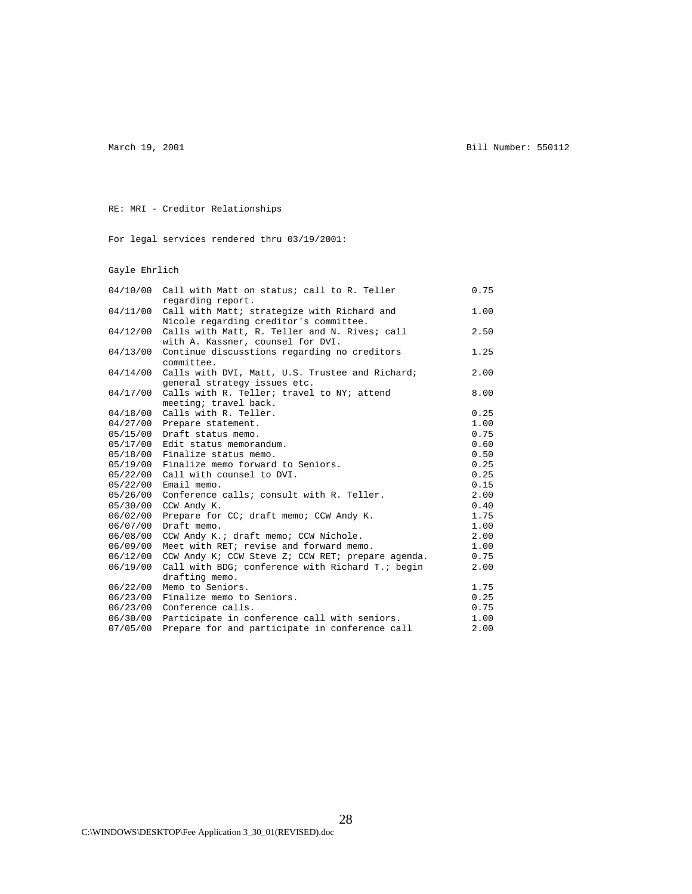March 19, 2001 Bill Number: 550112

RE: MRI - Creditor Relationships

For legal services rendered thru 03/19/2001:

Gayle Ehrlich

| Date | Description | Hours |
|---|---|---|
| 04/10/00 | Call with Matt on status; call to R. Teller regarding report. | 0.75 |
| 04/11/00 | Call with Matt; strategize with Richard and Nicole regarding creditor's committee. | 1.00 |
| 04/12/00 | Calls with Matt, R. Teller and N. Rives; call with A. Kassner, counsel for DVI. | 2.50 |
| 04/13/00 | Continue discusstions regarding no creditors committee. | 1.25 |
| 04/14/00 | Calls with DVI, Matt, U.S. Trustee and Richard; general strategy issues etc. | 2.00 |
| 04/17/00 | Calls with R. Teller; travel to NY; attend meeting; travel back. | 8.00 |
| 04/18/00 | Calls with R. Teller. | 0.25 |
| 04/27/00 | Prepare statement. | 1.00 |
| 05/15/00 | Draft status memo. | 0.75 |
| 05/17/00 | Edit status memorandum. | 0.60 |
| 05/18/00 | Finalize status memo. | 0.50 |
| 05/19/00 | Finalize memo forward to Seniors. | 0.25 |
| 05/22/00 | Call with counsel to DVI. | 0.25 |
| 05/22/00 | Email memo. | 0.15 |
| 05/26/00 | Conference calls; consult with R. Teller. | 2.00 |
| 05/30/00 | CCW Andy K. | 0.40 |
| 06/02/00 | Prepare for CC; draft memo; CCW Andy K. | 1.75 |
| 06/07/00 | Draft memo. | 1.00 |
| 06/08/00 | CCW Andy K.; draft memo; CCW Nichole. | 2.00 |
| 06/09/00 | Meet with RET; revise and forward memo. | 1.00 |
| 06/12/00 | CCW Andy K; CCW Steve Z; CCW RET; prepare agenda. | 0.75 |
| 06/19/00 | Call with BDG; conference with Richard T.; begin drafting memo. | 2.00 |
| 06/22/00 | Memo to Seniors. | 1.75 |
| 06/23/00 | Finalize memo to Seniors. | 0.25 |
| 06/23/00 | Conference calls. | 0.75 |
| 06/30/00 | Participate in conference call with seniors. | 1.00 |
| 07/05/00 | Prepare for and participate in conference call | 2.00 |

C:\WINDOWS\DESKTOP\Fee Application 3_30_01(REVISED).doc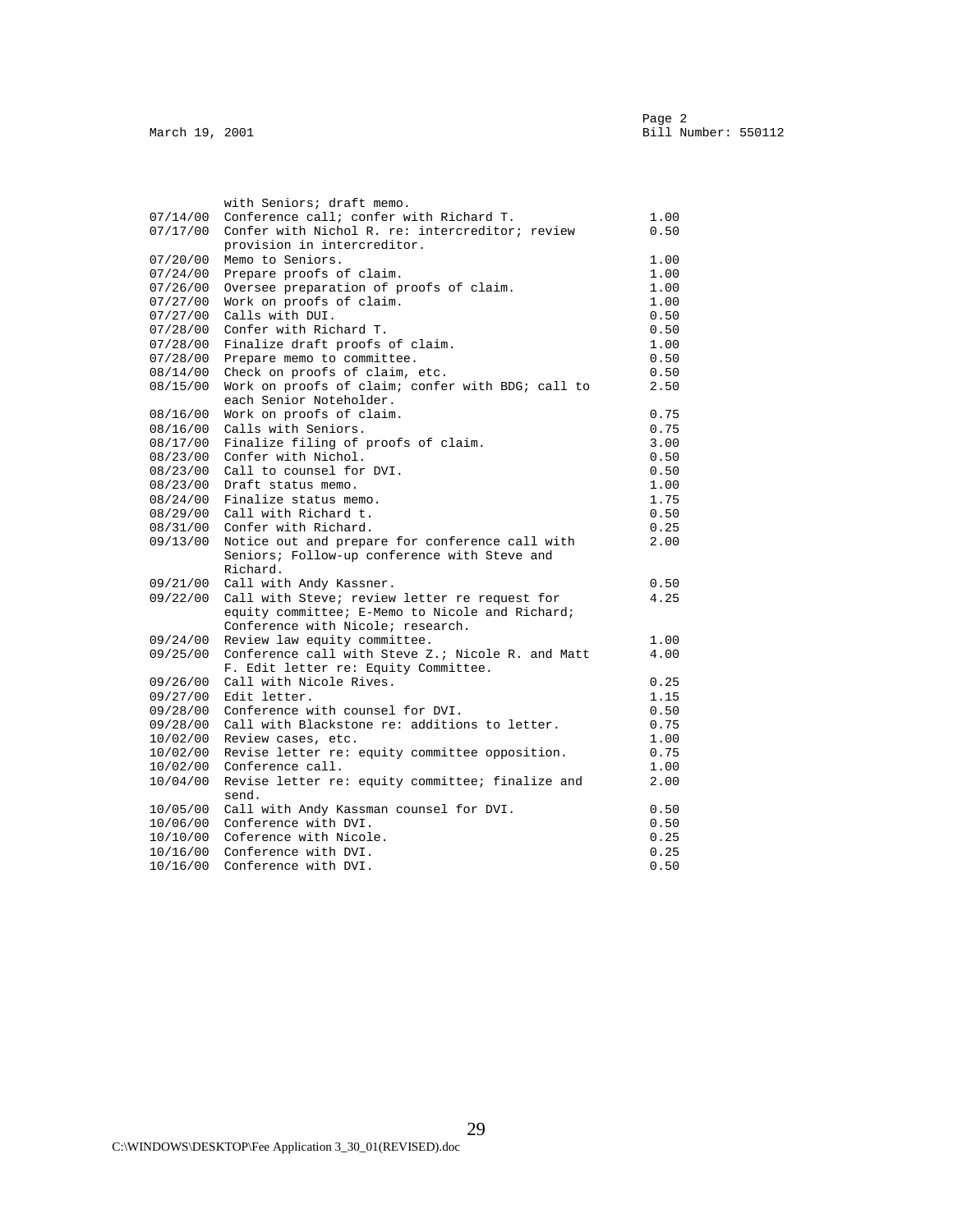|  |  |  |
|---|---|---|
|  | with Seniors; draft memo. |  |
| 07/14/00 | Conference call; confer with Richard T. | 1.00 |
| 07/17/00 | Confer with Nichol R. re: intercreditor; review provision in intercreditor. | 0.50 |
| 07/20/00 | Memo to Seniors. | 1.00 |
| 07/24/00 | Prepare proofs of claim. | 1.00 |
| 07/26/00 | Oversee preparation of proofs of claim. | 1.00 |
| 07/27/00 | Work on proofs of claim. | 1.00 |
| 07/27/00 | Calls with DUI. | 0.50 |
| 07/28/00 | Confer with Richard T. | 0.50 |
| 07/28/00 | Finalize draft proofs of claim. | 1.00 |
| 07/28/00 | Prepare memo to committee. | 0.50 |
| 08/14/00 | Check on proofs of claim, etc. | 0.50 |
| 08/15/00 | Work on proofs of claim; confer with BDG; call to each Senior Noteholder. | 2.50 |
| 08/16/00 | Work on proofs of claim. | 0.75 |
| 08/16/00 | Calls with Seniors. | 0.75 |
| 08/17/00 | Finalize filing of proofs of claim. | 3.00 |
| 08/23/00 | Confer with Nichol. | 0.50 |
| 08/23/00 | Call to counsel for DVI. | 0.50 |
| 08/23/00 | Draft status memo. | 1.00 |
| 08/24/00 | Finalize status memo. | 1.75 |
| 08/29/00 | Call with Richard t. | 0.50 |
| 08/31/00 | Confer with Richard. | 0.25 |
| 09/13/00 | Notice out and prepare for conference call with Seniors; Follow-up conference with Steve and Richard. | 2.00 |
| 09/21/00 | Call with Andy Kassner. | 0.50 |
| 09/22/00 | Call with Steve; review letter re request for equity committee; E-Memo to Nicole and Richard; Conference with Nicole; research. | 4.25 |
| 09/24/00 | Review law equity committee. | 1.00 |
| 09/25/00 | Conference call with Steve Z.; Nicole R. and Matt F. Edit letter re: Equity Committee. | 4.00 |
| 09/26/00 | Call with Nicole Rives. | 0.25 |
| 09/27/00 | Edit letter. | 1.15 |
| 09/28/00 | Conference with counsel for DVI. | 0.50 |
| 09/28/00 | Call with Blackstone re: additions to letter. | 0.75 |
| 10/02/00 | Review cases, etc. | 1.00 |
| 10/02/00 | Revise letter re: equity committee opposition. | 0.75 |
| 10/02/00 | Conference call. | 1.00 |
| 10/04/00 | Revise letter re: equity committee; finalize and send. | 2.00 |
| 10/05/00 | Call with Andy Kassman counsel for DVI. | 0.50 |
| 10/06/00 | Conference with DVI. | 0.50 |
| 10/10/00 | Coference with Nicole. | 0.25 |
| 10/16/00 | Conference with DVI. | 0.25 |
| 10/16/00 | Conference with DVI. | 0.50 |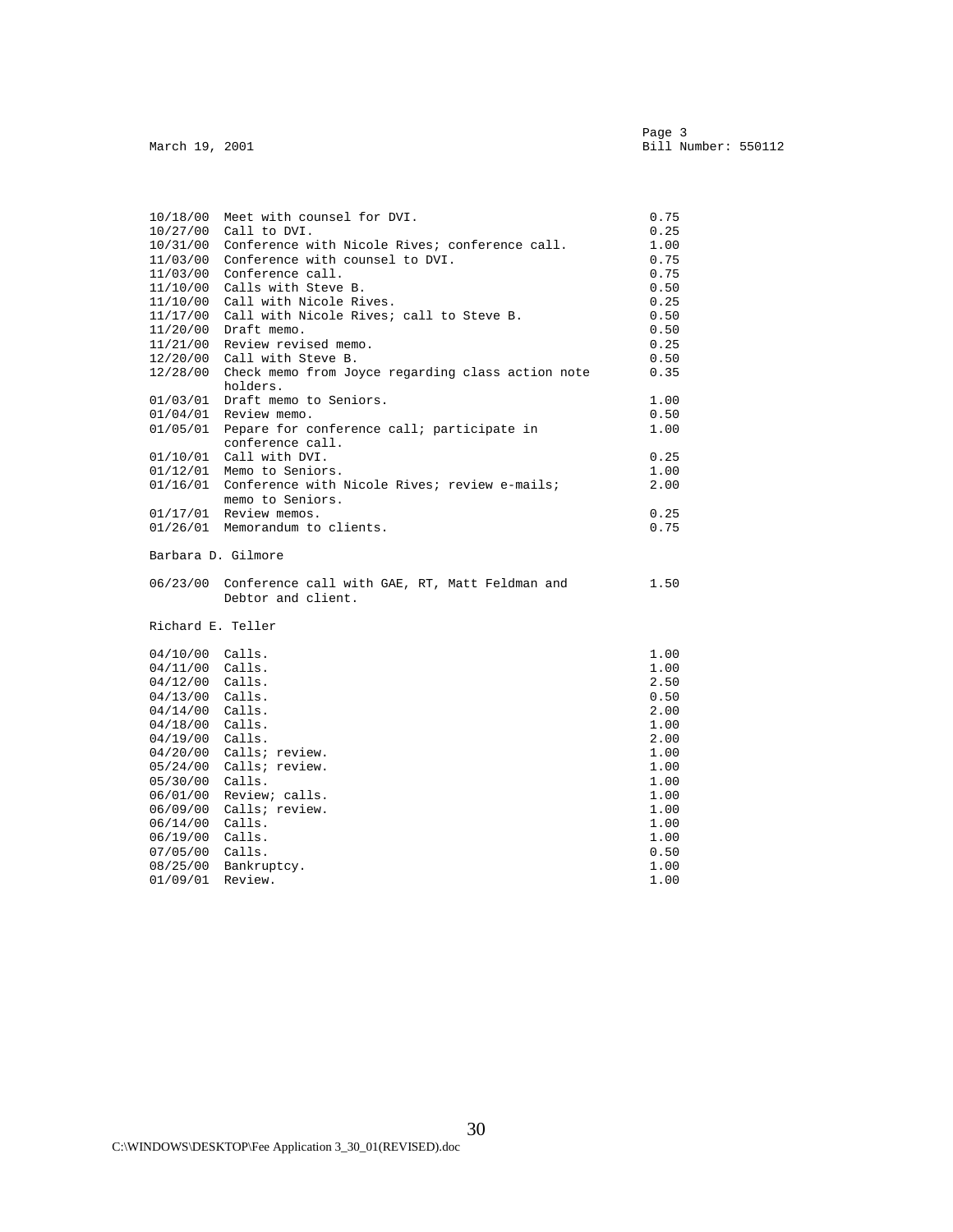March 19, 2001 Bill Number: 550112

| Date | Description | Hours |
|---|---|---|
| 10/18/00 | Meet with counsel for DVI. | 0.75 |
| 10/27/00 | Call to DVI. | 0.25 |
| 10/31/00 | Conference with Nicole Rives; conference call. | 1.00 |
| 11/03/00 | Conference with counsel to DVI. | 0.75 |
| 11/03/00 | Conference call. | 0.75 |
| 11/10/00 | Calls with Steve B. | 0.50 |
| 11/10/00 | Call with Nicole Rives. | 0.25 |
| 11/17/00 | Call with Nicole Rives; call to Steve B. | 0.50 |
| 11/20/00 | Draft memo. | 0.50 |
| 11/21/00 | Review revised memo. | 0.25 |
| 12/20/00 | Call with Steve B. | 0.50 |
| 12/28/00 | Check memo from Joyce regarding class action note holders. | 0.35 |
| 01/03/01 | Draft memo to Seniors. | 1.00 |
| 01/04/01 | Review memo. | 0.50 |
| 01/05/01 | Pepare for conference call; participate in conference call. | 1.00 |
| 01/10/01 | Call with DVI. | 0.25 |
| 01/12/01 | Memo to Seniors. | 1.00 |
| 01/16/01 | Conference with Nicole Rives; review e-mails; memo to Seniors. | 2.00 |
| 01/17/01 | Review memos. | 0.25 |
| 01/26/01 | Memorandum to clients. | 0.75 |

Barbara D. Gilmore

| Date | Description | Hours |
|---|---|---|
| 06/23/00 | Conference call with GAE, RT, Matt Feldman and Debtor and client. | 1.50 |

Richard E. Teller

| Date | Description | Hours |
|---|---|---|
| 04/10/00 | Calls. | 1.00 |
| 04/11/00 | Calls. | 1.00 |
| 04/12/00 | Calls. | 2.50 |
| 04/13/00 | Calls. | 0.50 |
| 04/14/00 | Calls. | 2.00 |
| 04/18/00 | Calls. | 1.00 |
| 04/19/00 | Calls. | 2.00 |
| 04/20/00 | Calls; review. | 1.00 |
| 05/24/00 | Calls; review. | 1.00 |
| 05/30/00 | Calls. | 1.00 |
| 06/01/00 | Review; calls. | 1.00 |
| 06/09/00 | Calls; review. | 1.00 |
| 06/14/00 | Calls. | 1.00 |
| 06/19/00 | Calls. | 1.00 |
| 07/05/00 | Calls. | 0.50 |
| 08/25/00 | Bankruptcy. | 1.00 |
| 01/09/01 | Review. | 1.00 |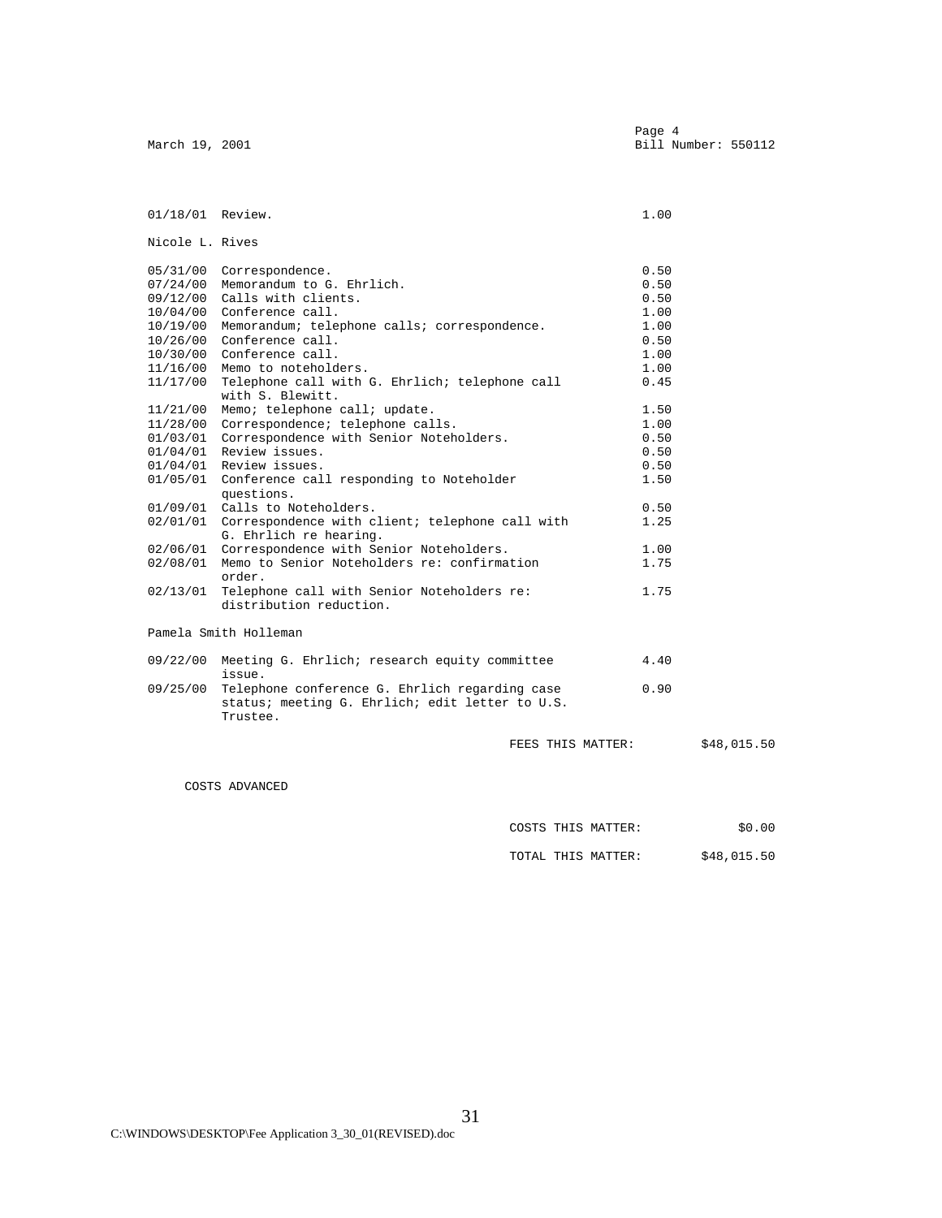March 19, 2001 | Page 4 | Bill Number: 550112

| Date | Description | Hours |
|---|---|---|
| 01/18/01 | Review. | 1.00 |

Nicole L. Rives

| Date | Description | Hours |
|---|---|---|
| 05/31/00 | Correspondence. | 0.50 |
| 07/24/00 | Memorandum to G. Ehrlich. | 0.50 |
| 09/12/00 | Calls with clients. | 0.50 |
| 10/04/00 | Conference call. | 1.00 |
| 10/19/00 | Memorandum; telephone calls; correspondence. | 1.00 |
| 10/26/00 | Conference call. | 0.50 |
| 10/30/00 | Conference call. | 1.00 |
| 11/16/00 | Memo to noteholders. | 1.00 |
| 11/17/00 | Telephone call with G. Ehrlich; telephone call with S. Blewitt. | 0.45 |
| 11/21/00 | Memo; telephone call; update. | 1.50 |
| 11/28/00 | Correspondence; telephone calls. | 1.00 |
| 01/03/01 | Correspondence with Senior Noteholders. | 0.50 |
| 01/04/01 | Review issues. | 0.50 |
| 01/04/01 | Review issues. | 0.50 |
| 01/05/01 | Conference call responding to Noteholder questions. | 1.50 |
| 01/09/01 | Calls to Noteholders. | 0.50 |
| 02/01/01 | Correspondence with client; telephone call with G. Ehrlich re hearing. | 1.25 |
| 02/06/01 | Correspondence with Senior Noteholders. | 1.00 |
| 02/08/01 | Memo to Senior Noteholders re: confirmation order. | 1.75 |
| 02/13/01 | Telephone call with Senior Noteholders re: distribution reduction. | 1.75 |

Pamela Smith Holleman

| Date | Description | Hours |
|---|---|---|
| 09/22/00 | Meeting G. Ehrlich; research equity committee issue. | 4.40 |
| 09/25/00 | Telephone conference G. Ehrlich regarding case status; meeting G. Ehrlich; edit letter to U.S. Trustee. | 0.90 |

FEES THIS MATTER: $48,015.50

COSTS ADVANCED

COSTS THIS MATTER: $0.00

TOTAL THIS MATTER: $48,015.50

C:\WINDOWS\DESKTOP\Fee Application 3_30_01(REVISED).doc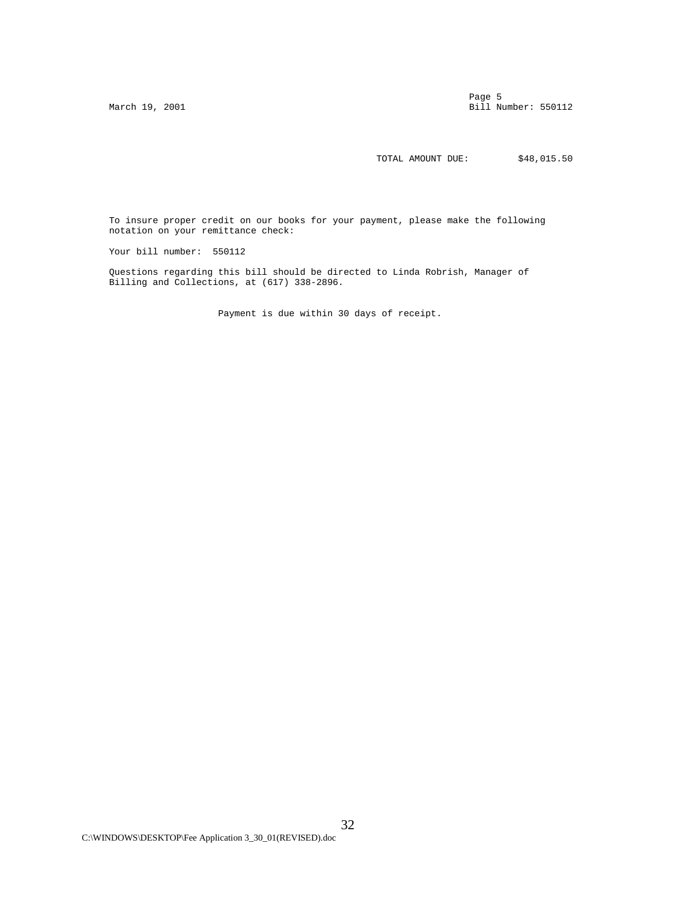March 19, 2001

Page 5
Bill Number: 550112

TOTAL AMOUNT DUE: $48,015.50

To insure proper credit on our books for your payment, please make the following notation on your remittance check:

Your bill number: 550112

Questions regarding this bill should be directed to Linda Robrish, Manager of Billing and Collections, at (617) 338-2896.

Payment is due within 30 days of receipt.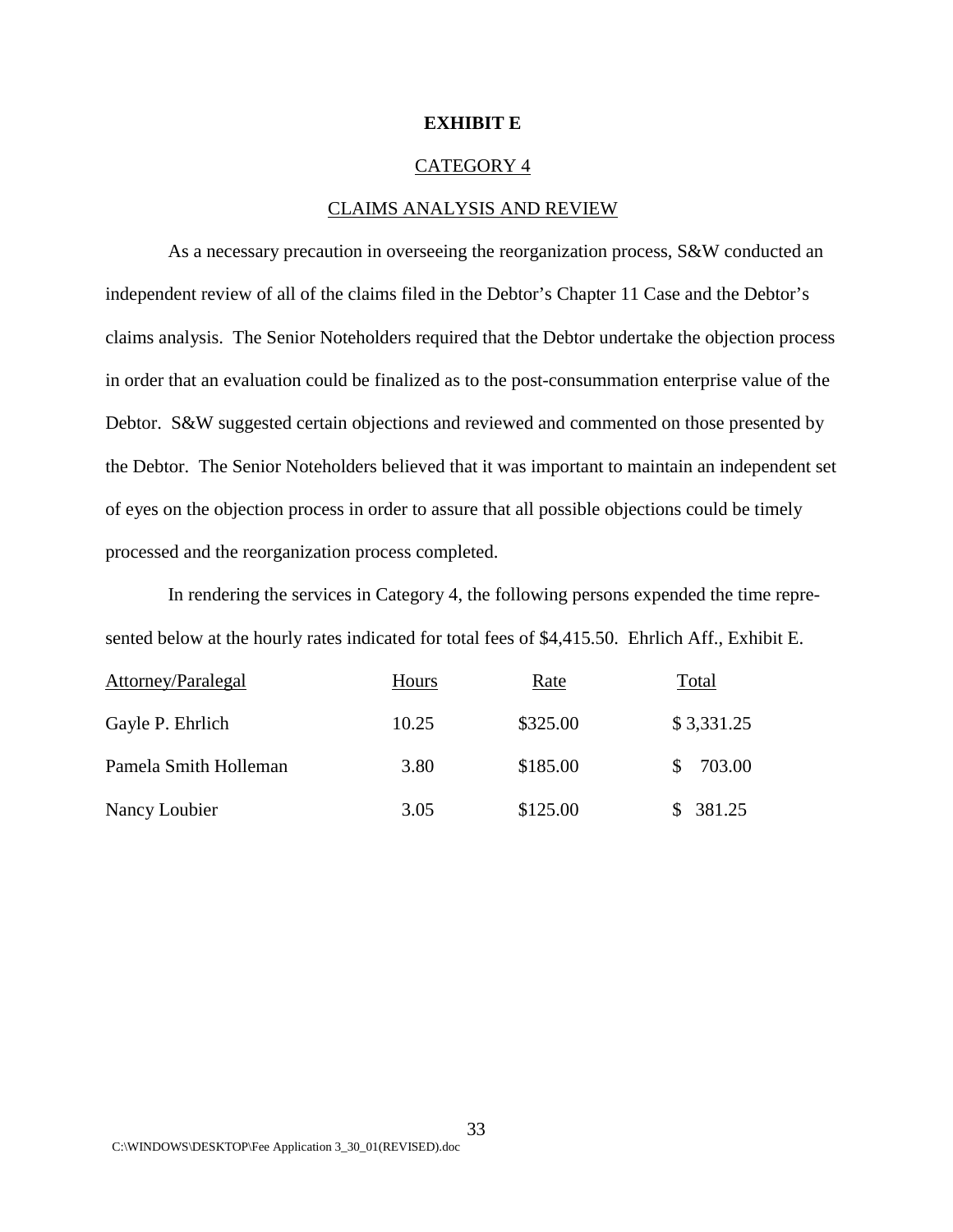**EXHIBIT E**

CATEGORY 4

CLAIMS ANALYSIS AND REVIEW

As a necessary precaution in overseeing the reorganization process, S&W conducted an independent review of all of the claims filed in the Debtor's Chapter 11 Case and the Debtor's claims analysis. The Senior Noteholders required that the Debtor undertake the objection process in order that an evaluation could be finalized as to the post-consummation enterprise value of the Debtor. S&W suggested certain objections and reviewed and commented on those presented by the Debtor. The Senior Noteholders believed that it was important to maintain an independent set of eyes on the objection process in order to assure that all possible objections could be timely processed and the reorganization process completed.

In rendering the services in Category 4, the following persons expended the time represented below at the hourly rates indicated for total fees of $4,415.50. Ehrlich Aff., Exhibit E.

| Attorney/Paralegal | Hours | Rate | Total |
|---|---|---|---|
| Gayle P. Ehrlich | 10.25 | $325.00 | $ 3,331.25 |
| Pamela Smith Holleman | 3.80 | $185.00 | $ 703.00 |
| Nancy Loubier | 3.05 | $125.00 | $ 381.25 |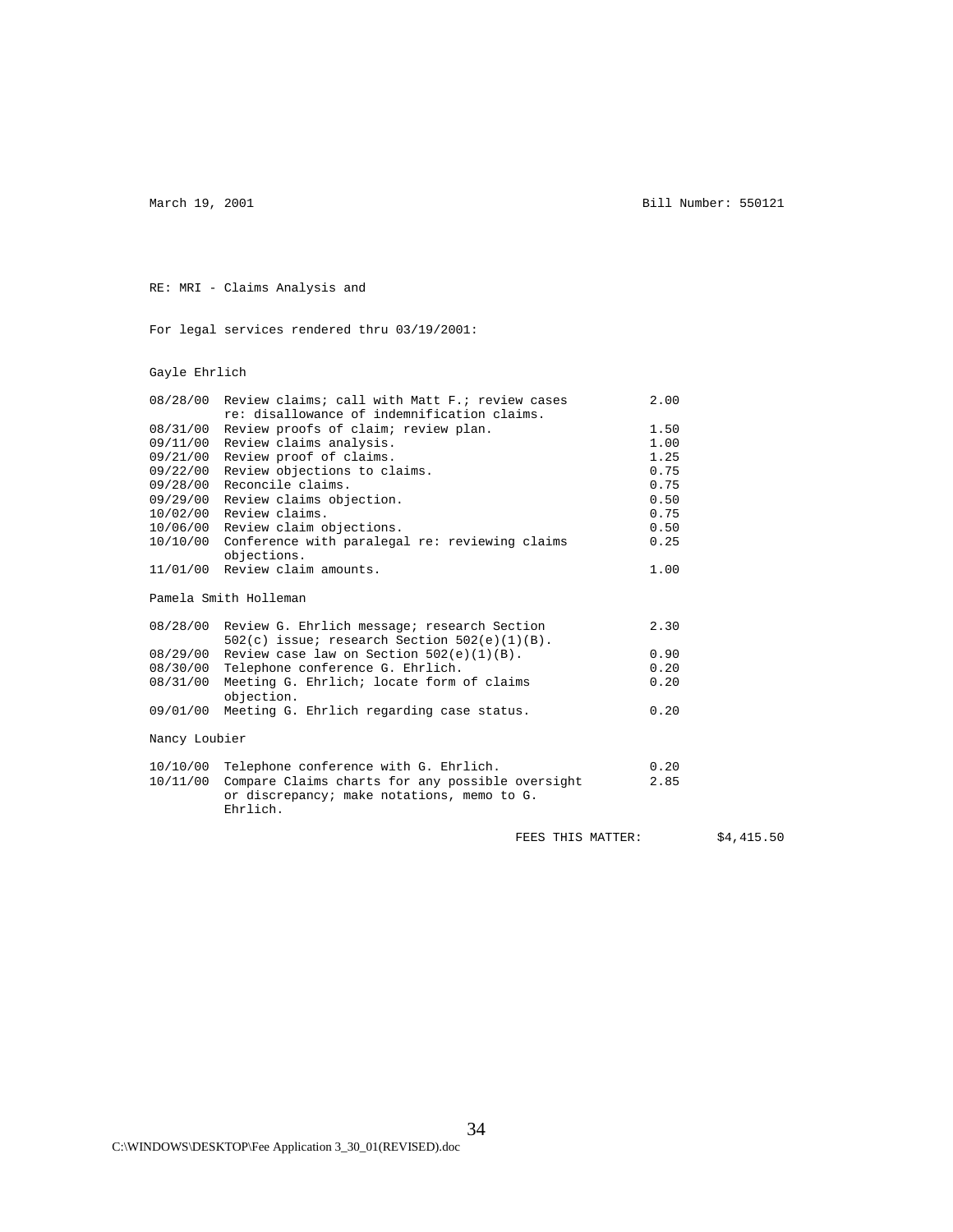March 19, 2001 Bill Number: 550121

RE: MRI - Claims Analysis and

For legal services rendered thru 03/19/2001:

Gayle Ehrlich

| Date | Description | Hours |
|---|---|---|
| 08/28/00 | Review claims; call with Matt F.; review cases re: disallowance of indemnification claims. | 2.00 |
| 08/31/00 | Review proofs of claim; review plan. | 1.50 |
| 09/11/00 | Review claims analysis. | 1.00 |
| 09/21/00 | Review proof of claims. | 1.25 |
| 09/22/00 | Review objections to claims. | 0.75 |
| 09/28/00 | Reconcile claims. | 0.75 |
| 09/29/00 | Review claims objection. | 0.50 |
| 10/02/00 | Review claims. | 0.75 |
| 10/06/00 | Review claim objections. | 0.50 |
| 10/10/00 | Conference with paralegal re: reviewing claims objections. | 0.25 |
| 11/01/00 | Review claim amounts. | 1.00 |

Pamela Smith Holleman

| Date | Description | Hours |
|---|---|---|
| 08/28/00 | Review G. Ehrlich message; research Section 502(c) issue; research Section 502(e)(1)(B). | 2.30 |
| 08/29/00 | Review case law on Section 502(e)(1)(B). | 0.90 |
| 08/30/00 | Telephone conference G. Ehrlich. | 0.20 |
| 08/31/00 | Meeting G. Ehrlich; locate form of claims objection. | 0.20 |
| 09/01/00 | Meeting G. Ehrlich regarding case status. | 0.20 |

Nancy Loubier

| Date | Description | Hours |
|---|---|---|
| 10/10/00 | Telephone conference with G. Ehrlich. | 0.20 |
| 10/11/00 | Compare Claims charts for any possible oversight or discrepancy; make notations, memo to G. Ehrlich. | 2.85 |

FEES THIS MATTER: $4,415.50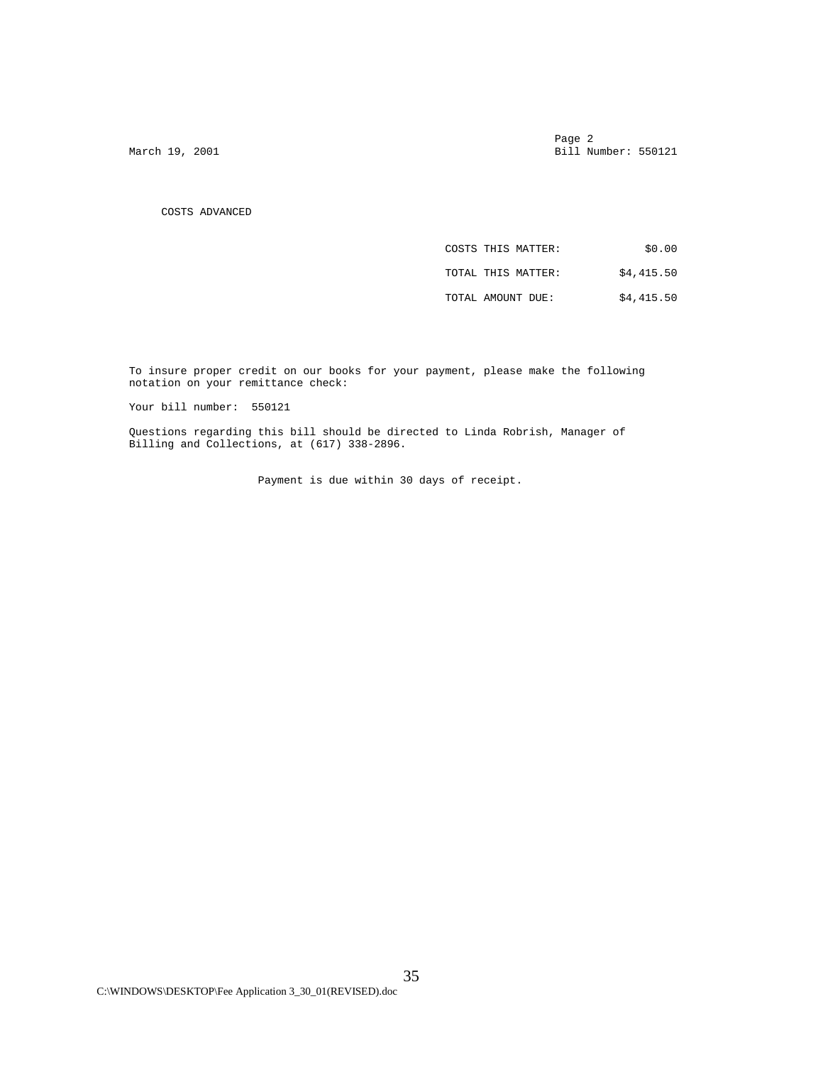March 19, 2001

Page 2
Bill Number: 550121

COSTS ADVANCED

| | |
|---|---|
| COSTS THIS MATTER: | $0.00 |
| TOTAL THIS MATTER: | $4,415.50 |
| TOTAL AMOUNT DUE: | $4,415.50 |

To insure proper credit on our books for your payment, please make the following notation on your remittance check:

Your bill number: 550121

Questions regarding this bill should be directed to Linda Robrish, Manager of Billing and Collections, at (617) 338-2896.

Payment is due within 30 days of receipt.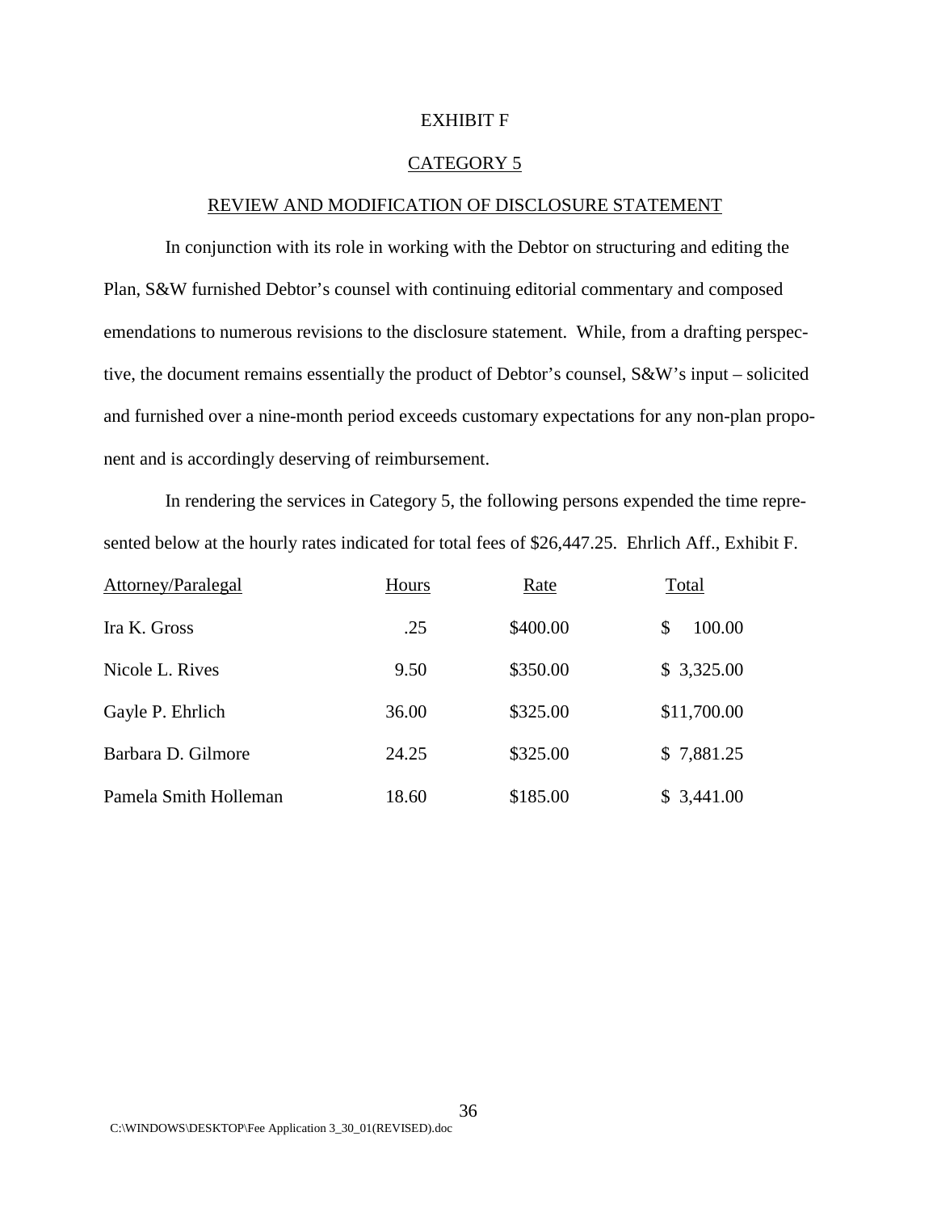# EXHIBIT F

## CATEGORY 5

### REVIEW AND MODIFICATION OF DISCLOSURE STATEMENT

In conjunction with its role in working with the Debtor on structuring and editing the Plan, S&W furnished Debtor's counsel with continuing editorial commentary and composed emendations to numerous revisions to the disclosure statement. While, from a drafting perspective, the document remains essentially the product of Debtor's counsel, S&W's input – solicited and furnished over a nine-month period exceeds customary expectations for any non-plan proponent and is accordingly deserving of reimbursement.

In rendering the services in Category 5, the following persons expended the time represented below at the hourly rates indicated for total fees of $26,447.25. Ehrlich Aff., Exhibit F.

| Attorney/Paralegal | Hours | Rate | Total |
|---|---|---|---|
| Ira K. Gross | .25 | $400.00 | $ 100.00 |
| Nicole L. Rives | 9.50 | $350.00 | $ 3,325.00 |
| Gayle P. Ehrlich | 36.00 | $325.00 | $11,700.00 |
| Barbara D. Gilmore | 24.25 | $325.00 | $ 7,881.25 |
| Pamela Smith Holleman | 18.60 | $185.00 | $ 3,441.00 |

C:\WINDOWS\DESKTOP\Fee Application 3_30_01(REVISED).doc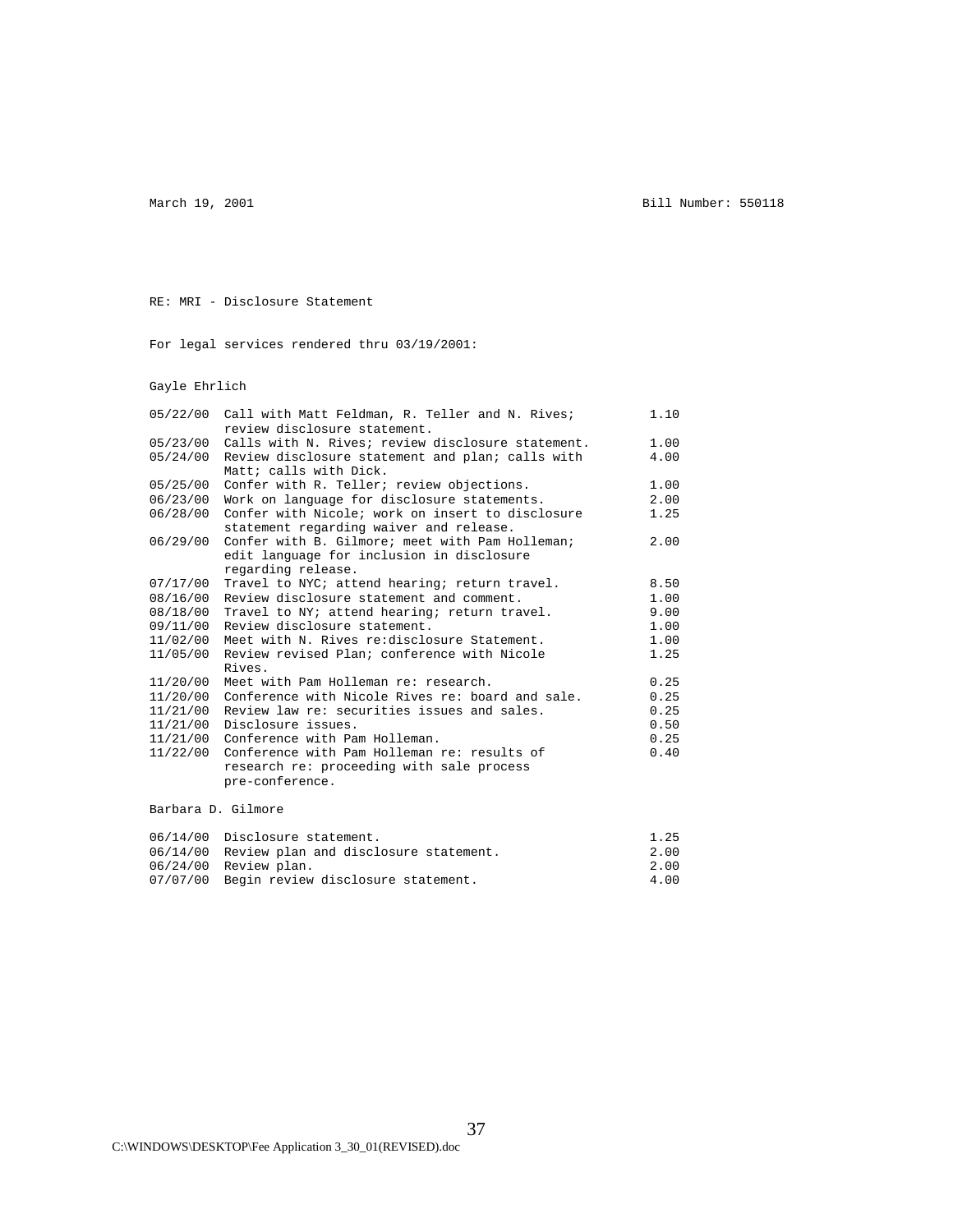March 19, 2001 Bill Number: 550118

RE: MRI - Disclosure Statement

For legal services rendered thru 03/19/2001:

Gayle Ehrlich

| Date | Description | Hours |
|---|---|---|
| 05/22/00 | Call with Matt Feldman, R. Teller and N. Rives; review disclosure statement. | 1.10 |
| 05/23/00 | Calls with N. Rives; review disclosure statement. | 1.00 |
| 05/24/00 | Review disclosure statement and plan; calls with Matt; calls with Dick. | 4.00 |
| 05/25/00 | Confer with R. Teller; review objections. | 1.00 |
| 06/23/00 | Work on language for disclosure statements. | 2.00 |
| 06/28/00 | Confer with Nicole; work on insert to disclosure statement regarding waiver and release. | 1.25 |
| 06/29/00 | Confer with B. Gilmore; meet with Pam Holleman; edit language for inclusion in disclosure regarding release. | 2.00 |
| 07/17/00 | Travel to NYC; attend hearing; return travel. | 8.50 |
| 08/16/00 | Review disclosure statement and comment. | 1.00 |
| 08/18/00 | Travel to NY; attend hearing; return travel. | 9.00 |
| 09/11/00 | Review disclosure statement. | 1.00 |
| 11/02/00 | Meet with N. Rives re:disclosure Statement. | 1.00 |
| 11/05/00 | Review revised Plan; conference with Nicole Rives. | 1.25 |
| 11/20/00 | Meet with Pam Holleman re: research. | 0.25 |
| 11/20/00 | Conference with Nicole Rives re: board and sale. | 0.25 |
| 11/21/00 | Review law re: securities issues and sales. | 0.25 |
| 11/21/00 | Disclosure issues. | 0.50 |
| 11/21/00 | Conference with Pam Holleman. | 0.25 |
| 11/22/00 | Conference with Pam Holleman re: results of research re: proceeding with sale process pre-conference. | 0.40 |

Barbara D. Gilmore

| Date | Description | Hours |
|---|---|---|
| 06/14/00 | Disclosure statement. | 1.25 |
| 06/14/00 | Review plan and disclosure statement. | 2.00 |
| 06/24/00 | Review plan. | 2.00 |
| 07/07/00 | Begin review disclosure statement. | 4.00 |

C:\WINDOWS\DESKTOP\Fee Application 3_30_01(REVISED).doc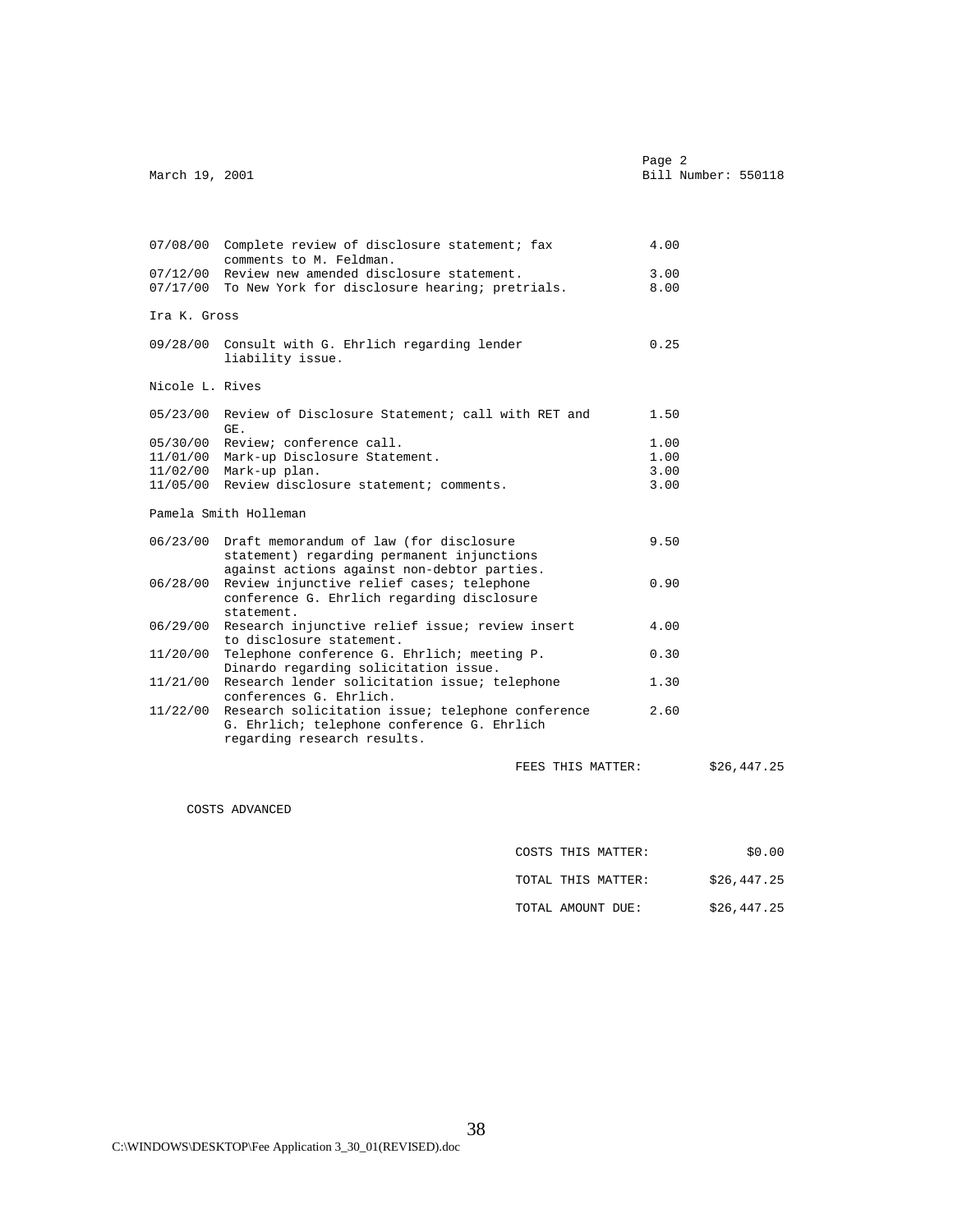March 19, 2001 — Page 2 — Bill Number: 550118

| Date | Description | Hours |
|---|---|---|
| 07/08/00 | Complete review of disclosure statement; fax comments to M. Feldman. | 4.00 |
| 07/12/00 | Review new amended disclosure statement. | 3.00 |
| 07/17/00 | To New York for disclosure hearing; pretrials. | 8.00 |

Ira K. Gross

| Date | Description | Hours |
|---|---|---|
| 09/28/00 | Consult with G. Ehrlich regarding lender liability issue. | 0.25 |

Nicole L. Rives

| Date | Description | Hours |
|---|---|---|
| 05/23/00 | Review of Disclosure Statement; call with RET and GE. | 1.50 |
| 05/30/00 | Review; conference call. | 1.00 |
| 11/01/00 | Mark-up Disclosure Statement. | 1.00 |
| 11/02/00 | Mark-up plan. | 3.00 |
| 11/05/00 | Review disclosure statement; comments. | 3.00 |

Pamela Smith Holleman

| Date | Description | Hours |
|---|---|---|
| 06/23/00 | Draft memorandum of law (for disclosure statement) regarding permanent injunctions against actions against non-debtor parties. | 9.50 |
| 06/28/00 | Review injunctive relief cases; telephone conference G. Ehrlich regarding disclosure statement. | 0.90 |
| 06/29/00 | Research injunctive relief issue; review insert to disclosure statement. | 4.00 |
| 11/20/00 | Telephone conference G. Ehrlich; meeting P. Dinardo regarding solicitation issue. | 0.30 |
| 11/21/00 | Research lender solicitation issue; telephone conferences G. Ehrlich. | 1.30 |
| 11/22/00 | Research solicitation issue; telephone conference G. Ehrlich; telephone conference G. Ehrlich regarding research results. | 2.60 |

FEES THIS MATTER: $26,447.25

COSTS ADVANCED

COSTS THIS MATTER: $0.00

TOTAL THIS MATTER: $26,447.25

TOTAL AMOUNT DUE: $26,447.25

C:\WINDOWS\DESKTOP\Fee Application 3_30_01(REVISED).doc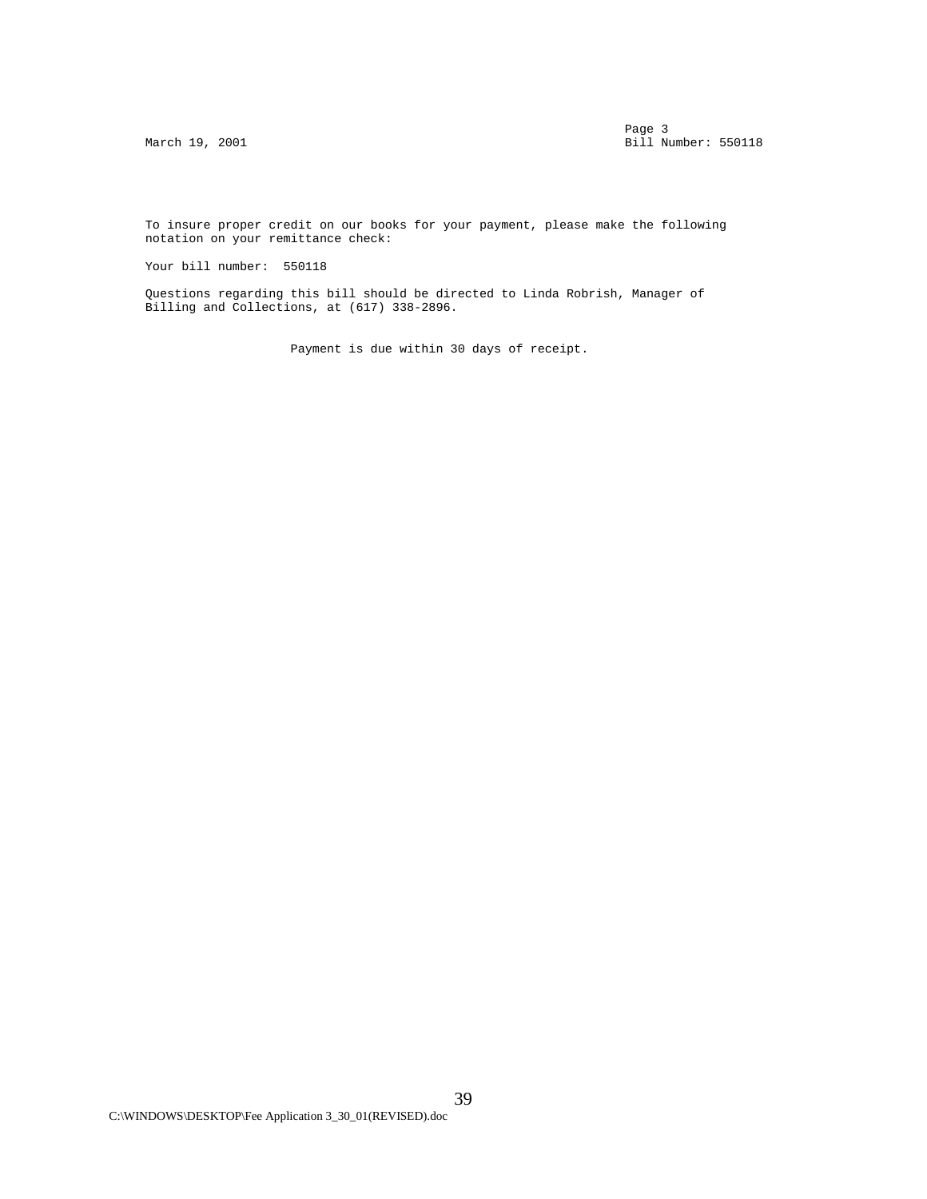March 19, 2001

Bill Number: 550118

To insure proper credit on our books for your payment, please make the following notation on your remittance check:

Your bill number: 550118

Questions regarding this bill should be directed to Linda Robrish, Manager of Billing and Collections, at (617) 338-2896.

Payment is due within 30 days of receipt.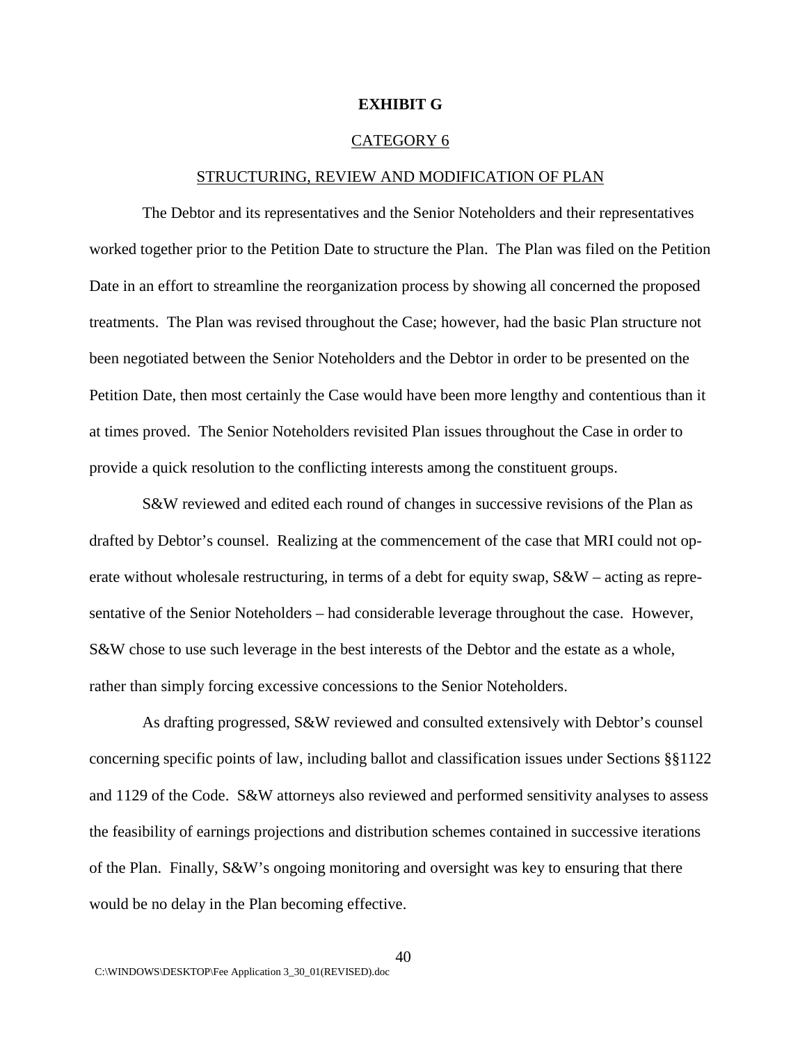# EXHIBIT G

## CATEGORY 6

## STRUCTURING, REVIEW AND MODIFICATION OF PLAN

The Debtor and its representatives and the Senior Noteholders and their representatives worked together prior to the Petition Date to structure the Plan. The Plan was filed on the Petition Date in an effort to streamline the reorganization process by showing all concerned the proposed treatments. The Plan was revised throughout the Case; however, had the basic Plan structure not been negotiated between the Senior Noteholders and the Debtor in order to be presented on the Petition Date, then most certainly the Case would have been more lengthy and contentious than it at times proved. The Senior Noteholders revisited Plan issues throughout the Case in order to provide a quick resolution to the conflicting interests among the constituent groups.

S&W reviewed and edited each round of changes in successive revisions of the Plan as drafted by Debtor's counsel. Realizing at the commencement of the case that MRI could not operate without wholesale restructuring, in terms of a debt for equity swap, S&W – acting as representative of the Senior Noteholders – had considerable leverage throughout the case. However, S&W chose to use such leverage in the best interests of the Debtor and the estate as a whole, rather than simply forcing excessive concessions to the Senior Noteholders.

As drafting progressed, S&W reviewed and consulted extensively with Debtor's counsel concerning specific points of law, including ballot and classification issues under Sections §§1122 and 1129 of the Code. S&W attorneys also reviewed and performed sensitivity analyses to assess the feasibility of earnings projections and distribution schemes contained in successive iterations of the Plan. Finally, S&W's ongoing monitoring and oversight was key to ensuring that there would be no delay in the Plan becoming effective.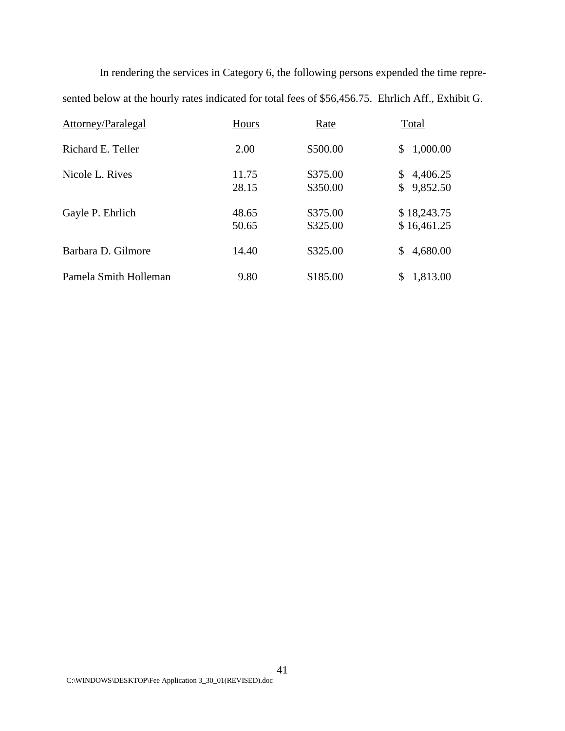In rendering the services in Category 6, the following persons expended the time represented below at the hourly rates indicated for total fees of $56,456.75. Ehrlich Aff., Exhibit G.

| Attorney/Paralegal | Hours | Rate | Total |
|---|---|---|---|
| Richard E. Teller | 2.00 | $500.00 | $ 1,000.00 |
| Nicole L. Rives | 11.75 | $375.00 | $ 4,406.25 |
| | 28.15 | $350.00 | $ 9,852.50 |
| Gayle P. Ehrlich | 48.65 | $375.00 | $ 18,243.75 |
| | 50.65 | $325.00 | $ 16,461.25 |
| Barbara D. Gilmore | 14.40 | $325.00 | $ 4,680.00 |
| Pamela Smith Holleman | 9.80 | $185.00 | $ 1,813.00 |

C:\WINDOWS\DESKTOP\Fee Application 3_30_01(REVISED).doc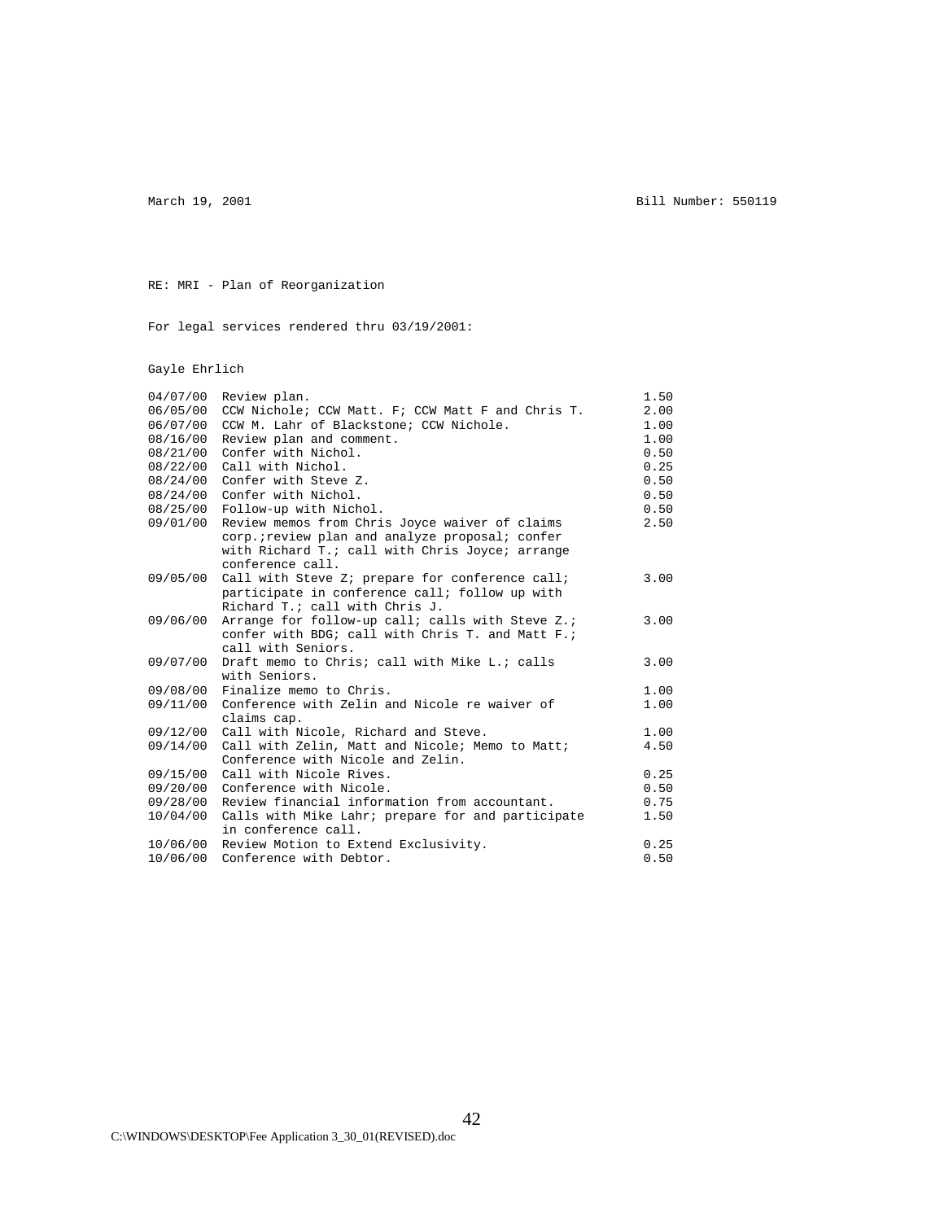March 19, 2001 Bill Number: 550119

RE: MRI - Plan of Reorganization

For legal services rendered thru 03/19/2001:

Gayle Ehrlich

| Date | Description | Hours |
|---|---|---|
| 04/07/00 | Review plan. | 1.50 |
| 06/05/00 | CCW Nichole; CCW Matt. F; CCW Matt F and Chris T. | 2.00 |
| 06/07/00 | CCW M. Lahr of Blackstone; CCW Nichole. | 1.00 |
| 08/16/00 | Review plan and comment. | 1.00 |
| 08/21/00 | Confer with Nichol. | 0.50 |
| 08/22/00 | Call with Nichol. | 0.25 |
| 08/24/00 | Confer with Steve Z. | 0.50 |
| 08/24/00 | Confer with Nichol. | 0.50 |
| 08/25/00 | Follow-up with Nichol. | 0.50 |
| 09/01/00 | Review memos from Chris Joyce waiver of claims corp.;review plan and analyze proposal; confer with Richard T.; call with Chris Joyce; arrange conference call. | 2.50 |
| 09/05/00 | Call with Steve Z; prepare for conference call; participate in conference call; follow up with Richard T.; call with Chris J. | 3.00 |
| 09/06/00 | Arrange for follow-up call; calls with Steve Z.; confer with BDG; call with Chris T. and Matt F.; call with Seniors. | 3.00 |
| 09/07/00 | Draft memo to Chris; call with Mike L.; calls with Seniors. | 3.00 |
| 09/08/00 | Finalize memo to Chris. | 1.00 |
| 09/11/00 | Conference with Zelin and Nicole re waiver of claims cap. | 1.00 |
| 09/12/00 | Call with Nicole, Richard and Steve. | 1.00 |
| 09/14/00 | Call with Zelin, Matt and Nicole; Memo to Matt; Conference with Nicole and Zelin. | 4.50 |
| 09/15/00 | Call with Nicole Rives. | 0.25 |
| 09/20/00 | Conference with Nicole. | 0.50 |
| 09/28/00 | Review financial information from accountant. | 0.75 |
| 10/04/00 | Calls with Mike Lahr; prepare for and participate in conference call. | 1.50 |
| 10/06/00 | Review Motion to Extend Exclusivity. | 0.25 |
| 10/06/00 | Conference with Debtor. | 0.50 |

C:\WINDOWS\DESKTOP\Fee Application 3_30_01(REVISED).doc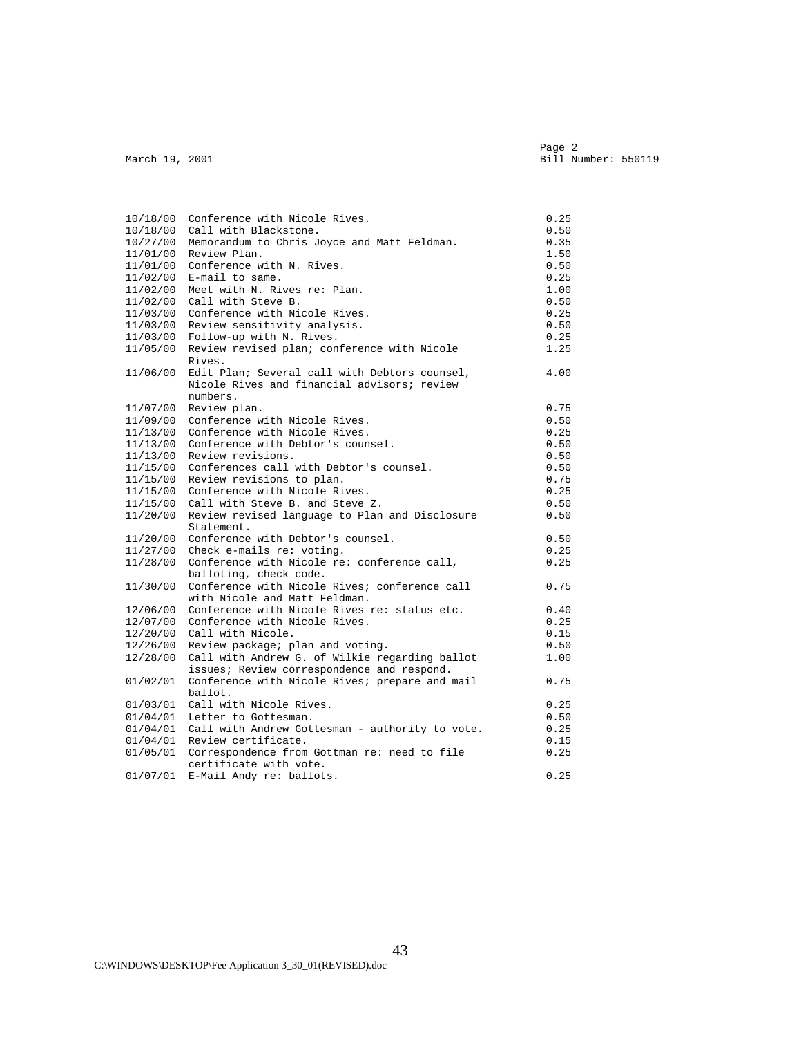March 19, 2001 | Bill Number: 550119

| Date | Description | Hours |
|---|---|---|
| 10/18/00 | Conference with Nicole Rives. | 0.25 |
| 10/18/00 | Call with Blackstone. | 0.50 |
| 10/27/00 | Memorandum to Chris Joyce and Matt Feldman. | 0.35 |
| 11/01/00 | Review Plan. | 1.50 |
| 11/01/00 | Conference with N. Rives. | 0.50 |
| 11/02/00 | E-mail to same. | 0.25 |
| 11/02/00 | Meet with N. Rives re: Plan. | 1.00 |
| 11/02/00 | Call with Steve B. | 0.50 |
| 11/03/00 | Conference with Nicole Rives. | 0.25 |
| 11/03/00 | Review sensitivity analysis. | 0.50 |
| 11/03/00 | Follow-up with N. Rives. | 0.25 |
| 11/05/00 | Review revised plan; conference with Nicole Rives. | 1.25 |
| 11/06/00 | Edit Plan; Several call with Debtors counsel, Nicole Rives and financial advisors; review numbers. | 4.00 |
| 11/07/00 | Review plan. | 0.75 |
| 11/09/00 | Conference with Nicole Rives. | 0.50 |
| 11/13/00 | Conference with Nicole Rives. | 0.25 |
| 11/13/00 | Conference with Debtor's counsel. | 0.50 |
| 11/13/00 | Review revisions. | 0.50 |
| 11/15/00 | Conferences call with Debtor's counsel. | 0.50 |
| 11/15/00 | Review revisions to plan. | 0.75 |
| 11/15/00 | Conference with Nicole Rives. | 0.25 |
| 11/15/00 | Call with Steve B. and Steve Z. | 0.50 |
| 11/20/00 | Review revised language to Plan and Disclosure Statement. | 0.50 |
| 11/20/00 | Conference with Debtor's counsel. | 0.50 |
| 11/27/00 | Check e-mails re: voting. | 0.25 |
| 11/28/00 | Conference with Nicole re: conference call, balloting, check code. | 0.25 |
| 11/30/00 | Conference with Nicole Rives; conference call with Nicole and Matt Feldman. | 0.75 |
| 12/06/00 | Conference with Nicole Rives re: status etc. | 0.40 |
| 12/07/00 | Conference with Nicole Rives. | 0.25 |
| 12/20/00 | Call with Nicole. | 0.15 |
| 12/26/00 | Review package; plan and voting. | 0.50 |
| 12/28/00 | Call with Andrew G. of Wilkie regarding ballot issues; Review correspondence and respond. | 1.00 |
| 01/02/01 | Conference with Nicole Rives; prepare and mail ballot. | 0.75 |
| 01/03/01 | Call with Nicole Rives. | 0.25 |
| 01/04/01 | Letter to Gottesman. | 0.50 |
| 01/04/01 | Call with Andrew Gottesman - authority to vote. | 0.25 |
| 01/04/01 | Review certificate. | 0.15 |
| 01/05/01 | Correspondence from Gottman re: need to file certificate with vote. | 0.25 |
| 01/07/01 | E-Mail Andy re: ballots. | 0.25 |

C:\WINDOWS\DESKTOP\Fee Application 3_30_01(REVISED).doc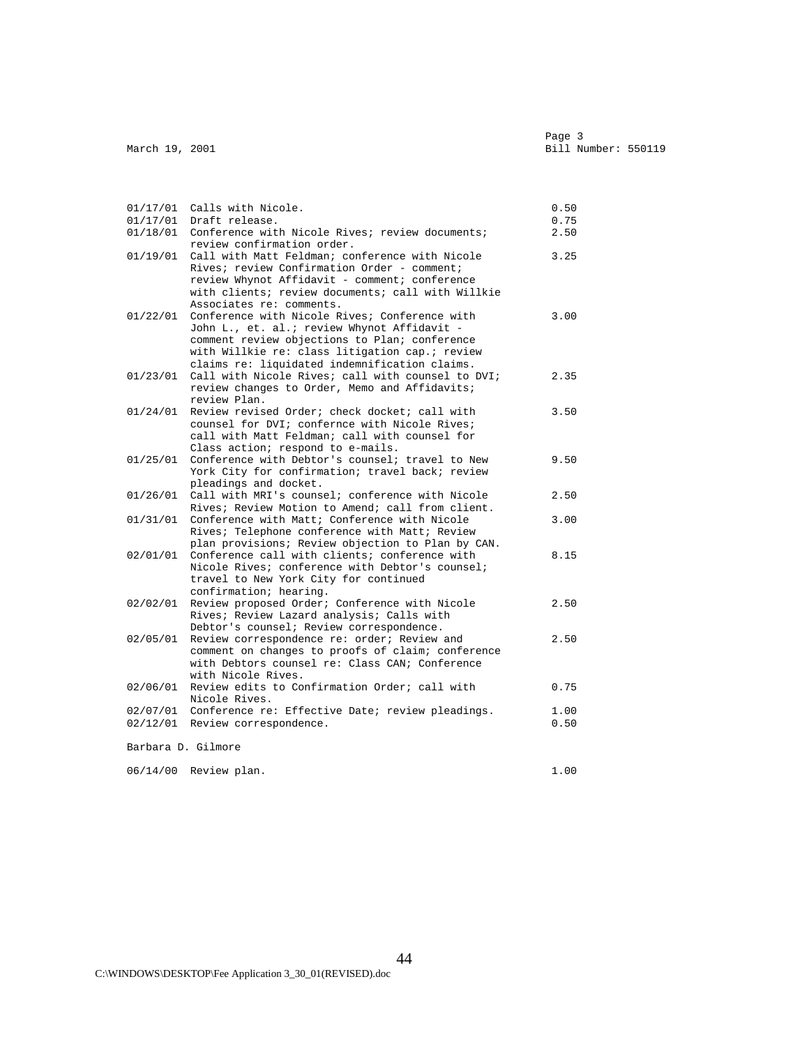March 19, 2001 | Page 3 | Bill Number: 550119

| Date | Description | Hours |
|---|---|---|
| 01/17/01 | Calls with Nicole. | 0.50 |
| 01/17/01 | Draft release. | 0.75 |
| 01/18/01 | Conference with Nicole Rives; review documents; review confirmation order. | 2.50 |
| 01/19/01 | Call with Matt Feldman; conference with Nicole Rives; review Confirmation Order - comment; review Whynot Affidavit - comment; conference with clients; review documents; call with Willkie Associates re: comments. | 3.25 |
| 01/22/01 | Conference with Nicole Rives; Conference with John L., et. al.; review Whynot Affidavit - comment review objections to Plan; conference with Willkie re: class litigation cap.; review claims re: liquidated indemnification claims. | 3.00 |
| 01/23/01 | Call with Nicole Rives; call with counsel to DVI; review changes to Order, Memo and Affidavits; review Plan. | 2.35 |
| 01/24/01 | Review revised Order; check docket; call with counsel for DVI; confernce with Nicole Rives; call with Matt Feldman; call with counsel for Class action; respond to e-mails. | 3.50 |
| 01/25/01 | Conference with Debtor's counsel; travel to New York City for confirmation; travel back; review pleadings and docket. | 9.50 |
| 01/26/01 | Call with MRI's counsel; conference with Nicole Rives; Review Motion to Amend; call from client. | 2.50 |
| 01/31/01 | Conference with Matt; Conference with Nicole Rives; Telephone conference with Matt; Review plan provisions; Review objection to Plan by CAN. | 3.00 |
| 02/01/01 | Conference call with clients; conference with Nicole Rives; conference with Debtor's counsel; travel to New York City for continued confirmation; hearing. | 8.15 |
| 02/02/01 | Review proposed Order; Conference with Nicole Rives; Review Lazard analysis; Calls with Debtor's counsel; Review correspondence. | 2.50 |
| 02/05/01 | Review correspondence re: order; Review and comment on changes to proofs of claim; conference with Debtors counsel re: Class CAN; Conference with Nicole Rives. | 2.50 |
| 02/06/01 | Review edits to Confirmation Order; call with Nicole Rives. | 0.75 |
| 02/07/01 | Conference re: Effective Date; review pleadings. | 1.00 |
| 02/12/01 | Review correspondence. | 0.50 |

Barbara D. Gilmore

| Date | Description | Hours |
|---|---|---|
| 06/14/00 | Review plan. | 1.00 |

C:\WINDOWS\DESKTOP\Fee Application 3_30_01(REVISED).doc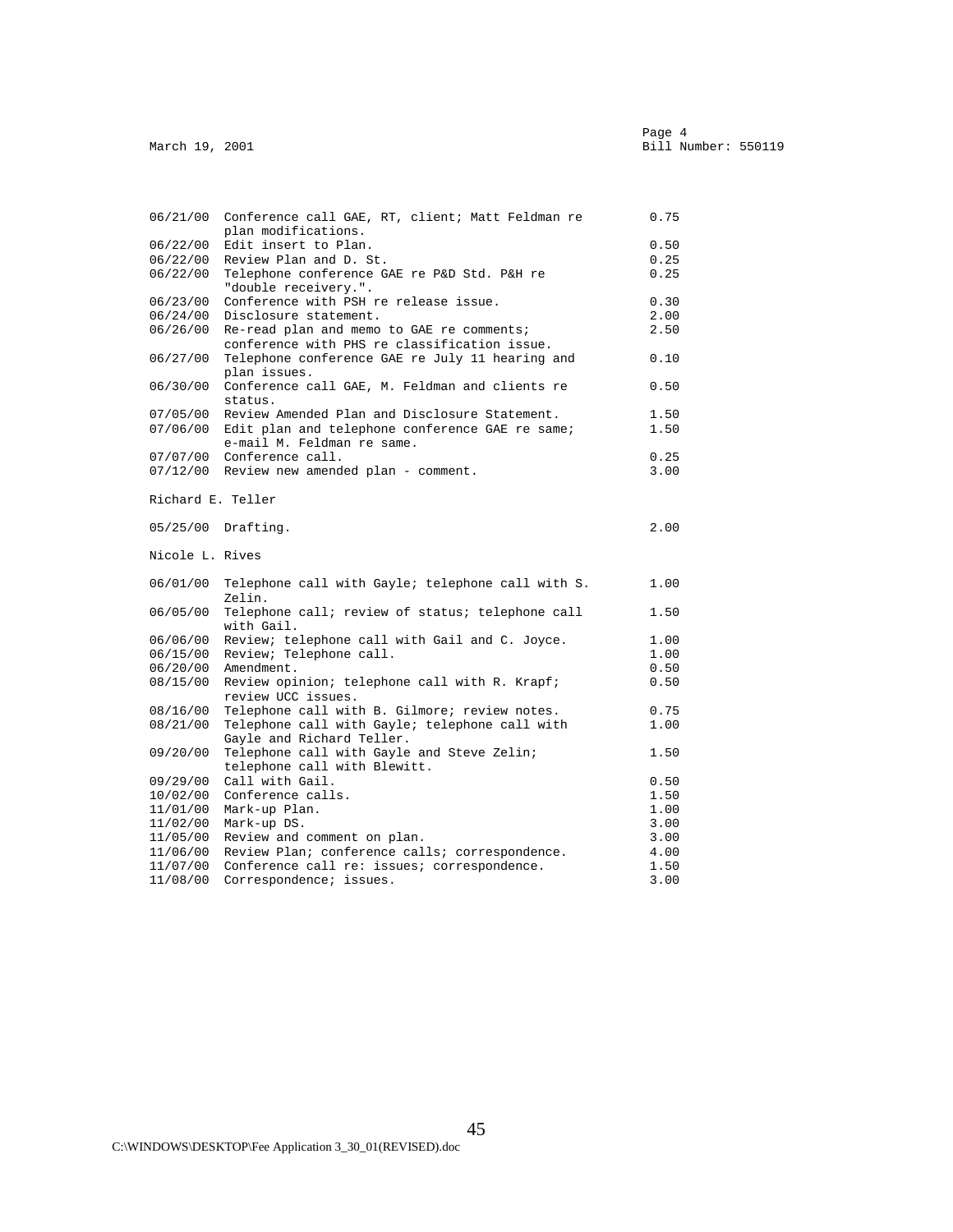March 19, 2001 Bill Number: 550119

| | | |
|---|---|---|
| 06/21/00 | Conference call GAE, RT, client; Matt Feldman re plan modifications. | 0.75 |
| 06/22/00 | Edit insert to Plan. | 0.50 |
| 06/22/00 | Review Plan and D. St. | 0.25 |
| 06/22/00 | Telephone conference GAE re P&D Std. P&H re "double receivery.". | 0.25 |
| 06/23/00 | Conference with PSH re release issue. | 0.30 |
| 06/24/00 | Disclosure statement. | 2.00 |
| 06/26/00 | Re-read plan and memo to GAE re comments; conference with PHS re classification issue. | 2.50 |
| 06/27/00 | Telephone conference GAE re July 11 hearing and plan issues. | 0.10 |
| 06/30/00 | Conference call GAE, M. Feldman and clients re status. | 0.50 |
| 07/05/00 | Review Amended Plan and Disclosure Statement. | 1.50 |
| 07/06/00 | Edit plan and telephone conference GAE re same; e-mail M. Feldman re same. | 1.50 |
| 07/07/00 | Conference call. | 0.25 |
| 07/12/00 | Review new amended plan - comment. | 3.00 |

Richard E. Teller

| | | |
|---|---|---|
| 05/25/00 | Drafting. | 2.00 |

Nicole L. Rives

| | | |
|---|---|---|
| 06/01/00 | Telephone call with Gayle; telephone call with S. Zelin. | 1.00 |
| 06/05/00 | Telephone call; review of status; telephone call with Gail. | 1.50 |
| 06/06/00 | Review; telephone call with Gail and C. Joyce. | 1.00 |
| 06/15/00 | Review; Telephone call. | 1.00 |
| 06/20/00 | Amendment. | 0.50 |
| 08/15/00 | Review opinion; telephone call with R. Krapf; review UCC issues. | 0.50 |
| 08/16/00 | Telephone call with B. Gilmore; review notes. | 0.75 |
| 08/21/00 | Telephone call with Gayle; telephone call with Gayle and Richard Teller. | 1.00 |
| 09/20/00 | Telephone call with Gayle and Steve Zelin; telephone call with Blewitt. | 1.50 |
| 09/29/00 | Call with Gail. | 0.50 |
| 10/02/00 | Conference calls. | 1.50 |
| 11/01/00 | Mark-up Plan. | 1.00 |
| 11/02/00 | Mark-up DS. | 3.00 |
| 11/05/00 | Review and comment on plan. | 3.00 |
| 11/06/00 | Review Plan; conference calls; correspondence. | 4.00 |
| 11/07/00 | Conference call re: issues; correspondence. | 1.50 |
| 11/08/00 | Correspondence; issues. | 3.00 |

C:\WINDOWS\DESKTOP\Fee Application 3_30_01(REVISED).doc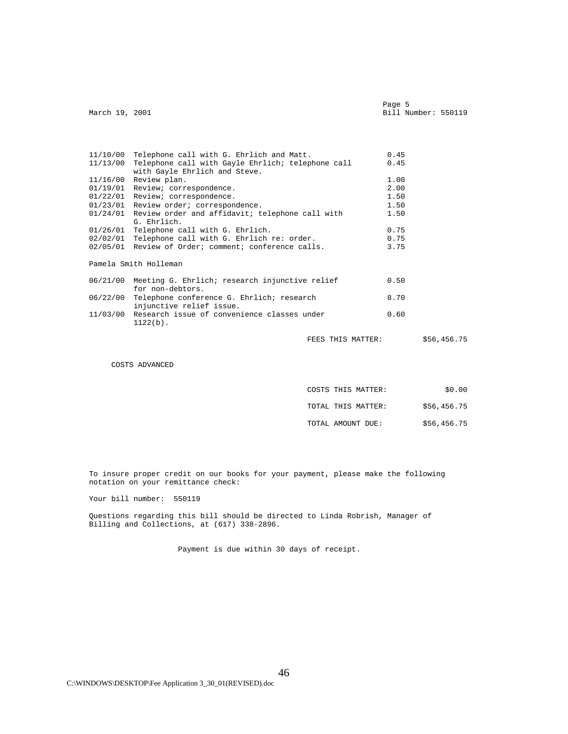March 19, 2001 | Page 5 | Bill Number: 550119

| Date | Description | Hours |
|---|---|---|
| 11/10/00 | Telephone call with G. Ehrlich and Matt. | 0.45 |
| 11/13/00 | Telephone call with Gayle Ehrlich; telephone call with Gayle Ehrlich and Steve. | 0.45 |
| 11/16/00 | Review plan. | 1.00 |
| 01/19/01 | Review; correspondence. | 2.00 |
| 01/22/01 | Review; correspondence. | 1.50 |
| 01/23/01 | Review order; correspondence. | 1.50 |
| 01/24/01 | Review order and affidavit; telephone call with G. Ehrlich. | 1.50 |
| 01/26/01 | Telephone call with G. Ehrlich. | 0.75 |
| 02/02/01 | Telephone call with G. Ehrlich re: order. | 0.75 |
| 02/05/01 | Review of Order; comment; conference calls. | 3.75 |

Pamela Smith Holleman

| Date | Description | Hours |
|---|---|---|
| 06/21/00 | Meeting G. Ehrlich; research injunctive relief for non-debtors. | 0.50 |
| 06/22/00 | Telephone conference G. Ehrlich; research injunctive relief issue. | 8.70 |
| 11/03/00 | Research issue of convenience classes under 1122(b). | 0.60 |

FEES THIS MATTER: $56,456.75

COSTS ADVANCED

COSTS THIS MATTER: $0.00

TOTAL THIS MATTER: $56,456.75

TOTAL AMOUNT DUE: $56,456.75

To insure proper credit on our books for your payment, please make the following notation on your remittance check:

Your bill number: 550119

Questions regarding this bill should be directed to Linda Robrish, Manager of Billing and Collections, at (617) 338-2896.

Payment is due within 30 days of receipt.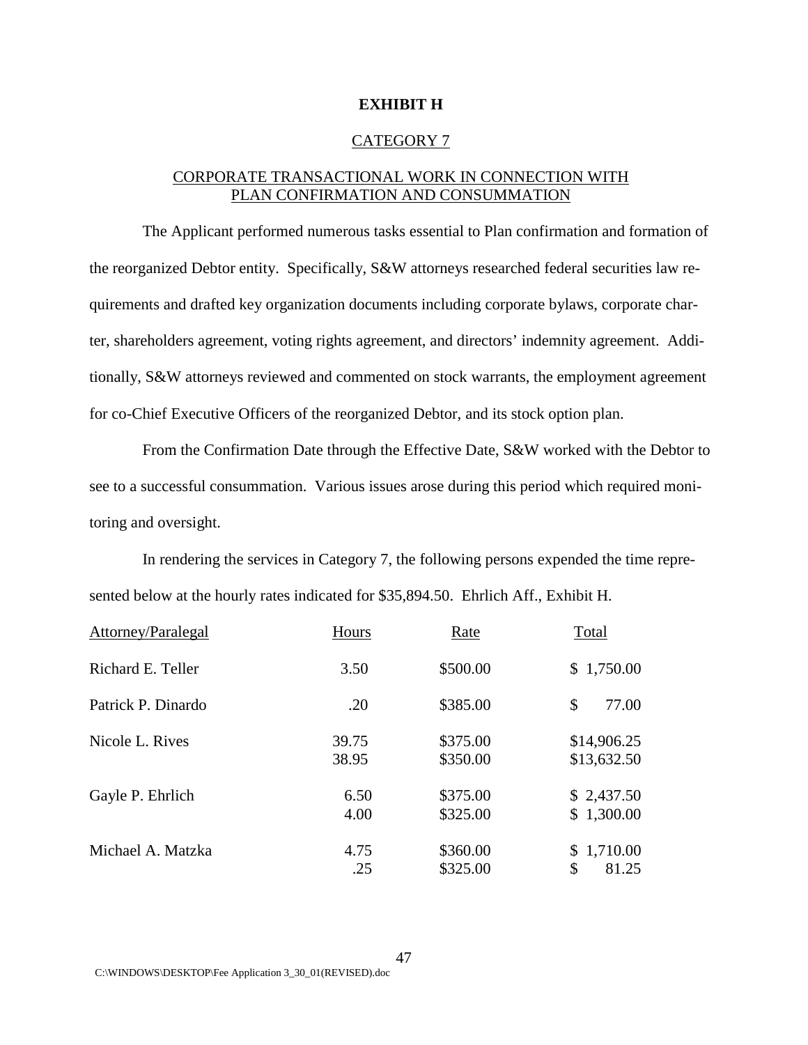**EXHIBIT H**

CATEGORY 7

CORPORATE TRANSACTIONAL WORK IN CONNECTION WITH PLAN CONFIRMATION AND CONSUMMATION

The Applicant performed numerous tasks essential to Plan confirmation and formation of the reorganized Debtor entity. Specifically, S&W attorneys researched federal securities law requirements and drafted key organization documents including corporate bylaws, corporate charter, shareholders agreement, voting rights agreement, and directors' indemnity agreement. Additionally, S&W attorneys reviewed and commented on stock warrants, the employment agreement for co-Chief Executive Officers of the reorganized Debtor, and its stock option plan.

From the Confirmation Date through the Effective Date, S&W worked with the Debtor to see to a successful consummation. Various issues arose during this period which required monitoring and oversight.

In rendering the services in Category 7, the following persons expended the time represented below at the hourly rates indicated for $35,894.50. Ehrlich Aff., Exhibit H.

| Attorney/Paralegal | Hours | Rate | Total |
|---|---|---|---|
| Richard E. Teller | 3.50 | $500.00 | $ 1,750.00 |
| Patrick P. Dinardo | .20 | $385.00 | $ 77.00 |
| Nicole L. Rives | 39.75 | $375.00 | $14,906.25 |
| | 38.95 | $350.00 | $13,632.50 |
| Gayle P. Ehrlich | 6.50 | $375.00 | $ 2,437.50 |
| | 4.00 | $325.00 | $ 1,300.00 |
| Michael A. Matzka | 4.75 | $360.00 | $ 1,710.00 |
| | .25 | $325.00 | $ 81.25 |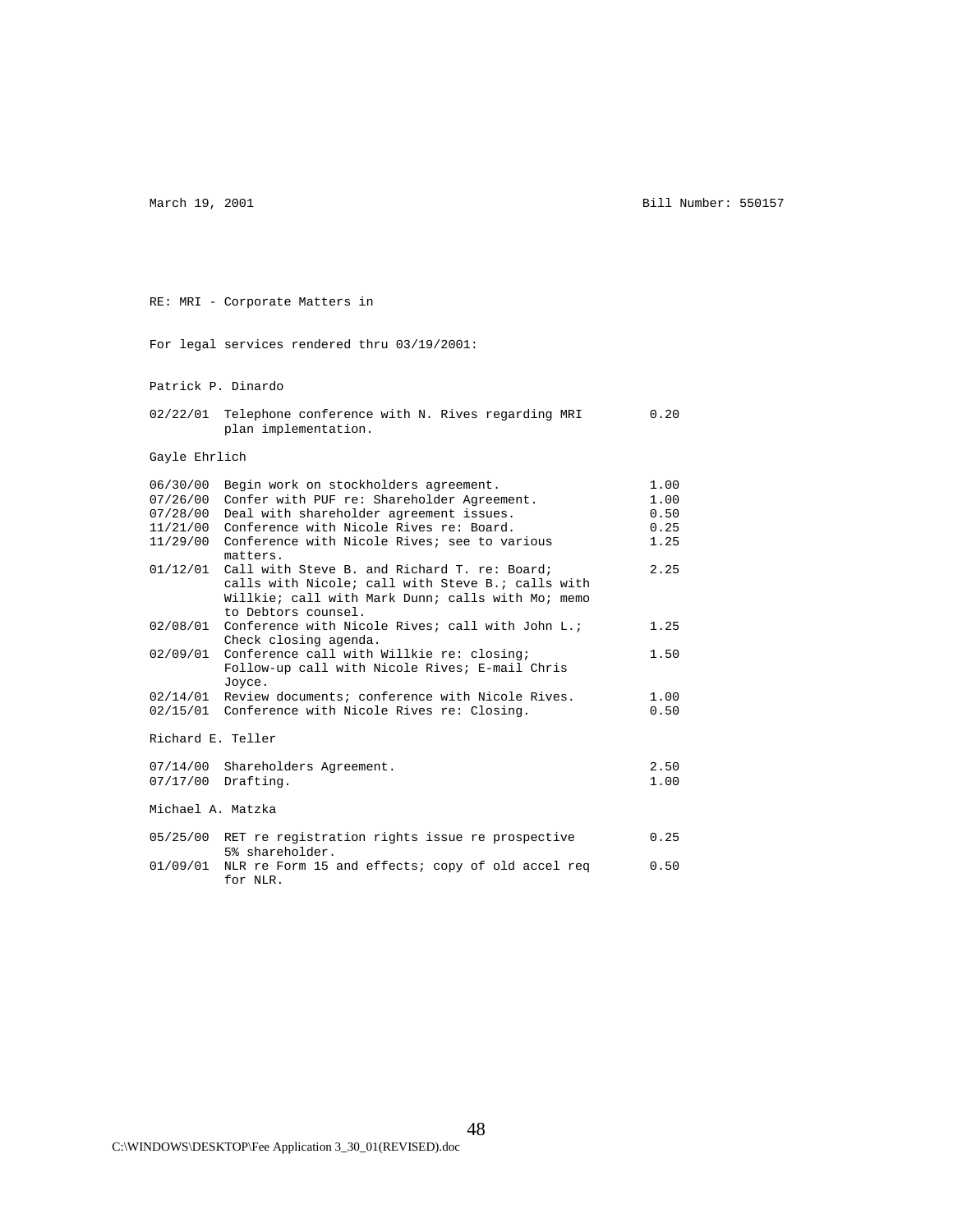March 19, 2001 Bill Number: 550157

RE: MRI - Corporate Matters in

For legal services rendered thru 03/19/2001:

Patrick P. Dinardo

| Date | Description | Hours |
|---|---|---|
| 02/22/01 | Telephone conference with N. Rives regarding MRI plan implementation. | 0.20 |

Gayle Ehrlich

| Date | Description | Hours |
|---|---|---|
| 06/30/00 | Begin work on stockholders agreement. | 1.00 |
| 07/26/00 | Confer with PUF re: Shareholder Agreement. | 1.00 |
| 07/28/00 | Deal with shareholder agreement issues. | 0.50 |
| 11/21/00 | Conference with Nicole Rives re: Board. | 0.25 |
| 11/29/00 | Conference with Nicole Rives; see to various matters. | 1.25 |
| 01/12/01 | Call with Steve B. and Richard T. re: Board; calls with Nicole; call with Steve B.; calls with Willkie; call with Mark Dunn; calls with Mo; memo to Debtors counsel. | 2.25 |
| 02/08/01 | Conference with Nicole Rives; call with John L.; Check closing agenda. | 1.25 |
| 02/09/01 | Conference call with Willkie re: closing; Follow-up call with Nicole Rives; E-mail Chris Joyce. | 1.50 |
| 02/14/01 | Review documents; conference with Nicole Rives. | 1.00 |
| 02/15/01 | Conference with Nicole Rives re: Closing. | 0.50 |

Richard E. Teller

| Date | Description | Hours |
|---|---|---|
| 07/14/00 | Shareholders Agreement. | 2.50 |
| 07/17/00 | Drafting. | 1.00 |

Michael A. Matzka

| Date | Description | Hours |
|---|---|---|
| 05/25/00 | RET re registration rights issue re prospective 5% shareholder. | 0.25 |
| 01/09/01 | NLR re Form 15 and effects; copy of old accel req for NLR. | 0.50 |

C:\WINDOWS\DESKTOP\Fee Application 3_30_01(REVISED).doc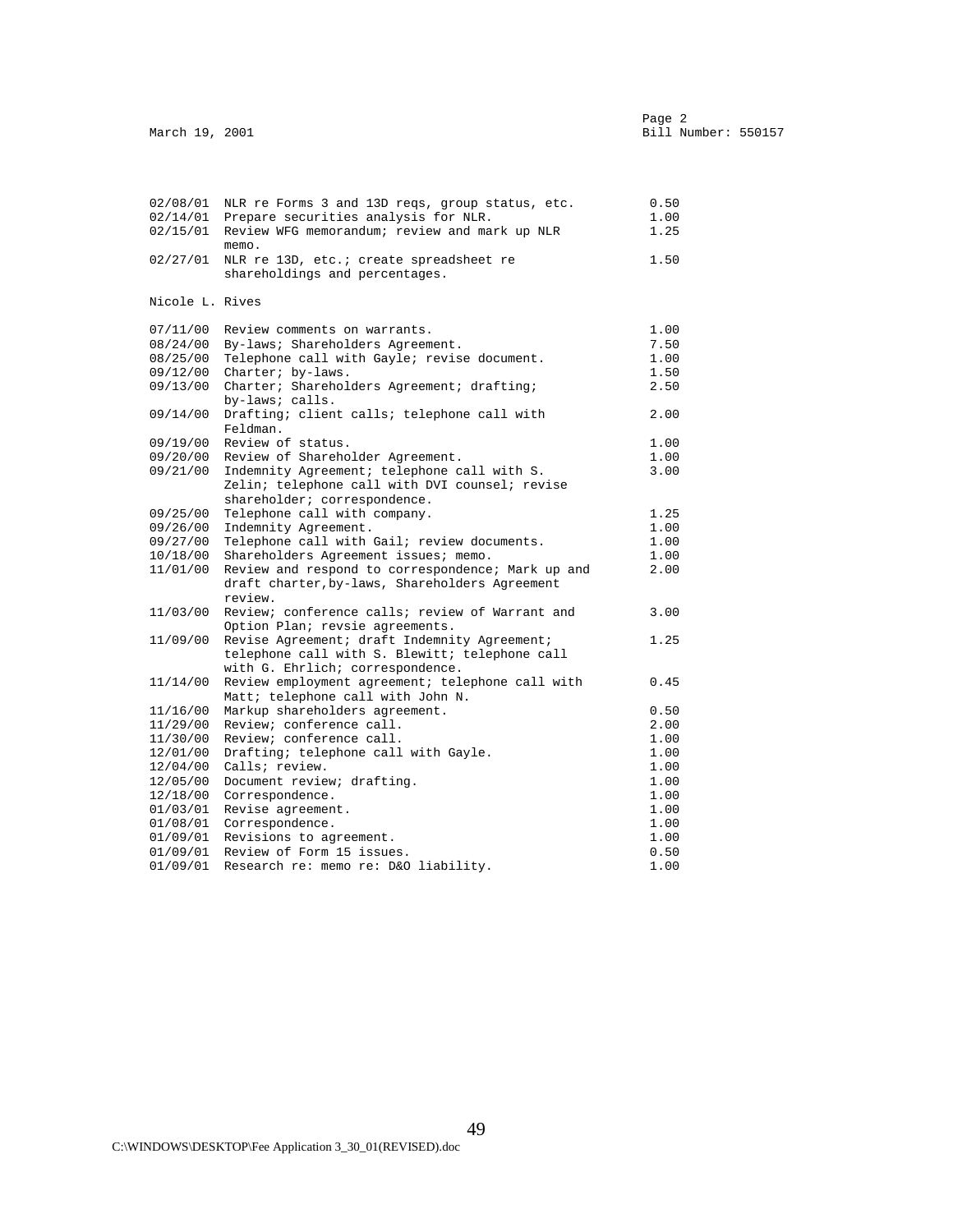March 19, 2001 | Page 2 | Bill Number: 550157

| Date | Description | Hours |
|---|---|---|
| 02/08/01 | NLR re Forms 3 and 13D reqs, group status, etc. | 0.50 |
| 02/14/01 | Prepare securities analysis for NLR. | 1.00 |
| 02/15/01 | Review WFG memorandum; review and mark up NLR memo. | 1.25 |
| 02/27/01 | NLR re 13D, etc.; create spreadsheet re shareholdings and percentages. | 1.50 |

Nicole L. Rives

| Date | Description | Hours |
|---|---|---|
| 07/11/00 | Review comments on warrants. | 1.00 |
| 08/24/00 | By-laws; Shareholders Agreement. | 7.50 |
| 08/25/00 | Telephone call with Gayle; revise document. | 1.00 |
| 09/12/00 | Charter; by-laws. | 1.50 |
| 09/13/00 | Charter; Shareholders Agreement; drafting; by-laws; calls. | 2.50 |
| 09/14/00 | Drafting; client calls; telephone call with Feldman. | 2.00 |
| 09/19/00 | Review of status. | 1.00 |
| 09/20/00 | Review of Shareholder Agreement. | 1.00 |
| 09/21/00 | Indemnity Agreement; telephone call with S. Zelin; telephone call with DVI counsel; revise shareholder; correspondence. | 3.00 |
| 09/25/00 | Telephone call with company. | 1.25 |
| 09/26/00 | Indemnity Agreement. | 1.00 |
| 09/27/00 | Telephone call with Gail; review documents. | 1.00 |
| 10/18/00 | Shareholders Agreement issues; memo. | 1.00 |
| 11/01/00 | Review and respond to correspondence; Mark up and draft charter,by-laws, Shareholders Agreement review. | 2.00 |
| 11/03/00 | Review; conference calls; review of Warrant and Option Plan; revsie agreements. | 3.00 |
| 11/09/00 | Revise Agreement; draft Indemnity Agreement; telephone call with S. Blewitt; telephone call with G. Ehrlich; correspondence. | 1.25 |
| 11/14/00 | Review employment agreement; telephone call with Matt; telephone call with John N. | 0.45 |
| 11/16/00 | Markup shareholders agreement. | 0.50 |
| 11/29/00 | Review; conference call. | 2.00 |
| 11/30/00 | Review; conference call. | 1.00 |
| 12/01/00 | Drafting; telephone call with Gayle. | 1.00 |
| 12/04/00 | Calls; review. | 1.00 |
| 12/05/00 | Document review; drafting. | 1.00 |
| 12/18/00 | Correspondence. | 1.00 |
| 01/03/01 | Revise agreement. | 1.00 |
| 01/08/01 | Correspondence. | 1.00 |
| 01/09/01 | Revisions to agreement. | 1.00 |
| 01/09/01 | Review of Form 15 issues. | 0.50 |
| 01/09/01 | Research re: memo re: D&O liability. | 1.00 |

C:\WINDOWS\DESKTOP\Fee Application 3_30_01(REVISED).doc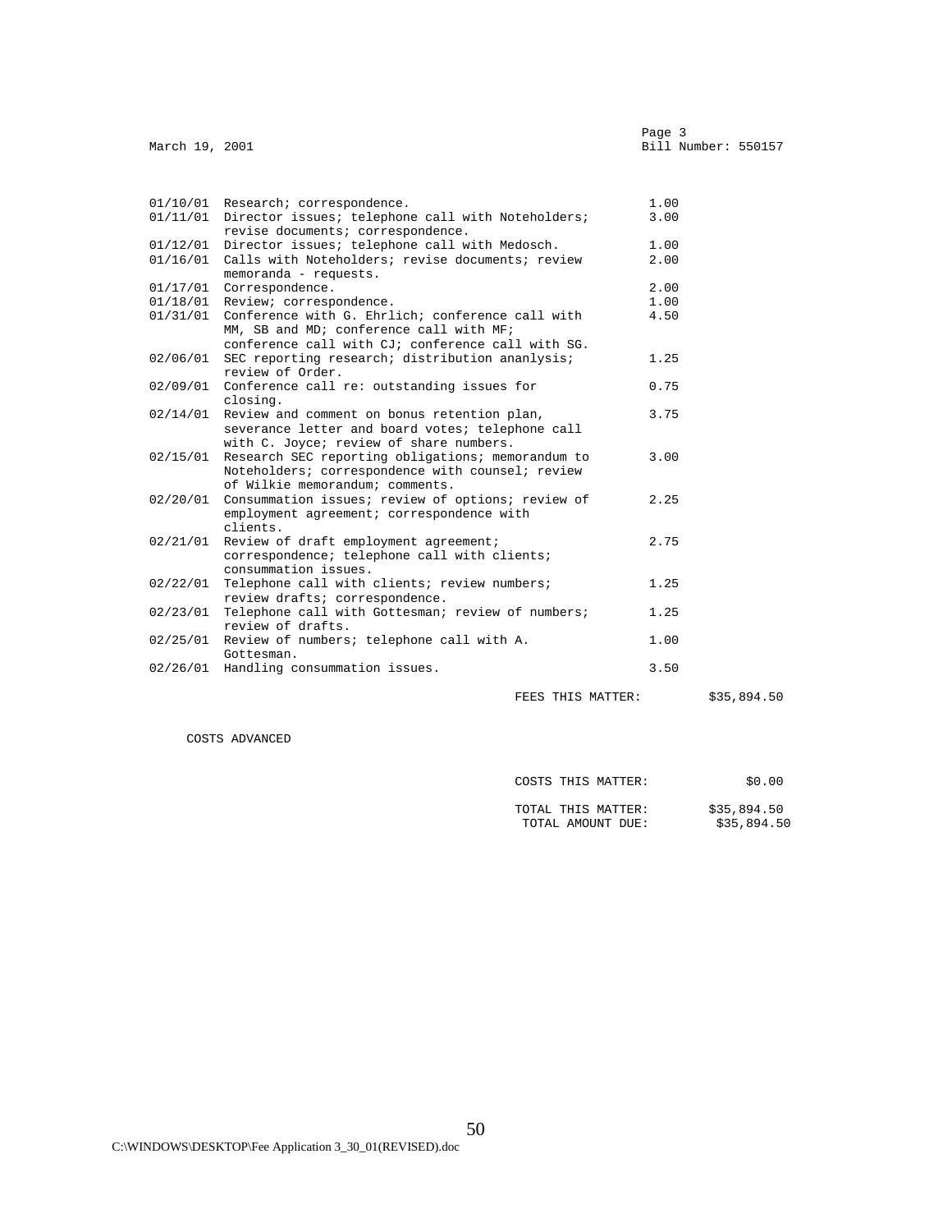March 19, 2001 | Bill Number: 550157

| Date | Description | Hours |
|---|---|---|
| 01/10/01 | Research; correspondence. | 1.00 |
| 01/11/01 | Director issues; telephone call with Noteholders; revise documents; correspondence. | 3.00 |
| 01/12/01 | Director issues; telephone call with Medosch. | 1.00 |
| 01/16/01 | Calls with Noteholders; revise documents; review memoranda - requests. | 2.00 |
| 01/17/01 | Correspondence. | 2.00 |
| 01/18/01 | Review; correspondence. | 1.00 |
| 01/31/01 | Conference with G. Ehrlich; conference call with MM, SB and MD; conference call with MF; conference call with CJ; conference call with SG. | 4.50 |
| 02/06/01 | SEC reporting research; distribution ananlysis; review of Order. | 1.25 |
| 02/09/01 | Conference call re: outstanding issues for closing. | 0.75 |
| 02/14/01 | Review and comment on bonus retention plan, severance letter and board votes; telephone call with C. Joyce; review of share numbers. | 3.75 |
| 02/15/01 | Research SEC reporting obligations; memorandum to Noteholders; correspondence with counsel; review of Wilkie memorandum; comments. | 3.00 |
| 02/20/01 | Consummation issues; review of options; review of employment agreement; correspondence with clients. | 2.25 |
| 02/21/01 | Review of draft employment agreement; correspondence; telephone call with clients; consummation issues. | 2.75 |
| 02/22/01 | Telephone call with clients; review numbers; review drafts; correspondence. | 1.25 |
| 02/23/01 | Telephone call with Gottesman; review of numbers; review of drafts. | 1.25 |
| 02/25/01 | Review of numbers; telephone call with A. Gottesman. | 1.00 |
| 02/26/01 | Handling consummation issues. | 3.50 |

FEES THIS MATTER: $35,894.50

COSTS ADVANCED

COSTS THIS MATTER: $0.00

TOTAL THIS MATTER: $35,894.50

TOTAL AMOUNT DUE: $35,894.50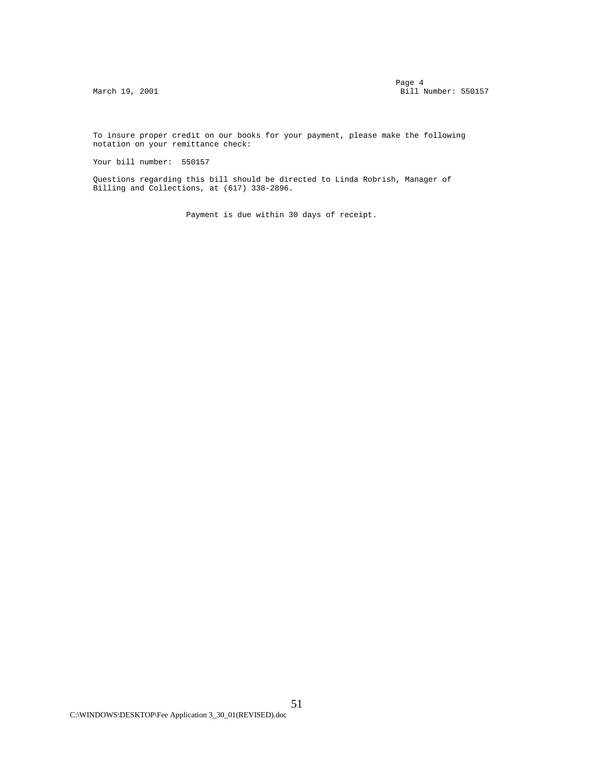March 19, 2001 Bill Number: 550157

To insure proper credit on our books for your payment, please make the following notation on your remittance check:

Your bill number: 550157

Questions regarding this bill should be directed to Linda Robrish, Manager of Billing and Collections, at (617) 338-2896.

Payment is due within 30 days of receipt.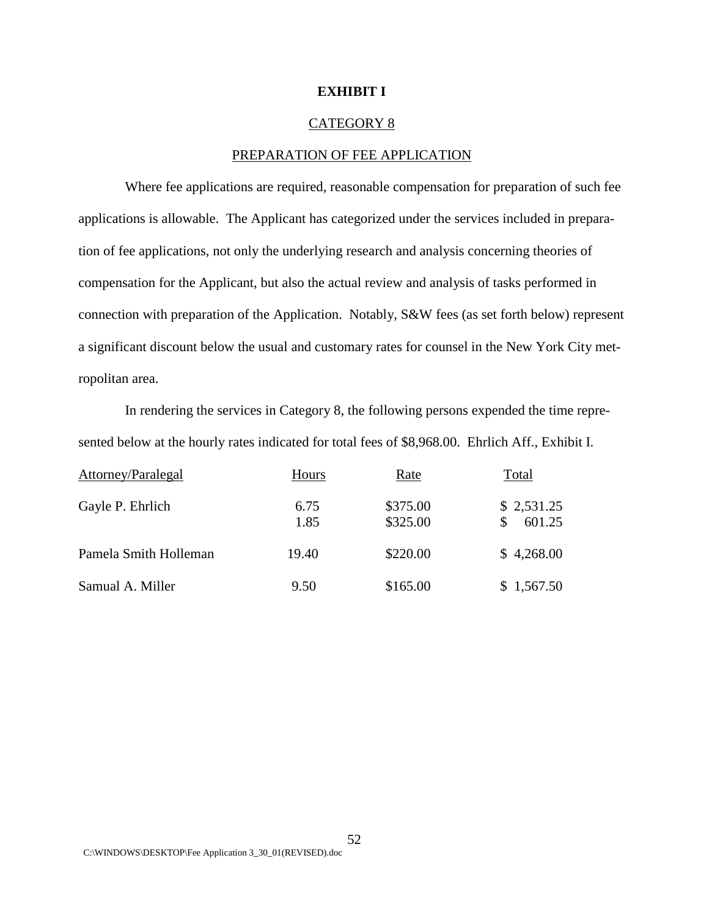**EXHIBIT I**

CATEGORY 8

PREPARATION OF FEE APPLICATION

Where fee applications are required, reasonable compensation for preparation of such fee applications is allowable. The Applicant has categorized under the services included in preparation of fee applications, not only the underlying research and analysis concerning theories of compensation for the Applicant, but also the actual review and analysis of tasks performed in connection with preparation of the Application. Notably, S&W fees (as set forth below) represent a significant discount below the usual and customary rates for counsel in the New York City metropolitan area.

In rendering the services in Category 8, the following persons expended the time represented below at the hourly rates indicated for total fees of $8,968.00. Ehrlich Aff., Exhibit I.

| Attorney/Paralegal | Hours | Rate | Total |
|---|---|---|---|
| Gayle P. Ehrlich | 6.75 | $375.00 | $ 2,531.25 |
| | 1.85 | $325.00 | $ 601.25 |
| Pamela Smith Holleman | 19.40 | $220.00 | $ 4,268.00 |
| Samual A. Miller | 9.50 | $165.00 | $ 1,567.50 |

C:\WINDOWS\DESKTOP\Fee Application 3_30_01(REVISED).doc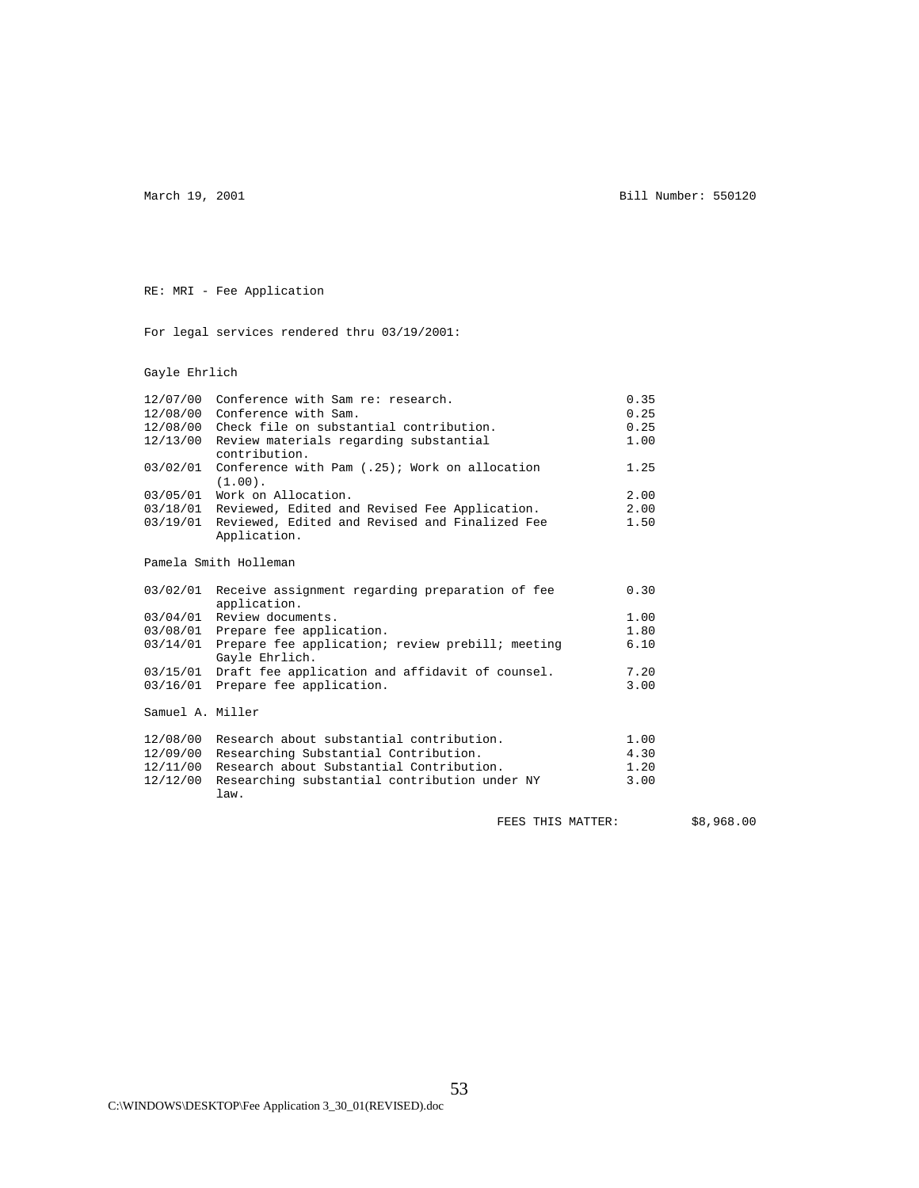March 19, 2001 Bill Number: 550120

RE: MRI - Fee Application

For legal services rendered thru 03/19/2001:

Gayle Ehrlich

| Date | Description | Hours |
|---|---|---|
| 12/07/00 | Conference with Sam re: research. | 0.35 |
| 12/08/00 | Conference with Sam. | 0.25 |
| 12/08/00 | Check file on substantial contribution. | 0.25 |
| 12/13/00 | Review materials regarding substantial contribution. | 1.00 |
| 03/02/01 | Conference with Pam (.25); Work on allocation (1.00). | 1.25 |
| 03/05/01 | Work on Allocation. | 2.00 |
| 03/18/01 | Reviewed, Edited and Revised Fee Application. | 2.00 |
| 03/19/01 | Reviewed, Edited and Revised and Finalized Fee Application. | 1.50 |

Pamela Smith Holleman

| Date | Description | Hours |
|---|---|---|
| 03/02/01 | Receive assignment regarding preparation of fee application. | 0.30 |
| 03/04/01 | Review documents. | 1.00 |
| 03/08/01 | Prepare fee application. | 1.80 |
| 03/14/01 | Prepare fee application; review prebill; meeting Gayle Ehrlich. | 6.10 |
| 03/15/01 | Draft fee application and affidavit of counsel. | 7.20 |
| 03/16/01 | Prepare fee application. | 3.00 |

Samuel A. Miller

| Date | Description | Hours |
|---|---|---|
| 12/08/00 | Research about substantial contribution. | 1.00 |
| 12/09/00 | Researching Substantial Contribution. | 4.30 |
| 12/11/00 | Research about Substantial Contribution. | 1.20 |
| 12/12/00 | Researching substantial contribution under NY law. | 3.00 |

FEES THIS MATTER: $8,968.00

C:\WINDOWS\DESKTOP\Fee Application 3_30_01(REVISED).doc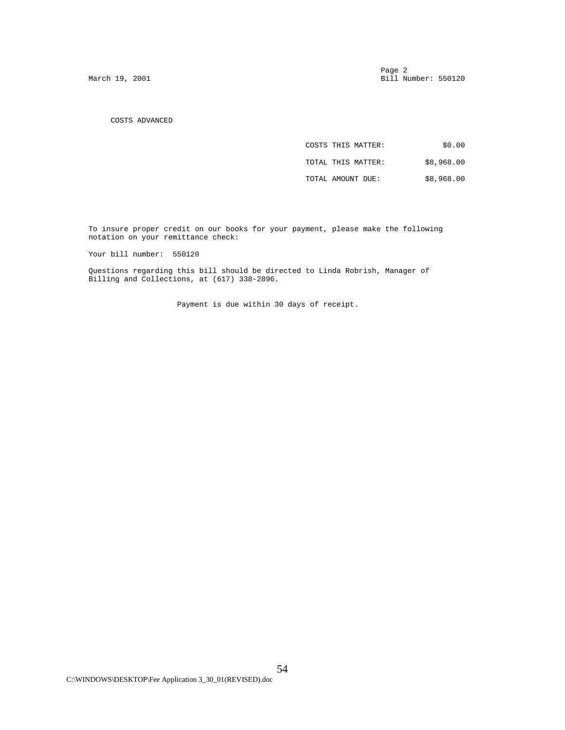March 19, 2001 Bill Number: 550120

COSTS ADVANCED

| | |
|---|---|
| COSTS THIS MATTER: | $0.00 |
| TOTAL THIS MATTER: | $8,968.00 |
| TOTAL AMOUNT DUE: | $8,968.00 |

To insure proper credit on our books for your payment, please make the following notation on your remittance check:

Your bill number: 550120

Questions regarding this bill should be directed to Linda Robrish, Manager of Billing and Collections, at (617) 338-2896.

Payment is due within 30 days of receipt.

C:\WINDOWS\DESKTOP\Fee Application 3_30_01(REVISED).doc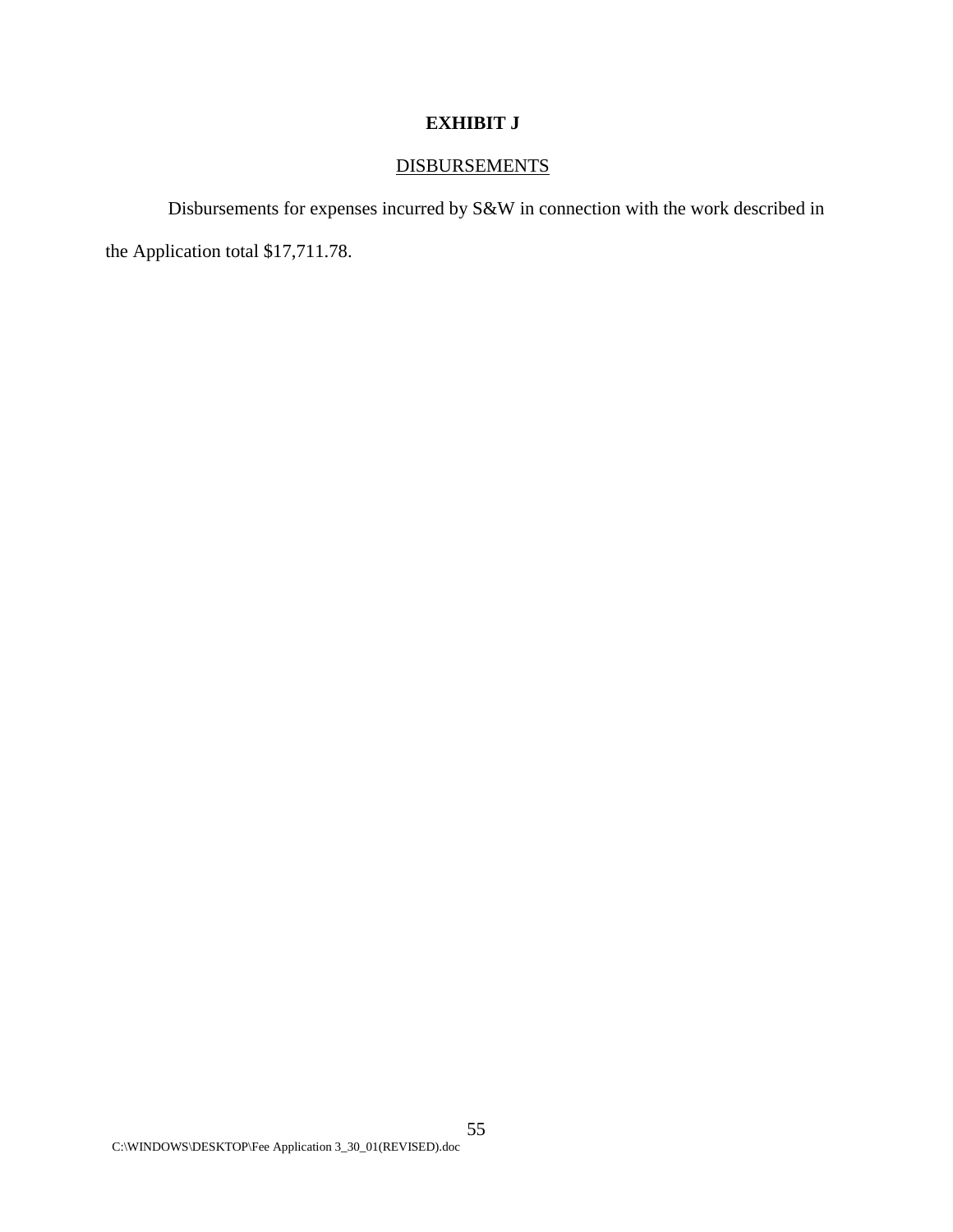# EXHIBIT J

## DISBURSEMENTS

Disbursements for expenses incurred by S&W in connection with the work described in the Application total $17,711.78.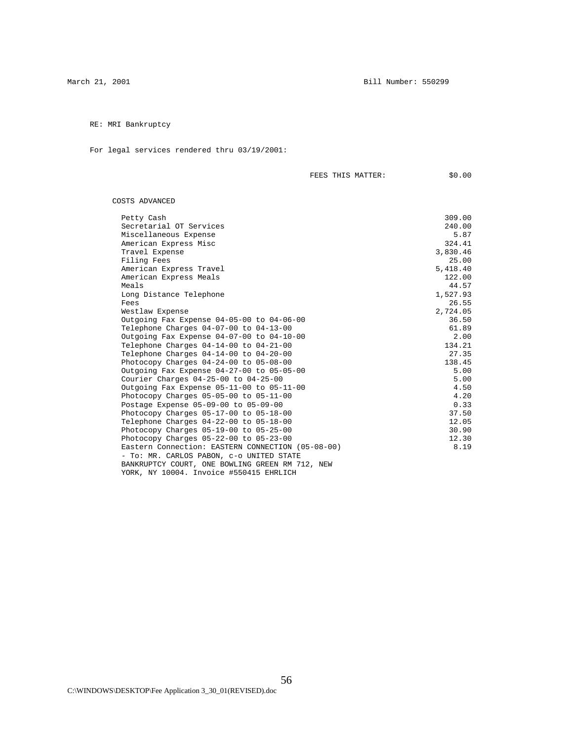March 21, 2001 Bill Number: 550299

RE: MRI Bankruptcy

For legal services rendered thru 03/19/2001:

FEES THIS MATTER: $0.00

COSTS ADVANCED

| | |
|---|---:|
| Petty Cash | 309.00 |
| Secretarial OT Services | 240.00 |
| Miscellaneous Expense | 5.87 |
| American Express Misc | 324.41 |
| Travel Expense | 3,830.46 |
| Filing Fees | 25.00 |
| American Express Travel | 5,418.40 |
| American Express Meals | 122.00 |
| Meals | 44.57 |
| Long Distance Telephone | 1,527.93 |
| Fees | 26.55 |
| Westlaw Expense | 2,724.05 |
| Outgoing Fax Expense 04-05-00 to 04-06-00 | 36.50 |
| Telephone Charges 04-07-00 to 04-13-00 | 61.89 |
| Outgoing Fax Expense 04-07-00 to 04-10-00 | 2.00 |
| Telephone Charges 04-14-00 to 04-21-00 | 134.21 |
| Telephone Charges 04-14-00 to 04-20-00 | 27.35 |
| Photocopy Charges 04-24-00 to 05-08-00 | 138.45 |
| Outgoing Fax Expense 04-27-00 to 05-05-00 | 5.00 |
| Courier Charges 04-25-00 to 04-25-00 | 5.00 |
| Outgoing Fax Expense 05-11-00 to 05-11-00 | 4.50 |
| Photocopy Charges 05-05-00 to 05-11-00 | 4.20 |
| Postage Expense 05-09-00 to 05-09-00 | 0.33 |
| Photocopy Charges 05-17-00 to 05-18-00 | 37.50 |
| Telephone Charges 04-22-00 to 05-18-00 | 12.05 |
| Photocopy Charges 05-19-00 to 05-25-00 | 30.90 |
| Photocopy Charges 05-22-00 to 05-23-00 | 12.30 |
| Eastern Connection: EASTERN CONNECTION (05-08-00) - To: MR. CARLOS PABON, c-o UNITED STATE BANKRUPTCY COURT, ONE BOWLING GREEN RM 712, NEW YORK, NY 10004. Invoice #550415 EHRLICH | 8.19 |

C:\WINDOWS\DESKTOP\Fee Application 3_30_01(REVISED).doc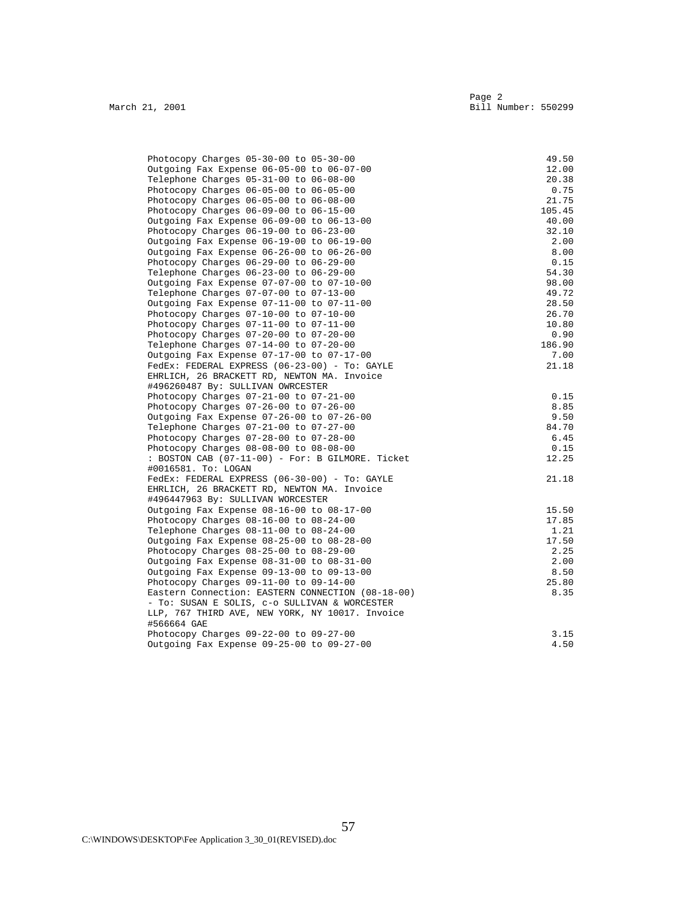March 21, 2001 Page 2
Bill Number: 550299

| Description | Amount |
|---|---|
| Photocopy Charges 05-30-00 to 05-30-00 | 49.50 |
| Outgoing Fax Expense 06-05-00 to 06-07-00 | 12.00 |
| Telephone Charges 05-31-00 to 06-08-00 | 20.38 |
| Photocopy Charges 06-05-00 to 06-05-00 | 0.75 |
| Photocopy Charges 06-05-00 to 06-08-00 | 21.75 |
| Photocopy Charges 06-09-00 to 06-15-00 | 105.45 |
| Outgoing Fax Expense 06-09-00 to 06-13-00 | 40.00 |
| Photocopy Charges 06-19-00 to 06-23-00 | 32.10 |
| Outgoing Fax Expense 06-19-00 to 06-19-00 | 2.00 |
| Outgoing Fax Expense 06-26-00 to 06-26-00 | 8.00 |
| Photocopy Charges 06-29-00 to 06-29-00 | 0.15 |
| Telephone Charges 06-23-00 to 06-29-00 | 54.30 |
| Outgoing Fax Expense 07-07-00 to 07-10-00 | 98.00 |
| Telephone Charges 07-07-00 to 07-13-00 | 49.72 |
| Outgoing Fax Expense 07-11-00 to 07-11-00 | 28.50 |
| Photocopy Charges 07-10-00 to 07-10-00 | 26.70 |
| Photocopy Charges 07-11-00 to 07-11-00 | 10.80 |
| Photocopy Charges 07-20-00 to 07-20-00 | 0.90 |
| Telephone Charges 07-14-00 to 07-20-00 | 186.90 |
| Outgoing Fax Expense 07-17-00 to 07-17-00 | 7.00 |
| FedEx: FEDERAL EXPRESS (06-23-00) - To: GAYLE EHRLICH, 26 BRACKETT RD, NEWTON MA. Invoice #496260487 By: SULLIVAN OWRCESTER | 21.18 |
| Photocopy Charges 07-21-00 to 07-21-00 | 0.15 |
| Photocopy Charges 07-26-00 to 07-26-00 | 8.85 |
| Outgoing Fax Expense 07-26-00 to 07-26-00 | 9.50 |
| Telephone Charges 07-21-00 to 07-27-00 | 84.70 |
| Photocopy Charges 07-28-00 to 07-28-00 | 6.45 |
| Photocopy Charges 08-08-00 to 08-08-00 | 0.15 |
| : BOSTON CAB (07-11-00) - For: B GILMORE. Ticket #0016581. To: LOGAN | 12.25 |
| FedEx: FEDERAL EXPRESS (06-30-00) - To: GAYLE EHRLICH, 26 BRACKETT RD, NEWTON MA. Invoice #496447963 By: SULLIVAN WORCESTER | 21.18 |
| Outgoing Fax Expense 08-16-00 to 08-17-00 | 15.50 |
| Photocopy Charges 08-16-00 to 08-24-00 | 17.85 |
| Telephone Charges 08-11-00 to 08-24-00 | 1.21 |
| Outgoing Fax Expense 08-25-00 to 08-28-00 | 17.50 |
| Photocopy Charges 08-25-00 to 08-29-00 | 2.25 |
| Outgoing Fax Expense 08-31-00 to 08-31-00 | 2.00 |
| Outgoing Fax Expense 09-13-00 to 09-13-00 | 8.50 |
| Photocopy Charges 09-11-00 to 09-14-00 | 25.80 |
| Eastern Connection: EASTERN CONNECTION (08-18-00) - To: SUSAN E SOLIS, c-o SULLIVAN & WORCESTER LLP, 767 THIRD AVE, NEW YORK, NY 10017. Invoice #566664 GAE | 8.35 |
| Photocopy Charges 09-22-00 to 09-27-00 | 3.15 |
| Outgoing Fax Expense 09-25-00 to 09-27-00 | 4.50 |

C:\WINDOWS\DESKTOP\Fee Application 3_30_01(REVISED).doc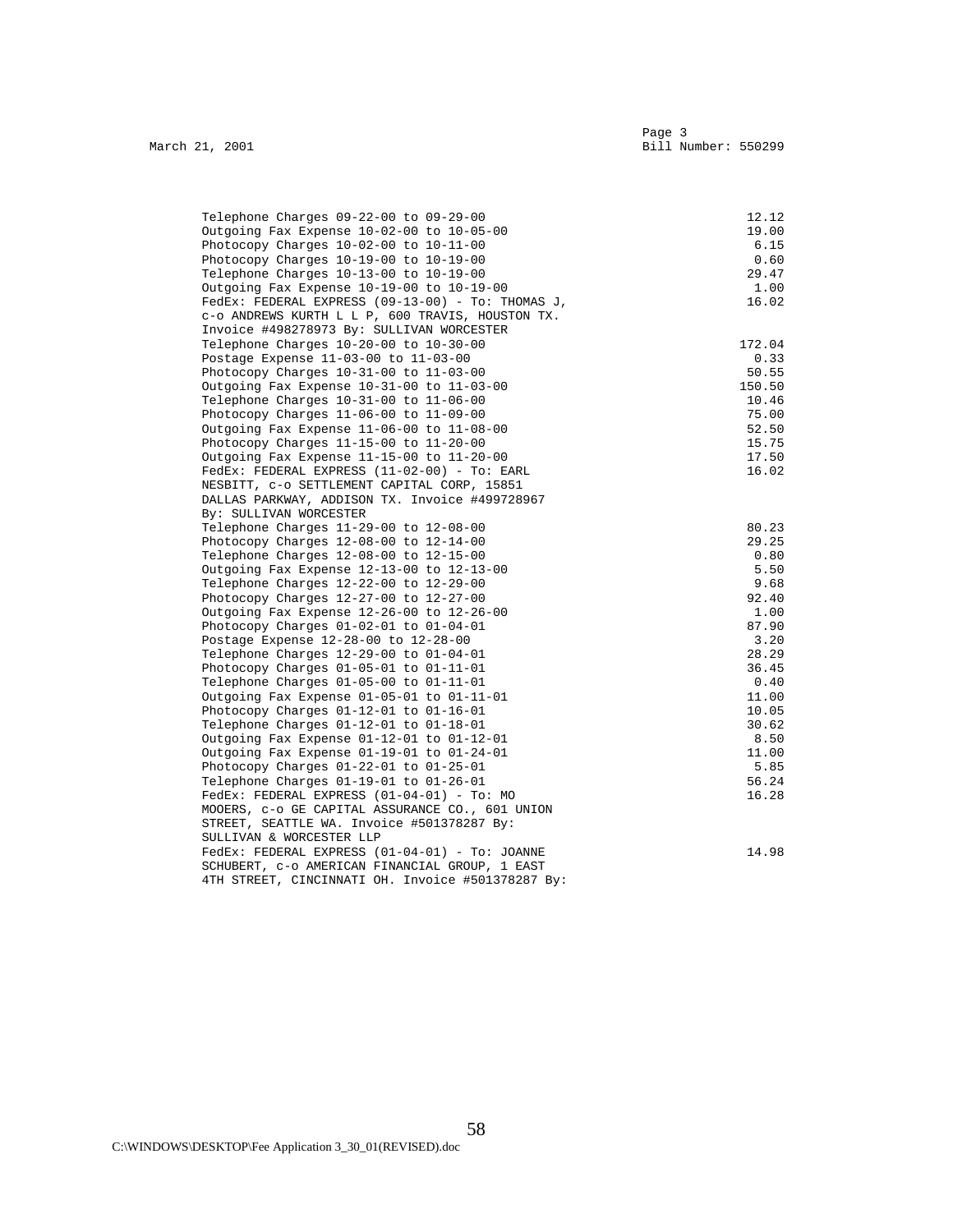March 21, 2001

Page 3
Bill Number: 550299

| Description | Amount |
|---|---|
| Telephone Charges 09-22-00 to 09-29-00 | 12.12 |
| Outgoing Fax Expense 10-02-00 to 10-05-00 | 19.00 |
| Photocopy Charges 10-02-00 to 10-11-00 | 6.15 |
| Photocopy Charges 10-19-00 to 10-19-00 | 0.60 |
| Telephone Charges 10-13-00 to 10-19-00 | 29.47 |
| Outgoing Fax Expense 10-19-00 to 10-19-00 | 1.00 |
| FedEx: FEDERAL EXPRESS (09-13-00) - To: THOMAS J, c-o ANDREWS KURTH L L P, 600 TRAVIS, HOUSTON TX. Invoice #498278973 By: SULLIVAN WORCESTER | 16.02 |
| Telephone Charges 10-20-00 to 10-30-00 | 172.04 |
| Postage Expense 11-03-00 to 11-03-00 | 0.33 |
| Photocopy Charges 10-31-00 to 11-03-00 | 50.55 |
| Outgoing Fax Expense 10-31-00 to 11-03-00 | 150.50 |
| Telephone Charges 10-31-00 to 11-06-00 | 10.46 |
| Photocopy Charges 11-06-00 to 11-09-00 | 75.00 |
| Outgoing Fax Expense 11-06-00 to 11-08-00 | 52.50 |
| Photocopy Charges 11-15-00 to 11-20-00 | 15.75 |
| Outgoing Fax Expense 11-15-00 to 11-20-00 | 17.50 |
| FedEx: FEDERAL EXPRESS (11-02-00) - To: EARL NESBITT, c-o SETTLEMENT CAPITAL CORP, 15851 DALLAS PARKWAY, ADDISON TX. Invoice #499728967 By: SULLIVAN WORCESTER | 16.02 |
| Telephone Charges 11-29-00 to 12-08-00 | 80.23 |
| Photocopy Charges 12-08-00 to 12-14-00 | 29.25 |
| Telephone Charges 12-08-00 to 12-15-00 | 0.80 |
| Outgoing Fax Expense 12-13-00 to 12-13-00 | 5.50 |
| Telephone Charges 12-22-00 to 12-29-00 | 9.68 |
| Photocopy Charges 12-27-00 to 12-27-00 | 92.40 |
| Outgoing Fax Expense 12-26-00 to 12-26-00 | 1.00 |
| Photocopy Charges 01-02-01 to 01-04-01 | 87.90 |
| Postage Expense 12-28-00 to 12-28-00 | 3.20 |
| Telephone Charges 12-29-00 to 01-04-01 | 28.29 |
| Photocopy Charges 01-05-01 to 01-11-01 | 36.45 |
| Telephone Charges 01-05-00 to 01-11-01 | 0.40 |
| Outgoing Fax Expense 01-05-01 to 01-11-01 | 11.00 |
| Photocopy Charges 01-12-01 to 01-16-01 | 10.05 |
| Telephone Charges 01-12-01 to 01-18-01 | 30.62 |
| Outgoing Fax Expense 01-12-01 to 01-12-01 | 8.50 |
| Outgoing Fax Expense 01-19-01 to 01-24-01 | 11.00 |
| Photocopy Charges 01-22-01 to 01-25-01 | 5.85 |
| Telephone Charges 01-19-01 to 01-26-01 | 56.24 |
| FedEx: FEDERAL EXPRESS (01-04-01) - To: MO MOOERS, c-o GE CAPITAL ASSURANCE CO., 601 UNION STREET, SEATTLE WA. Invoice #501378287 By: SULLIVAN & WORCESTER LLP | 16.28 |
| FedEx: FEDERAL EXPRESS (01-04-01) - To: JOANNE SCHUBERT, c-o AMERICAN FINANCIAL GROUP, 1 EAST 4TH STREET, CINCINNATI OH. Invoice #501378287 By: | 14.98 |

C:\WINDOWS\DESKTOP\Fee Application 3_30_01(REVISED).doc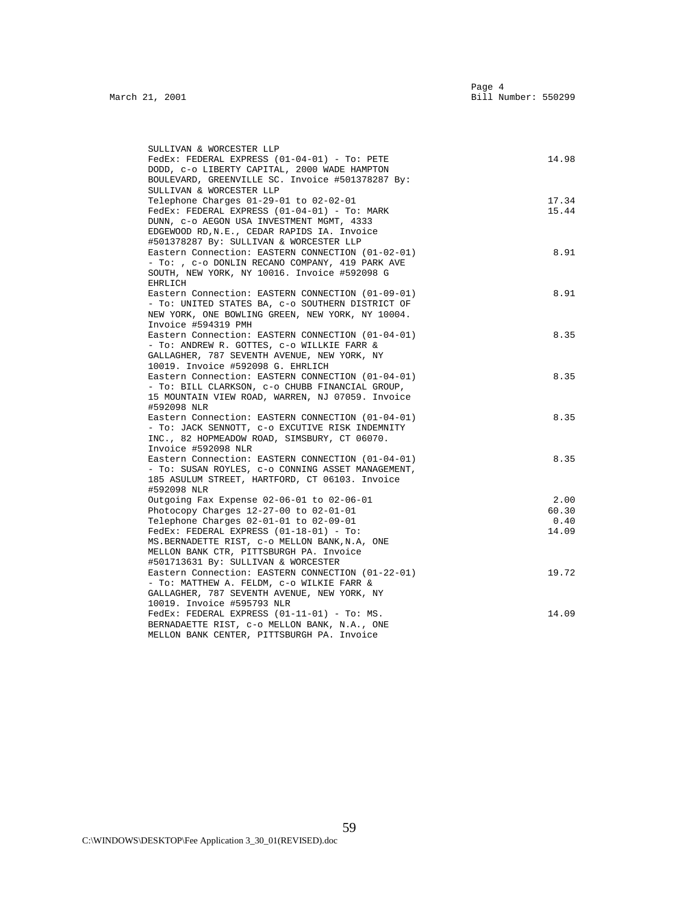March 21, 2001 Page 4
Bill Number: 550299

| Description | Amount |
|---|---|
| SULLIVAN & WORCESTER LLP | |
| FedEx: FEDERAL EXPRESS (01-04-01) - To: PETE DODD, c-o LIBERTY CAPITAL, 2000 WADE HAMPTON BOULEVARD, GREENVILLE SC. Invoice #501378287 By: SULLIVAN & WORCESTER LLP | 14.98 |
| Telephone Charges 01-29-01 to 02-02-01 | 17.34 |
| FedEx: FEDERAL EXPRESS (01-04-01) - To: MARK DUNN, c-o AEGON USA INVESTMENT MGMT, 4333 EDGEWOOD RD,N.E., CEDAR RAPIDS IA. Invoice #501378287 By: SULLIVAN & WORCESTER LLP | 15.44 |
| Eastern Connection: EASTERN CONNECTION (01-02-01) - To: , c-o DONLIN RECANO COMPANY, 419 PARK AVE SOUTH, NEW YORK, NY 10016. Invoice #592098 G EHRLICH | 8.91 |
| Eastern Connection: EASTERN CONNECTION (01-09-01) - To: UNITED STATES BA, c-o SOUTHERN DISTRICT OF NEW YORK, ONE BOWLING GREEN, NEW YORK, NY 10004. Invoice #594319 PMH | 8.91 |
| Eastern Connection: EASTERN CONNECTION (01-04-01) - To: ANDREW R. GOTTES, c-o WILLKIE FARR & GALLAGHER, 787 SEVENTH AVENUE, NEW YORK, NY 10019. Invoice #592098 G. EHRLICH | 8.35 |
| Eastern Connection: EASTERN CONNECTION (01-04-01) - To: BILL CLARKSON, c-o CHUBB FINANCIAL GROUP, 15 MOUNTAIN VIEW ROAD, WARREN, NJ 07059. Invoice #592098 NLR | 8.35 |
| Eastern Connection: EASTERN CONNECTION (01-04-01) - To: JACK SENNOTT, c-o EXCUTIVE RISK INDEMNITY INC., 82 HOPMEADOW ROAD, SIMSBURY, CT 06070. Invoice #592098 NLR | 8.35 |
| Eastern Connection: EASTERN CONNECTION (01-04-01) - To: SUSAN ROYLES, c-o CONNING ASSET MANAGEMENT, 185 ASULUM STREET, HARTFORD, CT 06103. Invoice #592098 NLR | 8.35 |
| Outgoing Fax Expense 02-06-01 to 02-06-01 | 2.00 |
| Photocopy Charges 12-27-00 to 02-01-01 | 60.30 |
| Telephone Charges 02-01-01 to 02-09-01 | 0.40 |
| FedEx: FEDERAL EXPRESS (01-18-01) - To: MS.BERNADETTE RIST, c-o MELLON BANK,N.A, ONE MELLON BANK CTR, PITTSBURGH PA. Invoice #501713631 By: SULLIVAN & WORCESTER | 14.09 |
| Eastern Connection: EASTERN CONNECTION (01-22-01) - To: MATTHEW A. FELDM, c-o WILKIE FARR & GALLAGHER, 787 SEVENTH AVENUE, NEW YORK, NY 10019. Invoice #595793 NLR | 19.72 |
| FedEx: FEDERAL EXPRESS (01-11-01) - To: MS. BERNADAETTE RIST, c-o MELLON BANK, N.A., ONE MELLON BANK CENTER, PITTSBURGH PA. Invoice | 14.09 |

C:\WINDOWS\DESKTOP\Fee Application 3_30_01(REVISED).doc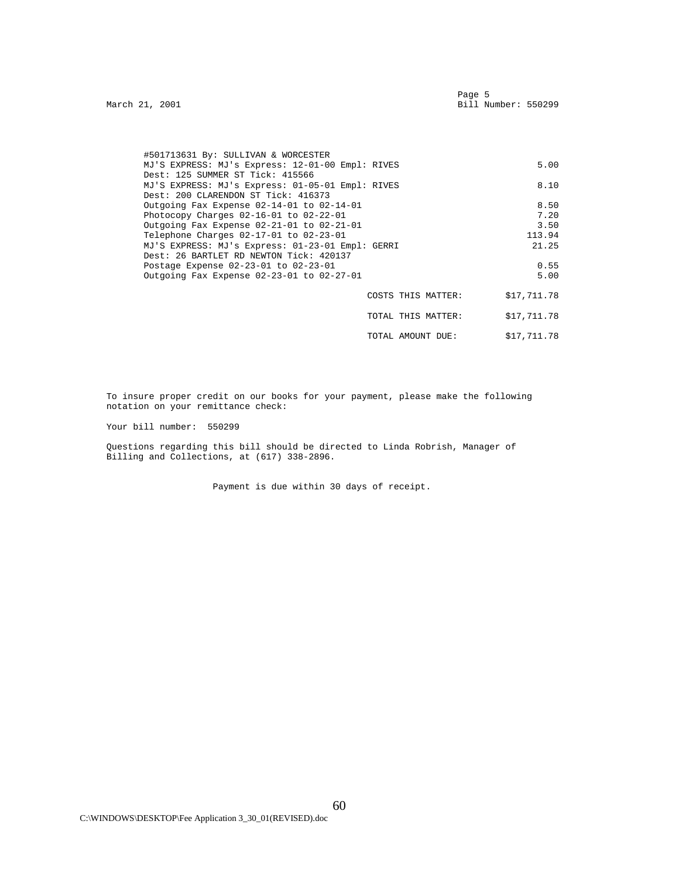March 21, 2001 — Page 5 — Bill Number: 550299

| Description | Amount |
|---|---|
| #501713631 By: SULLIVAN & WORCESTER | |
| MJ'S EXPRESS: MJ's Express: 12-01-00 Empl: RIVES Dest: 125 SUMMER ST Tick: 415566 | 5.00 |
| MJ'S EXPRESS: MJ's Express: 01-05-01 Empl: RIVES Dest: 200 CLARENDON ST Tick: 416373 | 8.10 |
| Outgoing Fax Expense 02-14-01 to 02-14-01 | 8.50 |
| Photocopy Charges 02-16-01 to 02-22-01 | 7.20 |
| Outgoing Fax Expense 02-21-01 to 02-21-01 | 3.50 |
| Telephone Charges 02-17-01 to 02-23-01 | 113.94 |
| MJ'S EXPRESS: MJ's Express: 01-23-01 Empl: GERRI Dest: 26 BARTLET RD NEWTON Tick: 420137 | 21.25 |
| Postage Expense 02-23-01 to 02-23-01 | 0.55 |
| Outgoing Fax Expense 02-23-01 to 02-27-01 | 5.00 |
| COSTS THIS MATTER: | $17,711.78 |
| TOTAL THIS MATTER: | $17,711.78 |
| TOTAL AMOUNT DUE: | $17,711.78 |

To insure proper credit on our books for your payment, please make the following notation on your remittance check:

Your bill number: 550299

Questions regarding this bill should be directed to Linda Robrish, Manager of Billing and Collections, at (617) 338-2896.

Payment is due within 30 days of receipt.

C:\WINDOWS\DESKTOP\Fee Application 3_30_01(REVISED).doc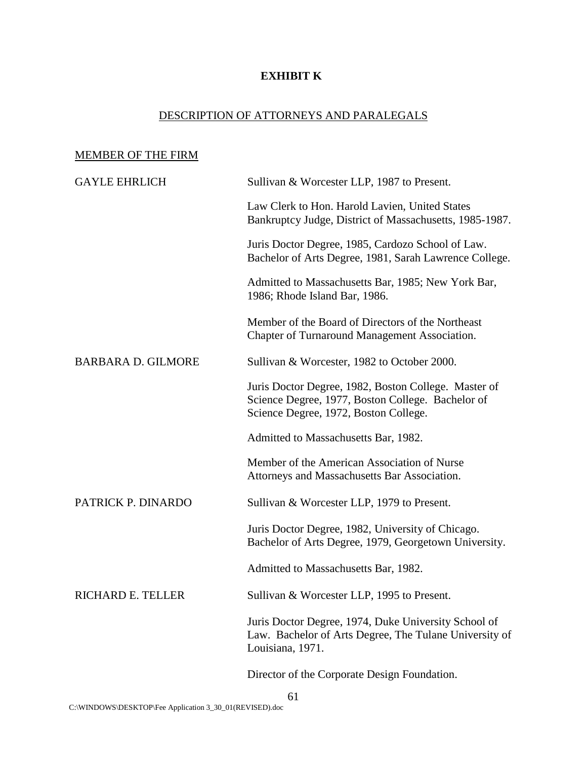# EXHIBIT K

## DESCRIPTION OF ATTORNEYS AND PARALEGALS

MEMBER OF THE FIRM

| | |
|---|---|
| GAYLE EHRLICH | Sullivan & Worcester LLP, 1987 to Present.<br><br>Law Clerk to Hon. Harold Lavien, United States Bankruptcy Judge, District of Massachusetts, 1985-1987.<br><br>Juris Doctor Degree, 1985, Cardozo School of Law. Bachelor of Arts Degree, 1981, Sarah Lawrence College.<br><br>Admitted to Massachusetts Bar, 1985; New York Bar, 1986; Rhode Island Bar, 1986.<br><br>Member of the Board of Directors of the Northeast Chapter of Turnaround Management Association. |
| BARBARA D. GILMORE | Sullivan & Worcester, 1982 to October 2000.<br><br>Juris Doctor Degree, 1982, Boston College. Master of Science Degree, 1977, Boston College. Bachelor of Science Degree, 1972, Boston College.<br><br>Admitted to Massachusetts Bar, 1982.<br><br>Member of the American Association of Nurse Attorneys and Massachusetts Bar Association. |
| PATRICK P. DINARDO | Sullivan & Worcester LLP, 1979 to Present.<br><br>Juris Doctor Degree, 1982, University of Chicago. Bachelor of Arts Degree, 1979, Georgetown University.<br><br>Admitted to Massachusetts Bar, 1982. |
| RICHARD E. TELLER | Sullivan & Worcester LLP, 1995 to Present.<br><br>Juris Doctor Degree, 1974, Duke University School of Law. Bachelor of Arts Degree, The Tulane University of Louisiana, 1971.<br><br>Director of the Corporate Design Foundation. |

C:\WINDOWS\DESKTOP\Fee Application 3_30_01(REVISED).doc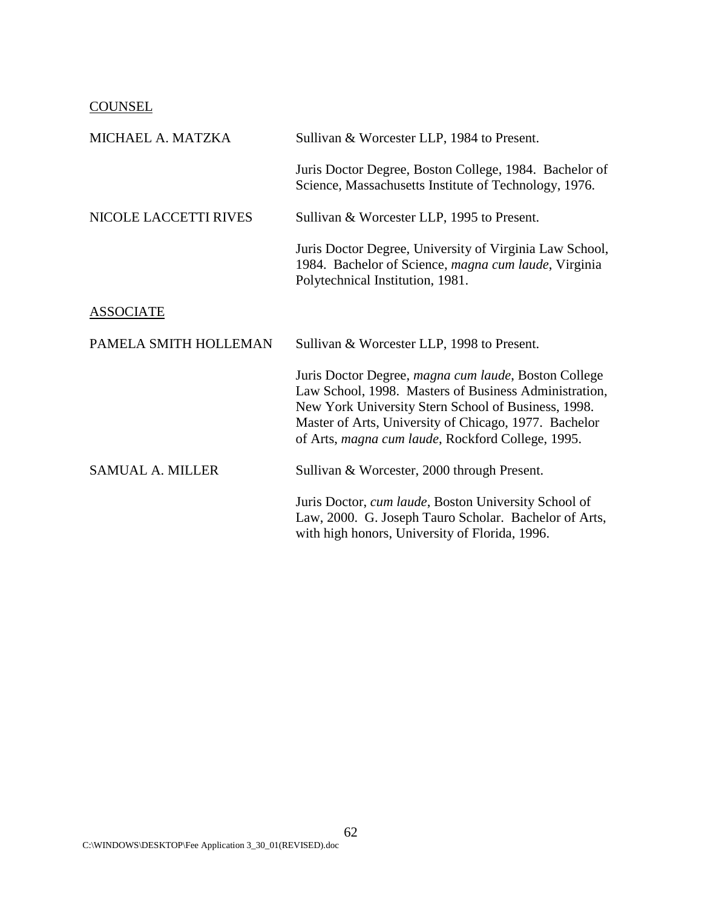COUNSEL

| | |
|---|---|
| MICHAEL A. MATZKA | Sullivan & Worcester LLP, 1984 to Present. |
| | Juris Doctor Degree, Boston College, 1984. Bachelor of Science, Massachusetts Institute of Technology, 1976. |
| NICOLE LACCETTI RIVES | Sullivan & Worcester LLP, 1995 to Present. |
| | Juris Doctor Degree, University of Virginia Law School, 1984. Bachelor of Science, *magna cum laude*, Virginia Polytechnical Institution, 1981. |

ASSOCIATE

| | |
|---|---|
| PAMELA SMITH HOLLEMAN | Sullivan & Worcester LLP, 1998 to Present. |
| | Juris Doctor Degree, *magna cum laude*, Boston College Law School, 1998. Masters of Business Administration, New York University Stern School of Business, 1998. Master of Arts, University of Chicago, 1977. Bachelor of Arts, *magna cum laude*, Rockford College, 1995. |
| SAMUAL A. MILLER | Sullivan & Worcester, 2000 through Present. |
| | Juris Doctor, *cum laude*, Boston University School of Law, 2000. G. Joseph Tauro Scholar. Bachelor of Arts, with high honors, University of Florida, 1996. |

C:\WINDOWS\DESKTOP\Fee Application 3_30_01(REVISED).doc